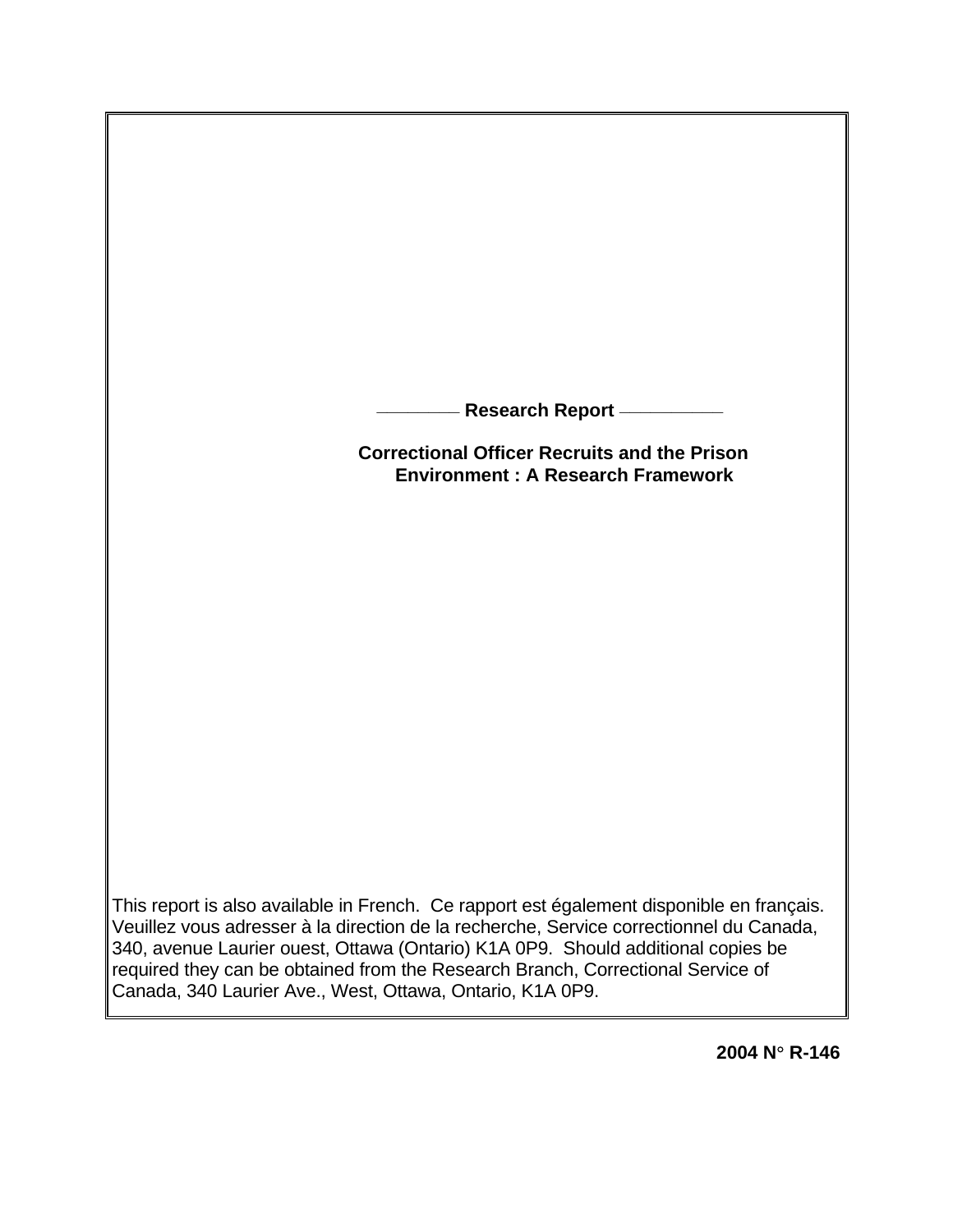**Research Report**

# Correctional Officer Recruits and the Prison Environment : A Research Framework

This report is also available in French. Ce rapport est également disponible en français. Veuillez vous adresser à la direction de la recherche, Service correctionnel du Canada, 340, avenue Laurier ouest, Ottawa (Ontario) K1A 0P9. Should additional copies be required they can be obtained from the Research Branch, Correctional Service of Canada, 340 Laurier Ave., West, Ottawa, Ontario, K1A 0P9.

**2004 N° R-146**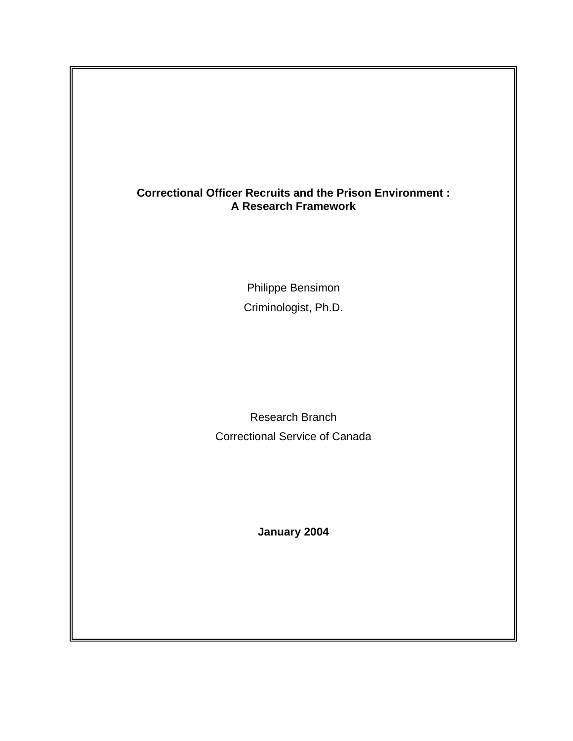**Correctional Officer Recruits and the Prison Environment :
A Research Framework**

Philippe Bensimon

Criminologist, Ph.D.

Research Branch

Correctional Service of Canada

**January 2004**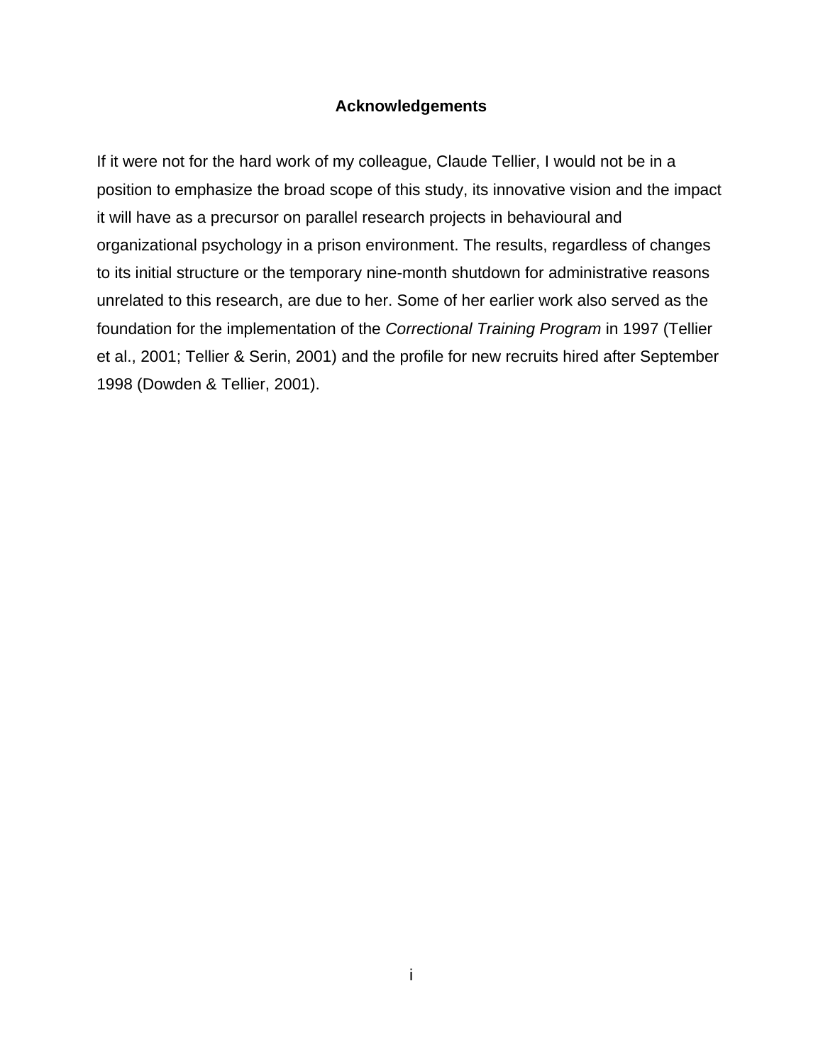## Acknowledgements

If it were not for the hard work of my colleague, Claude Tellier, I would not be in a position to emphasize the broad scope of this study, its innovative vision and the impact it will have as a precursor on parallel research projects in behavioural and organizational psychology in a prison environment. The results, regardless of changes to its initial structure or the temporary nine-month shutdown for administrative reasons unrelated to this research, are due to her. Some of her earlier work also served as the foundation for the implementation of the *Correctional Training Program* in 1997 (Tellier et al., 2001; Tellier & Serin, 2001) and the profile for new recruits hired after September 1998 (Dowden & Tellier, 2001).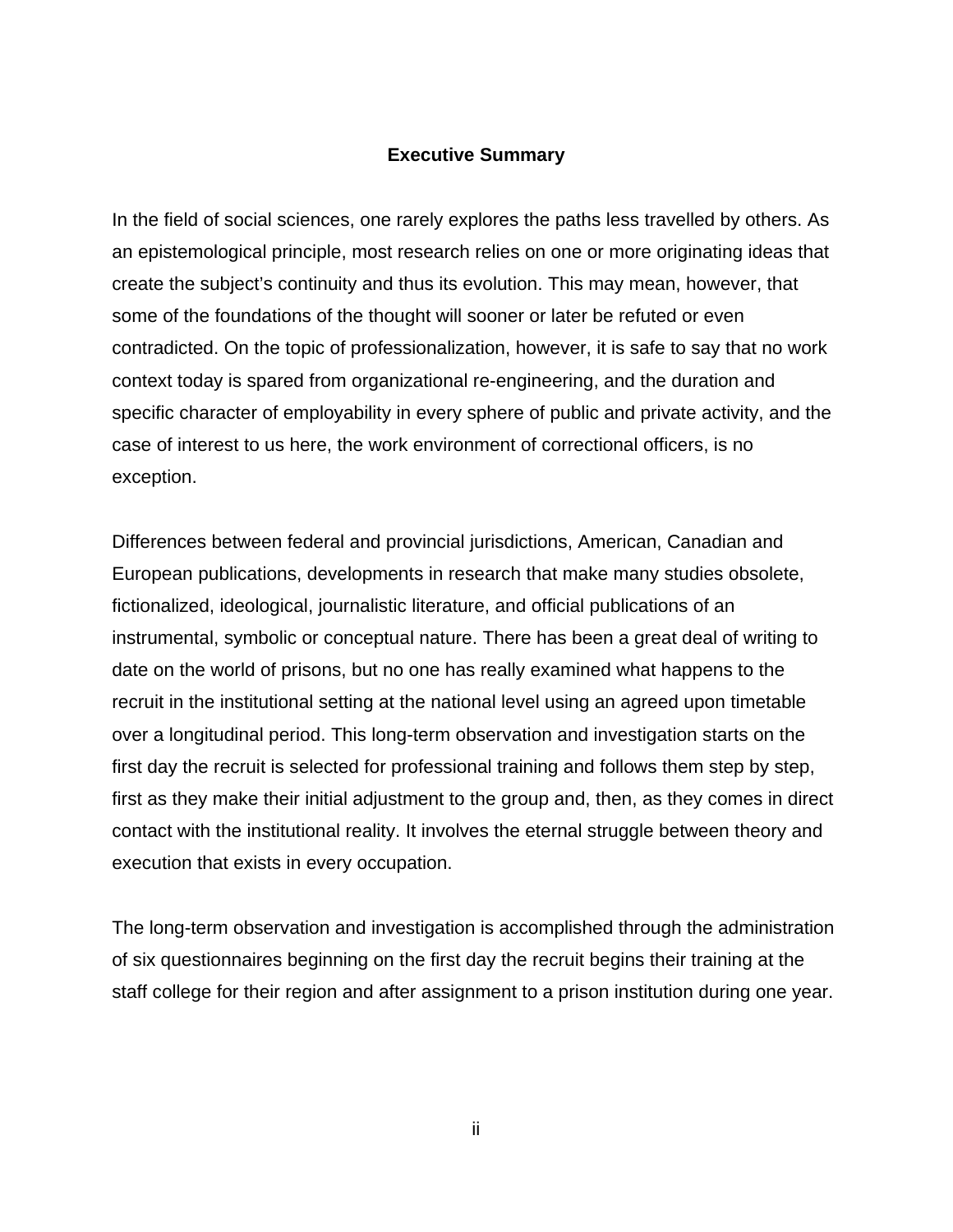## Executive Summary

In the field of social sciences, one rarely explores the paths less travelled by others. As an epistemological principle, most research relies on one or more originating ideas that create the subject's continuity and thus its evolution. This may mean, however, that some of the foundations of the thought will sooner or later be refuted or even contradicted. On the topic of professionalization, however, it is safe to say that no work context today is spared from organizational re-engineering, and the duration and specific character of employability in every sphere of public and private activity, and the case of interest to us here, the work environment of correctional officers, is no exception.

Differences between federal and provincial jurisdictions, American, Canadian and European publications, developments in research that make many studies obsolete, fictionalized, ideological, journalistic literature, and official publications of an instrumental, symbolic or conceptual nature. There has been a great deal of writing to date on the world of prisons, but no one has really examined what happens to the recruit in the institutional setting at the national level using an agreed upon timetable over a longitudinal period. This long-term observation and investigation starts on the first day the recruit is selected for professional training and follows them step by step, first as they make their initial adjustment to the group and, then, as they comes in direct contact with the institutional reality. It involves the eternal struggle between theory and execution that exists in every occupation.

The long-term observation and investigation is accomplished through the administration of six questionnaires beginning on the first day the recruit begins their training at the staff college for their region and after assignment to a prison institution during one year.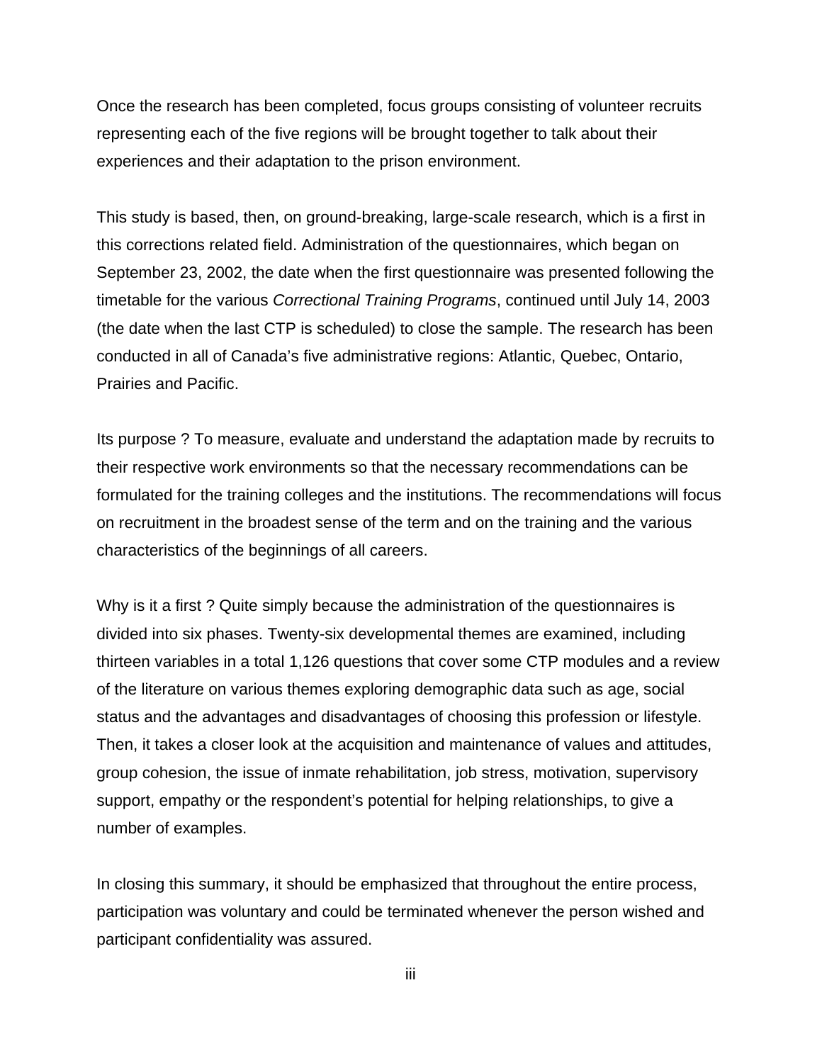Once the research has been completed, focus groups consisting of volunteer recruits representing each of the five regions will be brought together to talk about their experiences and their adaptation to the prison environment.

This study is based, then, on ground-breaking, large-scale research, which is a first in this corrections related field. Administration of the questionnaires, which began on September 23, 2002, the date when the first questionnaire was presented following the timetable for the various *Correctional Training Programs*, continued until July 14, 2003 (the date when the last CTP is scheduled) to close the sample. The research has been conducted in all of Canada's five administrative regions: Atlantic, Quebec, Ontario, Prairies and Pacific.

Its purpose ? To measure, evaluate and understand the adaptation made by recruits to their respective work environments so that the necessary recommendations can be formulated for the training colleges and the institutions. The recommendations will focus on recruitment in the broadest sense of the term and on the training and the various characteristics of the beginnings of all careers.

Why is it a first ? Quite simply because the administration of the questionnaires is divided into six phases. Twenty-six developmental themes are examined, including thirteen variables in a total 1,126 questions that cover some CTP modules and a review of the literature on various themes exploring demographic data such as age, social status and the advantages and disadvantages of choosing this profession or lifestyle. Then, it takes a closer look at the acquisition and maintenance of values and attitudes, group cohesion, the issue of inmate rehabilitation, job stress, motivation, supervisory support, empathy or the respondent's potential for helping relationships, to give a number of examples.

In closing this summary, it should be emphasized that throughout the entire process, participation was voluntary and could be terminated whenever the person wished and participant confidentiality was assured.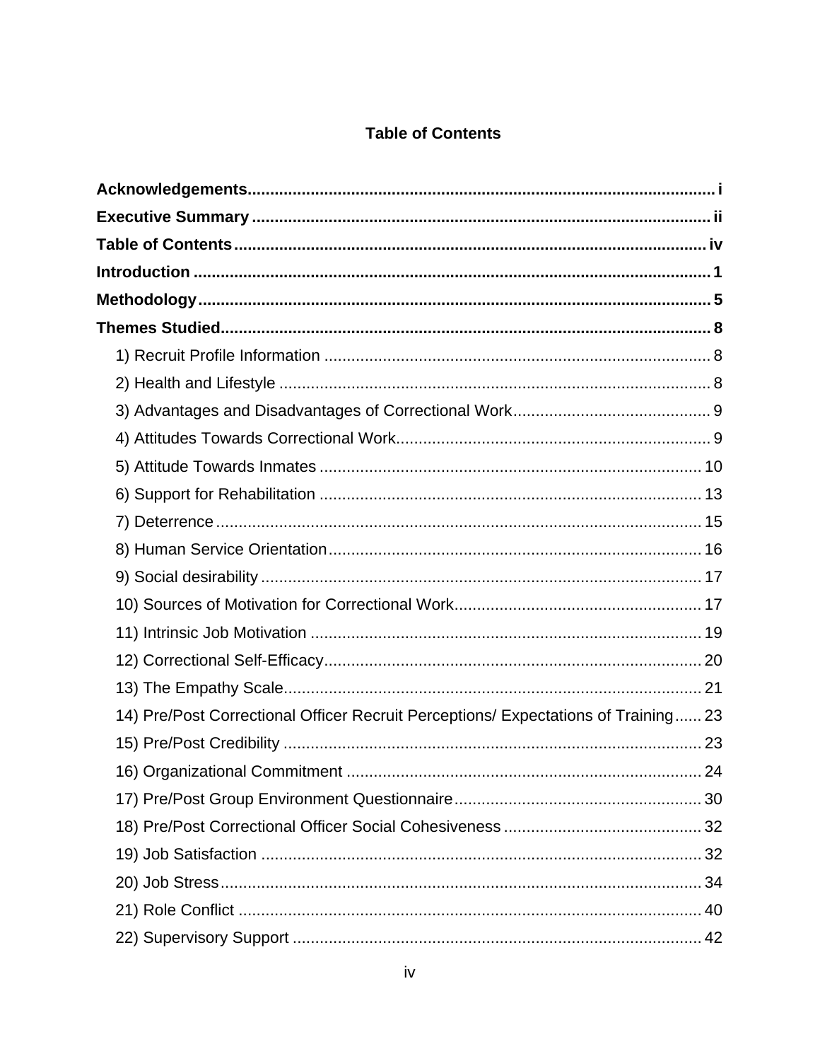# Table of Contents

**Acknowledgements** ..... i

**Executive Summary** ..... ii

**Table of Contents** ..... iv

**Introduction** ..... 1

**Methodology** ..... 5

**Themes Studied** ..... 8

- 1) Recruit Profile Information ..... 8
- 2) Health and Lifestyle ..... 8
- 3) Advantages and Disadvantages of Correctional Work ..... 9
- 4) Attitudes Towards Correctional Work ..... 9
- 5) Attitude Towards Inmates ..... 10
- 6) Support for Rehabilitation ..... 13
- 7) Deterrence ..... 15
- 8) Human Service Orientation ..... 16
- 9) Social desirability ..... 17
- 10) Sources of Motivation for Correctional Work ..... 17
- 11) Intrinsic Job Motivation ..... 19
- 12) Correctional Self-Efficacy ..... 20
- 13) The Empathy Scale ..... 21
- 14) Pre/Post Correctional Officer Recruit Perceptions/ Expectations of Training ..... 23
- 15) Pre/Post Credibility ..... 23
- 16) Organizational Commitment ..... 24
- 17) Pre/Post Group Environment Questionnaire ..... 30
- 18) Pre/Post Correctional Officer Social Cohesiveness ..... 32
- 19) Job Satisfaction ..... 32
- 20) Job Stress ..... 34
- 21) Role Conflict ..... 40
- 22) Supervisory Support ..... 42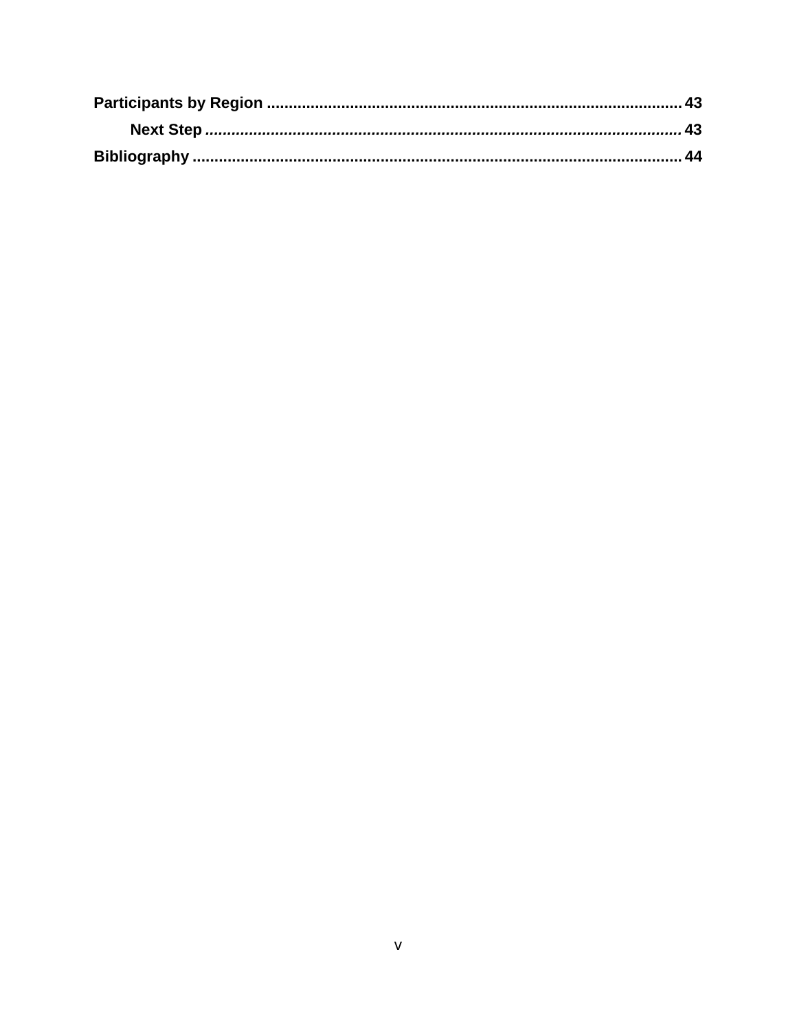**Participants by Region** .......................................................................................... 43

    **Next Step** ........................................................................................................ 43

**Bibliography** ......................................................................................................... 44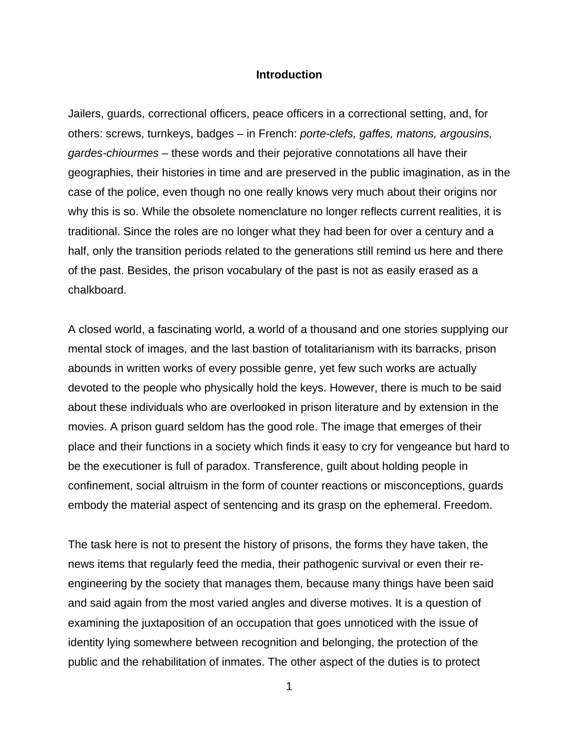# Introduction

Jailers, guards, correctional officers, peace officers in a correctional setting, and, for others: screws, turnkeys, badges – in French: *porte-clefs, gaffes, matons, argousins, gardes-chiourmes* – these words and their pejorative connotations all have their geographies, their histories in time and are preserved in the public imagination, as in the case of the police, even though no one really knows very much about their origins nor why this is so. While the obsolete nomenclature no longer reflects current realities, it is traditional. Since the roles are no longer what they had been for over a century and a half, only the transition periods related to the generations still remind us here and there of the past. Besides, the prison vocabulary of the past is not as easily erased as a chalkboard.

A closed world, a fascinating world, a world of a thousand and one stories supplying our mental stock of images, and the last bastion of totalitarianism with its barracks, prison abounds in written works of every possible genre, yet few such works are actually devoted to the people who physically hold the keys. However, there is much to be said about these individuals who are overlooked in prison literature and by extension in the movies. A prison guard seldom has the good role. The image that emerges of their place and their functions in a society which finds it easy to cry for vengeance but hard to be the executioner is full of paradox. Transference, guilt about holding people in confinement, social altruism in the form of counter reactions or misconceptions, guards embody the material aspect of sentencing and its grasp on the ephemeral. Freedom.

The task here is not to present the history of prisons, the forms they have taken, the news items that regularly feed the media, their pathogenic survival or even their re-engineering by the society that manages them, because many things have been said and said again from the most varied angles and diverse motives. It is a question of examining the juxtaposition of an occupation that goes unnoticed with the issue of identity lying somewhere between recognition and belonging, the protection of the public and the rehabilitation of inmates. The other aspect of the duties is to protect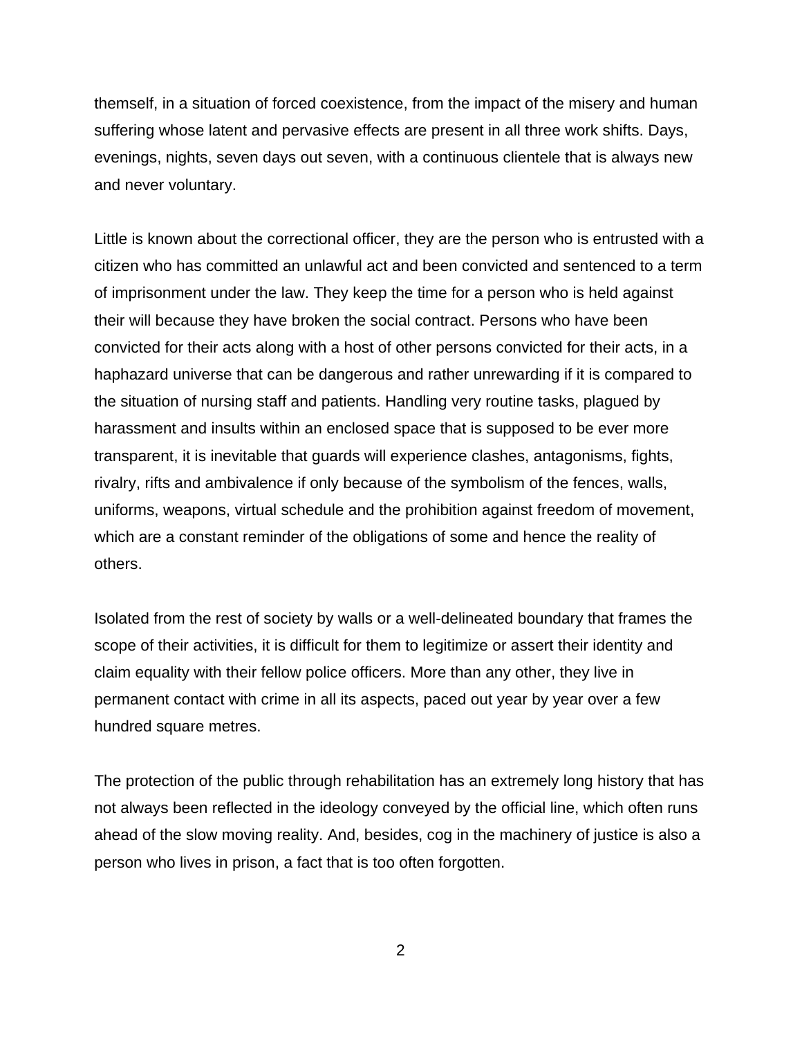themself, in a situation of forced coexistence, from the impact of the misery and human suffering whose latent and pervasive effects are present in all three work shifts. Days, evenings, nights, seven days out seven, with a continuous clientele that is always new and never voluntary.

Little is known about the correctional officer, they are the person who is entrusted with a citizen who has committed an unlawful act and been convicted and sentenced to a term of imprisonment under the law. They keep the time for a person who is held against their will because they have broken the social contract. Persons who have been convicted for their acts along with a host of other persons convicted for their acts, in a haphazard universe that can be dangerous and rather unrewarding if it is compared to the situation of nursing staff and patients. Handling very routine tasks, plagued by harassment and insults within an enclosed space that is supposed to be ever more transparent, it is inevitable that guards will experience clashes, antagonisms, fights, rivalry, rifts and ambivalence if only because of the symbolism of the fences, walls, uniforms, weapons, virtual schedule and the prohibition against freedom of movement, which are a constant reminder of the obligations of some and hence the reality of others.

Isolated from the rest of society by walls or a well-delineated boundary that frames the scope of their activities, it is difficult for them to legitimize or assert their identity and claim equality with their fellow police officers. More than any other, they live in permanent contact with crime in all its aspects, paced out year by year over a few hundred square metres.

The protection of the public through rehabilitation has an extremely long history that has not always been reflected in the ideology conveyed by the official line, which often runs ahead of the slow moving reality. And, besides, cog in the machinery of justice is also a person who lives in prison, a fact that is too often forgotten.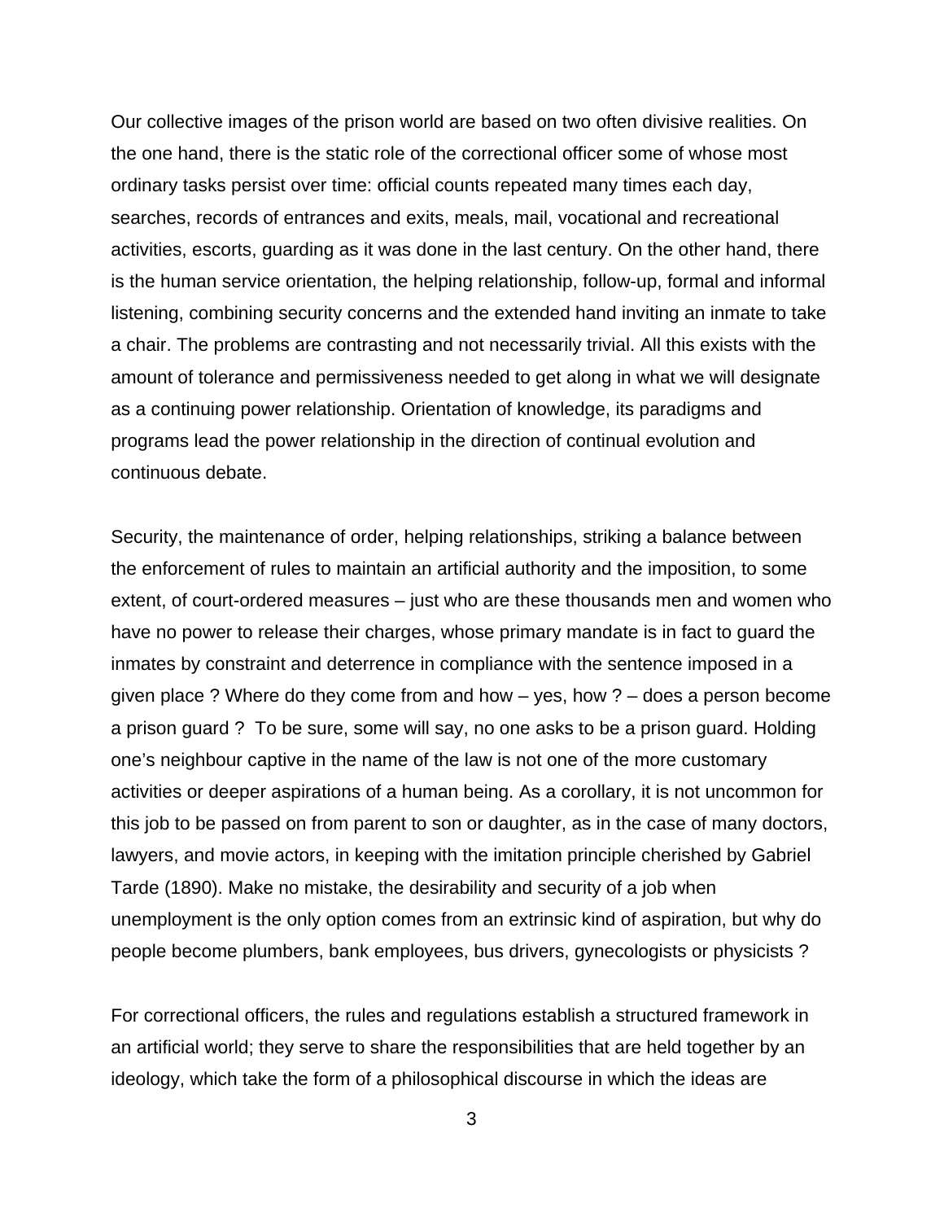Our collective images of the prison world are based on two often divisive realities. On the one hand, there is the static role of the correctional officer some of whose most ordinary tasks persist over time: official counts repeated many times each day, searches, records of entrances and exits, meals, mail, vocational and recreational activities, escorts, guarding as it was done in the last century. On the other hand, there is the human service orientation, the helping relationship, follow-up, formal and informal listening, combining security concerns and the extended hand inviting an inmate to take a chair. The problems are contrasting and not necessarily trivial. All this exists with the amount of tolerance and permissiveness needed to get along in what we will designate as a continuing power relationship. Orientation of knowledge, its paradigms and programs lead the power relationship in the direction of continual evolution and continuous debate.

Security, the maintenance of order, helping relationships, striking a balance between the enforcement of rules to maintain an artificial authority and the imposition, to some extent, of court-ordered measures – just who are these thousands men and women who have no power to release their charges, whose primary mandate is in fact to guard the inmates by constraint and deterrence in compliance with the sentence imposed in a given place ? Where do they come from and how – yes, how ? – does a person become a prison guard ? To be sure, some will say, no one asks to be a prison guard. Holding one's neighbour captive in the name of the law is not one of the more customary activities or deeper aspirations of a human being. As a corollary, it is not uncommon for this job to be passed on from parent to son or daughter, as in the case of many doctors, lawyers, and movie actors, in keeping with the imitation principle cherished by Gabriel Tarde (1890). Make no mistake, the desirability and security of a job when unemployment is the only option comes from an extrinsic kind of aspiration, but why do people become plumbers, bank employees, bus drivers, gynecologists or physicists ?

For correctional officers, the rules and regulations establish a structured framework in an artificial world; they serve to share the responsibilities that are held together by an ideology, which take the form of a philosophical discourse in which the ideas are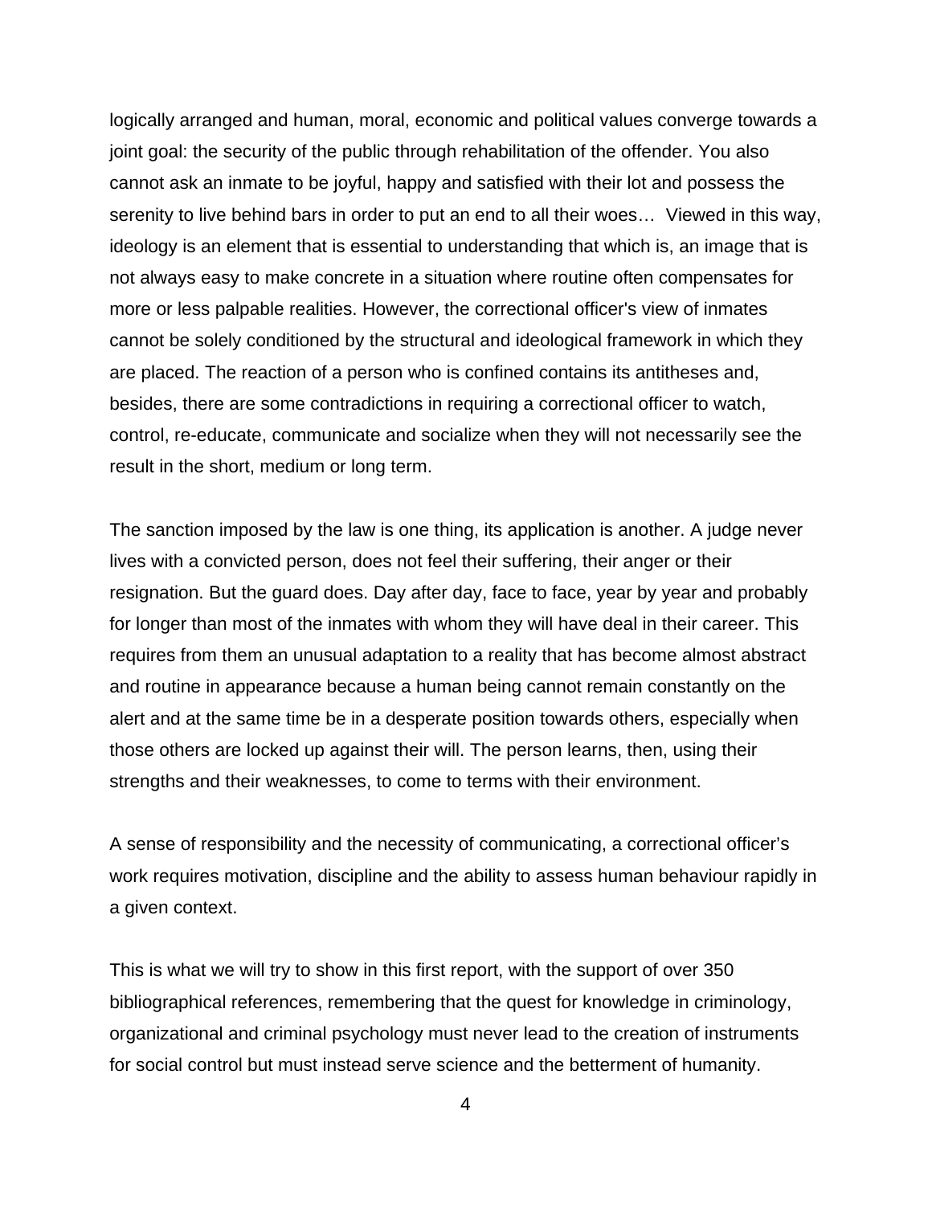logically arranged and human, moral, economic and political values converge towards a joint goal: the security of the public through rehabilitation of the offender. You also cannot ask an inmate to be joyful, happy and satisfied with their lot and possess the serenity to live behind bars in order to put an end to all their woes… Viewed in this way, ideology is an element that is essential to understanding that which is, an image that is not always easy to make concrete in a situation where routine often compensates for more or less palpable realities. However, the correctional officer's view of inmates cannot be solely conditioned by the structural and ideological framework in which they are placed. The reaction of a person who is confined contains its antitheses and, besides, there are some contradictions in requiring a correctional officer to watch, control, re-educate, communicate and socialize when they will not necessarily see the result in the short, medium or long term.

The sanction imposed by the law is one thing, its application is another. A judge never lives with a convicted person, does not feel their suffering, their anger or their resignation. But the guard does. Day after day, face to face, year by year and probably for longer than most of the inmates with whom they will have deal in their career. This requires from them an unusual adaptation to a reality that has become almost abstract and routine in appearance because a human being cannot remain constantly on the alert and at the same time be in a desperate position towards others, especially when those others are locked up against their will. The person learns, then, using their strengths and their weaknesses, to come to terms with their environment.

A sense of responsibility and the necessity of communicating, a correctional officer's work requires motivation, discipline and the ability to assess human behaviour rapidly in a given context.

This is what we will try to show in this first report, with the support of over 350 bibliographical references, remembering that the quest for knowledge in criminology, organizational and criminal psychology must never lead to the creation of instruments for social control but must instead serve science and the betterment of humanity.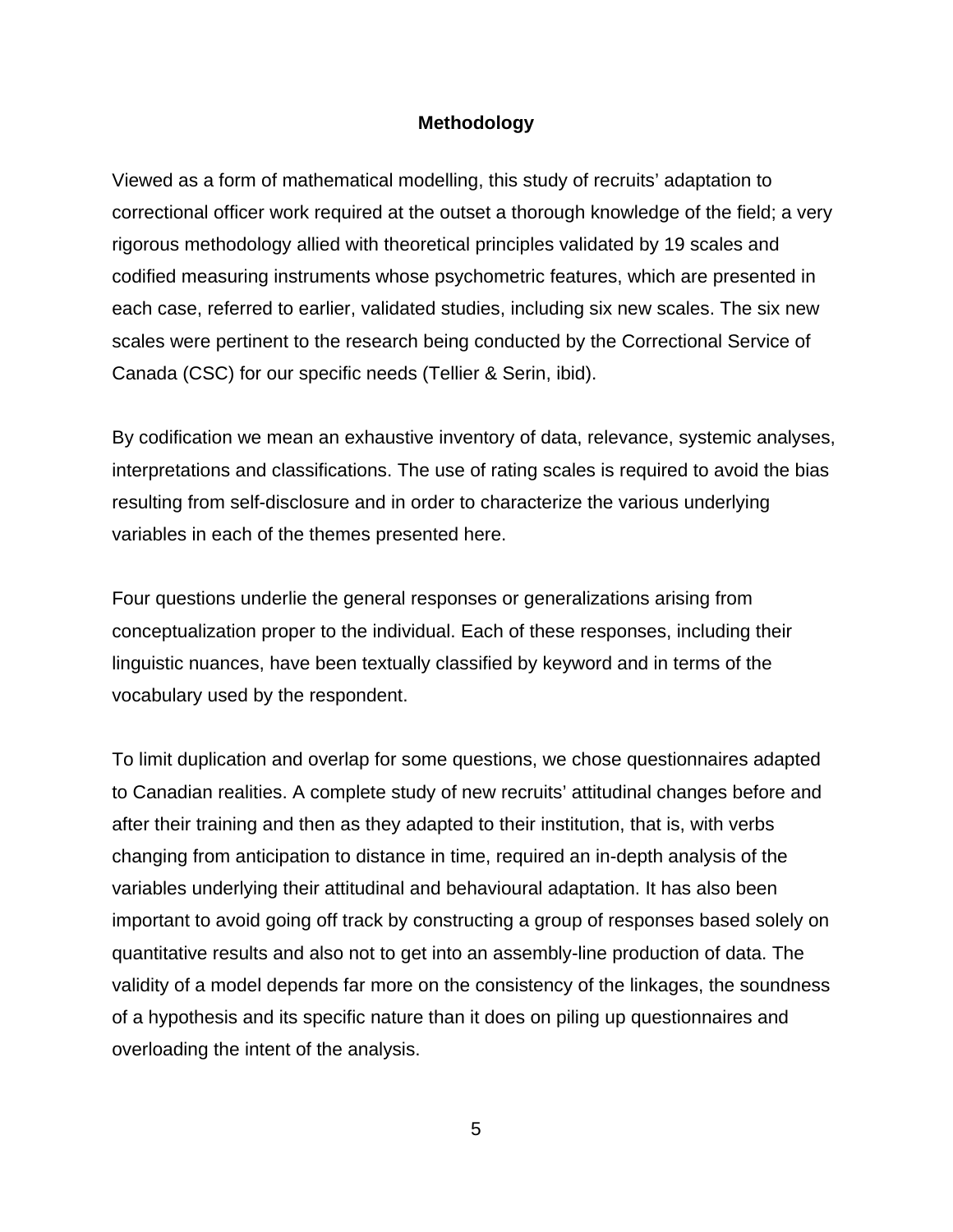## Methodology

Viewed as a form of mathematical modelling, this study of recruits' adaptation to correctional officer work required at the outset a thorough knowledge of the field; a very rigorous methodology allied with theoretical principles validated by 19 scales and codified measuring instruments whose psychometric features, which are presented in each case, referred to earlier, validated studies, including six new scales. The six new scales were pertinent to the research being conducted by the Correctional Service of Canada (CSC) for our specific needs (Tellier & Serin, ibid).

By codification we mean an exhaustive inventory of data, relevance, systemic analyses, interpretations and classifications. The use of rating scales is required to avoid the bias resulting from self-disclosure and in order to characterize the various underlying variables in each of the themes presented here.

Four questions underlie the general responses or generalizations arising from conceptualization proper to the individual. Each of these responses, including their linguistic nuances, have been textually classified by keyword and in terms of the vocabulary used by the respondent.

To limit duplication and overlap for some questions, we chose questionnaires adapted to Canadian realities. A complete study of new recruits' attitudinal changes before and after their training and then as they adapted to their institution, that is, with verbs changing from anticipation to distance in time, required an in-depth analysis of the variables underlying their attitudinal and behavioural adaptation. It has also been important to avoid going off track by constructing a group of responses based solely on quantitative results and also not to get into an assembly-line production of data. The validity of a model depends far more on the consistency of the linkages, the soundness of a hypothesis and its specific nature than it does on piling up questionnaires and overloading the intent of the analysis.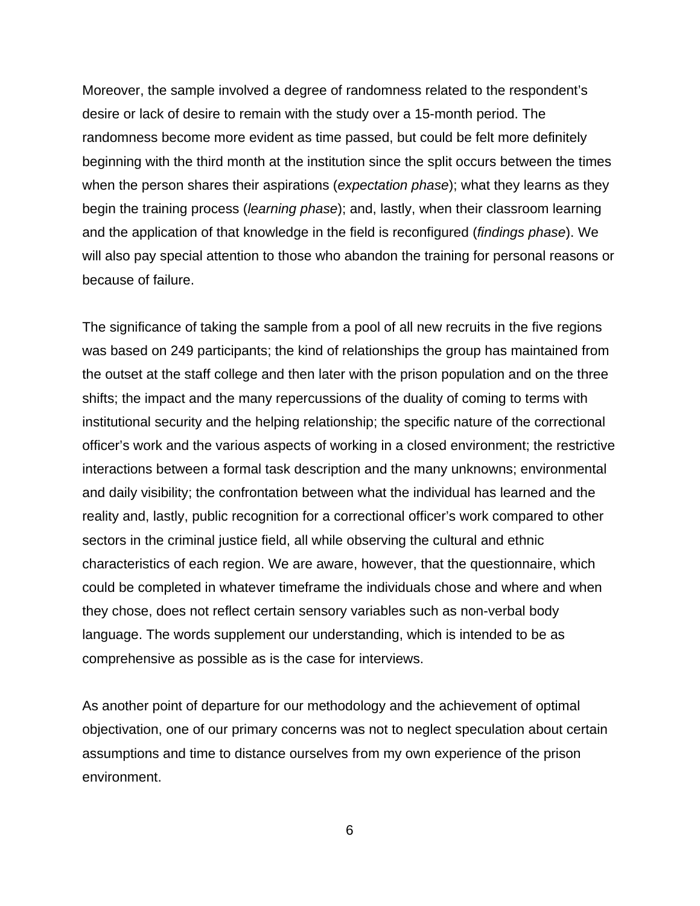Moreover, the sample involved a degree of randomness related to the respondent's desire or lack of desire to remain with the study over a 15-month period. The randomness become more evident as time passed, but could be felt more definitely beginning with the third month at the institution since the split occurs between the times when the person shares their aspirations (*expectation phase*); what they learns as they begin the training process (*learning phase*); and, lastly, when their classroom learning and the application of that knowledge in the field is reconfigured (*findings phase*). We will also pay special attention to those who abandon the training for personal reasons or because of failure.

The significance of taking the sample from a pool of all new recruits in the five regions was based on 249 participants; the kind of relationships the group has maintained from the outset at the staff college and then later with the prison population and on the three shifts; the impact and the many repercussions of the duality of coming to terms with institutional security and the helping relationship; the specific nature of the correctional officer's work and the various aspects of working in a closed environment; the restrictive interactions between a formal task description and the many unknowns; environmental and daily visibility; the confrontation between what the individual has learned and the reality and, lastly, public recognition for a correctional officer's work compared to other sectors in the criminal justice field, all while observing the cultural and ethnic characteristics of each region. We are aware, however, that the questionnaire, which could be completed in whatever timeframe the individuals chose and where and when they chose, does not reflect certain sensory variables such as non-verbal body language. The words supplement our understanding, which is intended to be as comprehensive as possible as is the case for interviews.

As another point of departure for our methodology and the achievement of optimal objectivation, one of our primary concerns was not to neglect speculation about certain assumptions and time to distance ourselves from my own experience of the prison environment.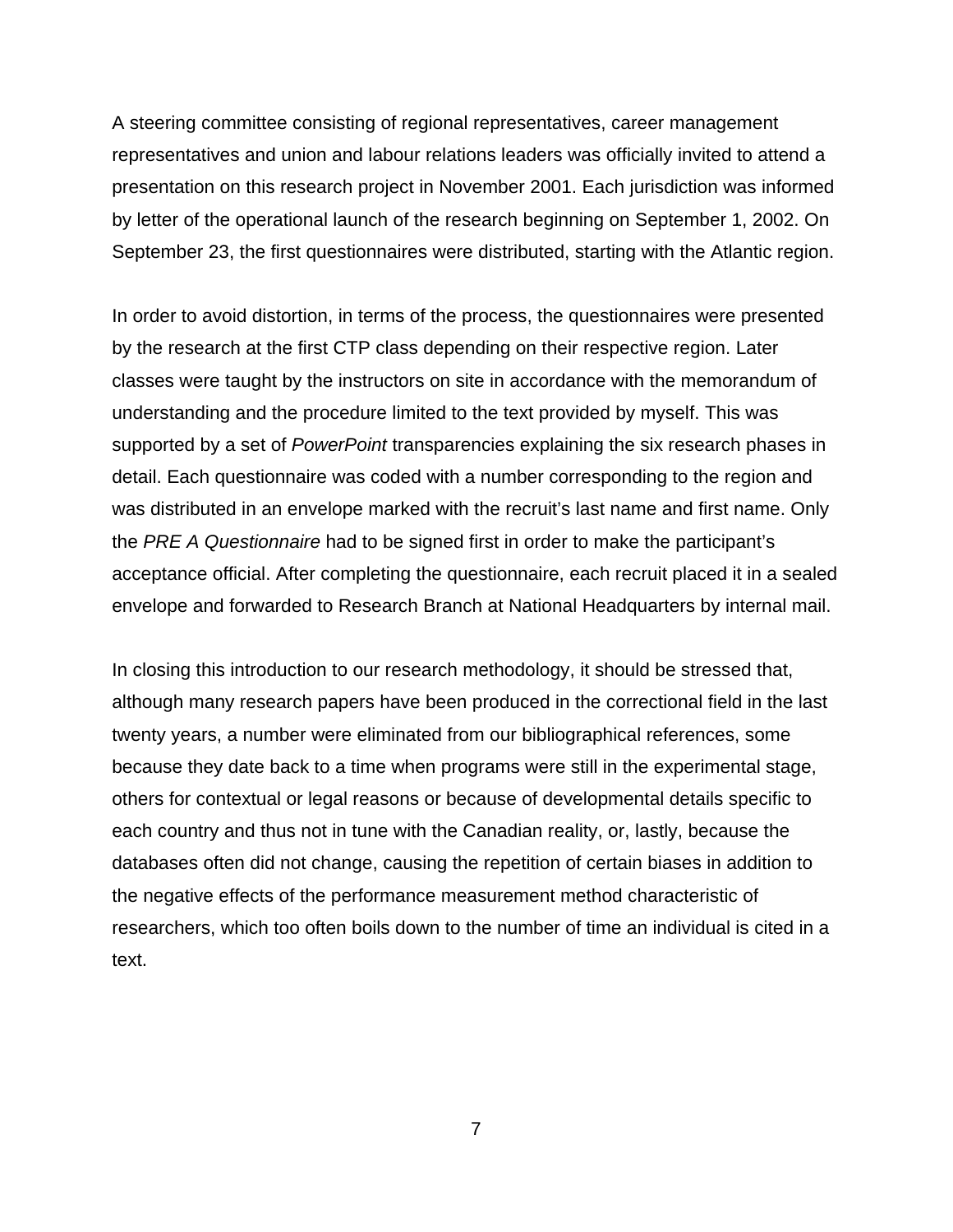A steering committee consisting of regional representatives, career management representatives and union and labour relations leaders was officially invited to attend a presentation on this research project in November 2001. Each jurisdiction was informed by letter of the operational launch of the research beginning on September 1, 2002. On September 23, the first questionnaires were distributed, starting with the Atlantic region.

In order to avoid distortion, in terms of the process, the questionnaires were presented by the research at the first CTP class depending on their respective region. Later classes were taught by the instructors on site in accordance with the memorandum of understanding and the procedure limited to the text provided by myself. This was supported by a set of *PowerPoint* transparencies explaining the six research phases in detail. Each questionnaire was coded with a number corresponding to the region and was distributed in an envelope marked with the recruit's last name and first name. Only the *PRE A Questionnaire* had to be signed first in order to make the participant's acceptance official. After completing the questionnaire, each recruit placed it in a sealed envelope and forwarded to Research Branch at National Headquarters by internal mail.

In closing this introduction to our research methodology, it should be stressed that, although many research papers have been produced in the correctional field in the last twenty years, a number were eliminated from our bibliographical references, some because they date back to a time when programs were still in the experimental stage, others for contextual or legal reasons or because of developmental details specific to each country and thus not in tune with the Canadian reality, or, lastly, because the databases often did not change, causing the repetition of certain biases in addition to the negative effects of the performance measurement method characteristic of researchers, which too often boils down to the number of time an individual is cited in a text.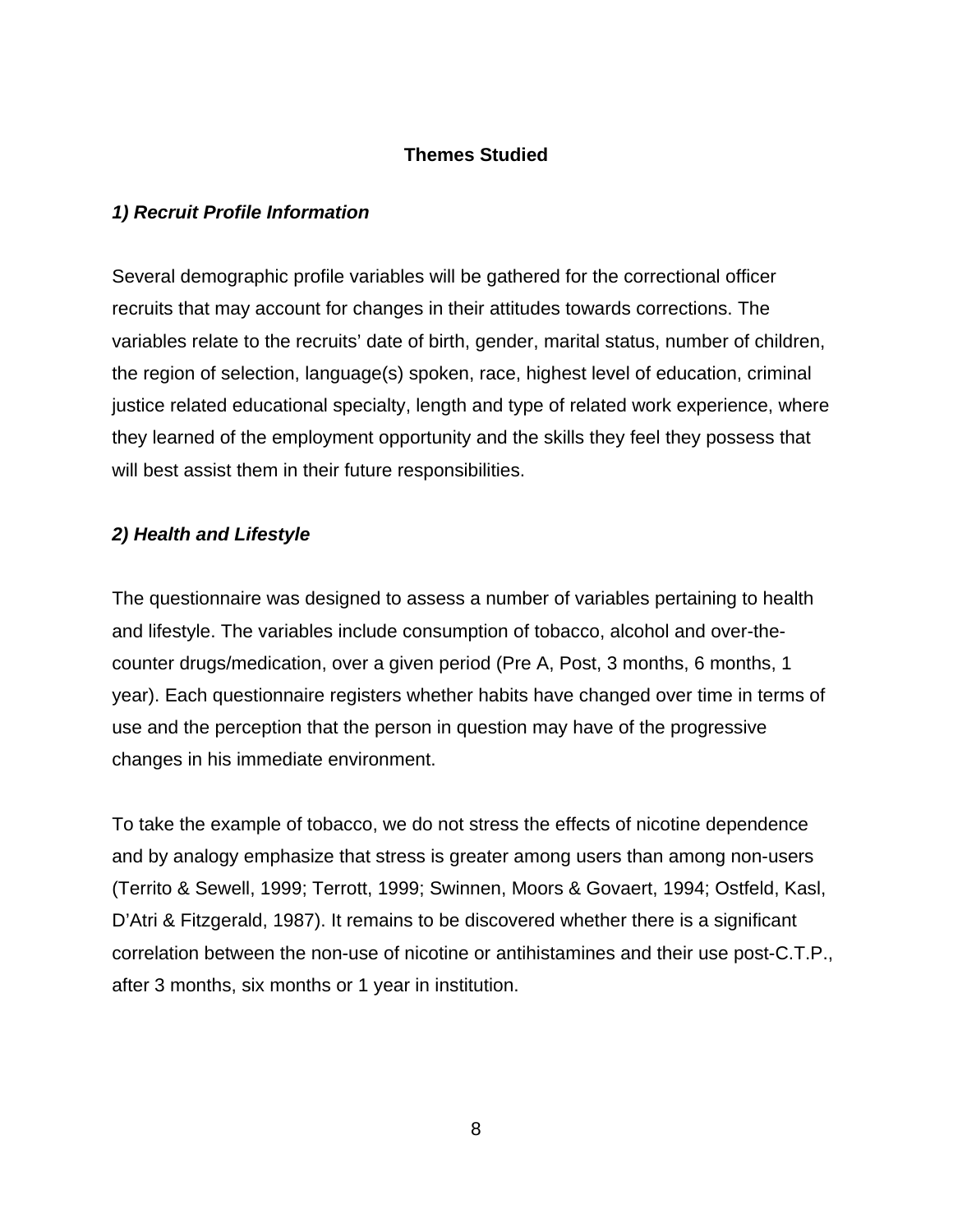## Themes Studied

### *1) Recruit Profile Information*

Several demographic profile variables will be gathered for the correctional officer recruits that may account for changes in their attitudes towards corrections. The variables relate to the recruits' date of birth, gender, marital status, number of children, the region of selection, language(s) spoken, race, highest level of education, criminal justice related educational specialty, length and type of related work experience, where they learned of the employment opportunity and the skills they feel they possess that will best assist them in their future responsibilities.

### *2) Health and Lifestyle*

The questionnaire was designed to assess a number of variables pertaining to health and lifestyle. The variables include consumption of tobacco, alcohol and over-the-counter drugs/medication, over a given period (Pre A, Post, 3 months, 6 months, 1 year). Each questionnaire registers whether habits have changed over time in terms of use and the perception that the person in question may have of the progressive changes in his immediate environment.

To take the example of tobacco, we do not stress the effects of nicotine dependence and by analogy emphasize that stress is greater among users than among non-users (Territo & Sewell, 1999; Terrott, 1999; Swinnen, Moors & Govaert, 1994; Ostfeld, Kasl, D'Atri & Fitzgerald, 1987). It remains to be discovered whether there is a significant correlation between the non-use of nicotine or antihistamines and their use post-C.T.P., after 3 months, six months or 1 year in institution.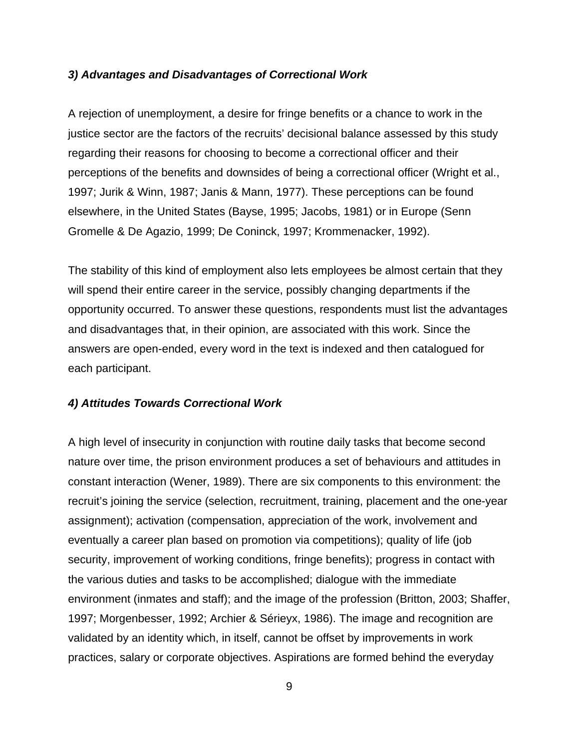### *3) Advantages and Disadvantages of Correctional Work*

A rejection of unemployment, a desire for fringe benefits or a chance to work in the justice sector are the factors of the recruits' decisional balance assessed by this study regarding their reasons for choosing to become a correctional officer and their perceptions of the benefits and downsides of being a correctional officer (Wright et al., 1997; Jurik & Winn, 1987; Janis & Mann, 1977). These perceptions can be found elsewhere, in the United States (Bayse, 1995; Jacobs, 1981) or in Europe (Senn Gromelle & De Agazio, 1999; De Coninck, 1997; Krommenacker, 1992).

The stability of this kind of employment also lets employees be almost certain that they will spend their entire career in the service, possibly changing departments if the opportunity occurred. To answer these questions, respondents must list the advantages and disadvantages that, in their opinion, are associated with this work. Since the answers are open-ended, every word in the text is indexed and then catalogued for each participant.

### *4) Attitudes Towards Correctional Work*

A high level of insecurity in conjunction with routine daily tasks that become second nature over time, the prison environment produces a set of behaviours and attitudes in constant interaction (Wener, 1989). There are six components to this environment: the recruit's joining the service (selection, recruitment, training, placement and the one-year assignment); activation (compensation, appreciation of the work, involvement and eventually a career plan based on promotion via competitions); quality of life (job security, improvement of working conditions, fringe benefits); progress in contact with the various duties and tasks to be accomplished; dialogue with the immediate environment (inmates and staff); and the image of the profession (Britton, 2003; Shaffer, 1997; Morgenbesser, 1992; Archier & Sérieyx, 1986). The image and recognition are validated by an identity which, in itself, cannot be offset by improvements in work practices, salary or corporate objectives. Aspirations are formed behind the everyday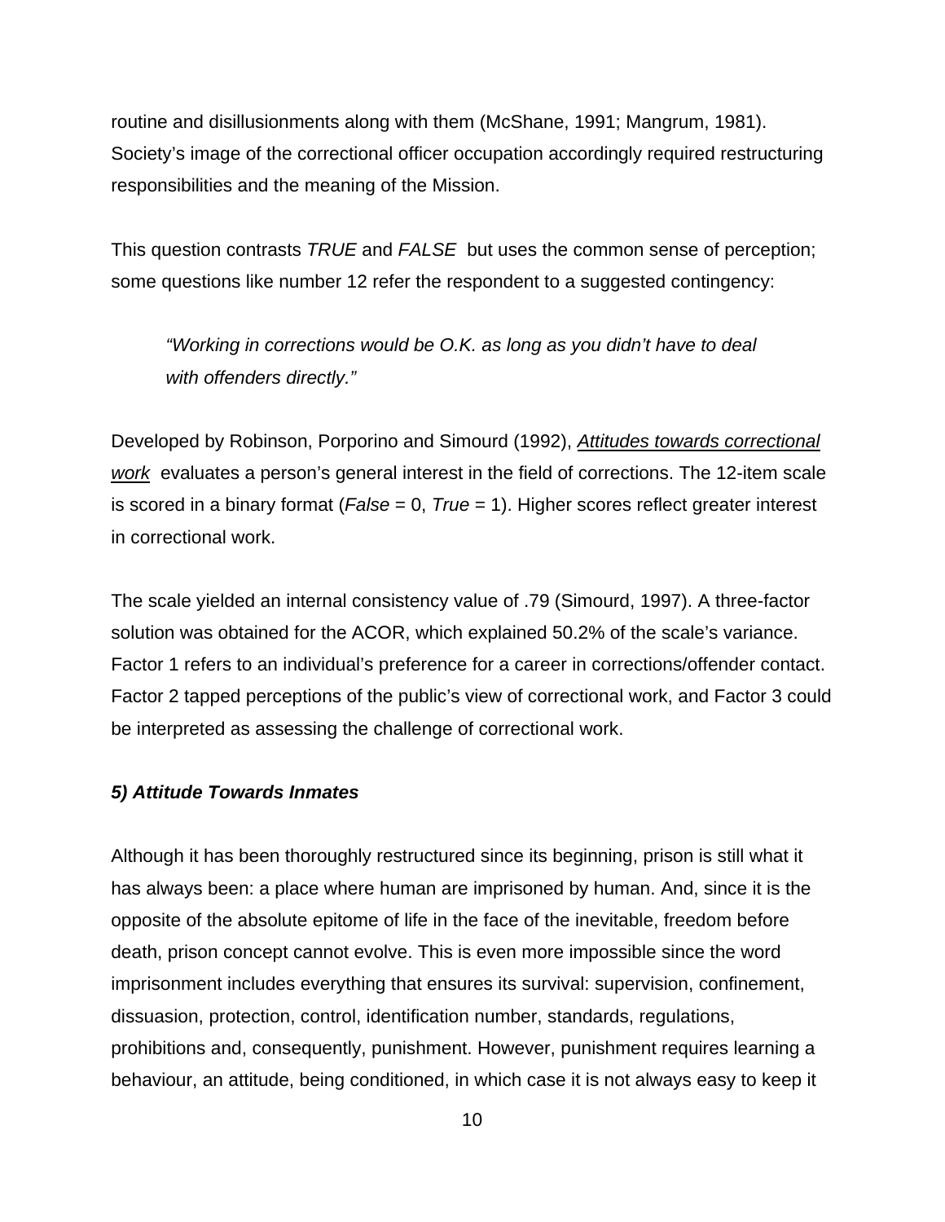routine and disillusionments along with them (McShane, 1991; Mangrum, 1981). Society's image of the correctional officer occupation accordingly required restructuring responsibilities and the meaning of the Mission.

This question contrasts *TRUE* and *FALSE* but uses the common sense of perception; some questions like number 12 refer the respondent to a suggested contingency:

> *"Working in corrections would be O.K. as long as you didn't have to deal with offenders directly."*

Developed by Robinson, Porporino and Simourd (1992), *Attitudes towards correctional work* evaluates a person's general interest in the field of corrections. The 12-item scale is scored in a binary format (*False* = 0, *True* = 1). Higher scores reflect greater interest in correctional work.

The scale yielded an internal consistency value of .79 (Simourd, 1997). A three-factor solution was obtained for the ACOR, which explained 50.2% of the scale's variance. Factor 1 refers to an individual's preference for a career in corrections/offender contact. Factor 2 tapped perceptions of the public's view of correctional work, and Factor 3 could be interpreted as assessing the challenge of correctional work.

### *5) Attitude Towards Inmates*

Although it has been thoroughly restructured since its beginning, prison is still what it has always been: a place where human are imprisoned by human. And, since it is the opposite of the absolute epitome of life in the face of the inevitable, freedom before death, prison concept cannot evolve. This is even more impossible since the word imprisonment includes everything that ensures its survival: supervision, confinement, dissuasion, protection, control, identification number, standards, regulations, prohibitions and, consequently, punishment. However, punishment requires learning a behaviour, an attitude, being conditioned, in which case it is not always easy to keep it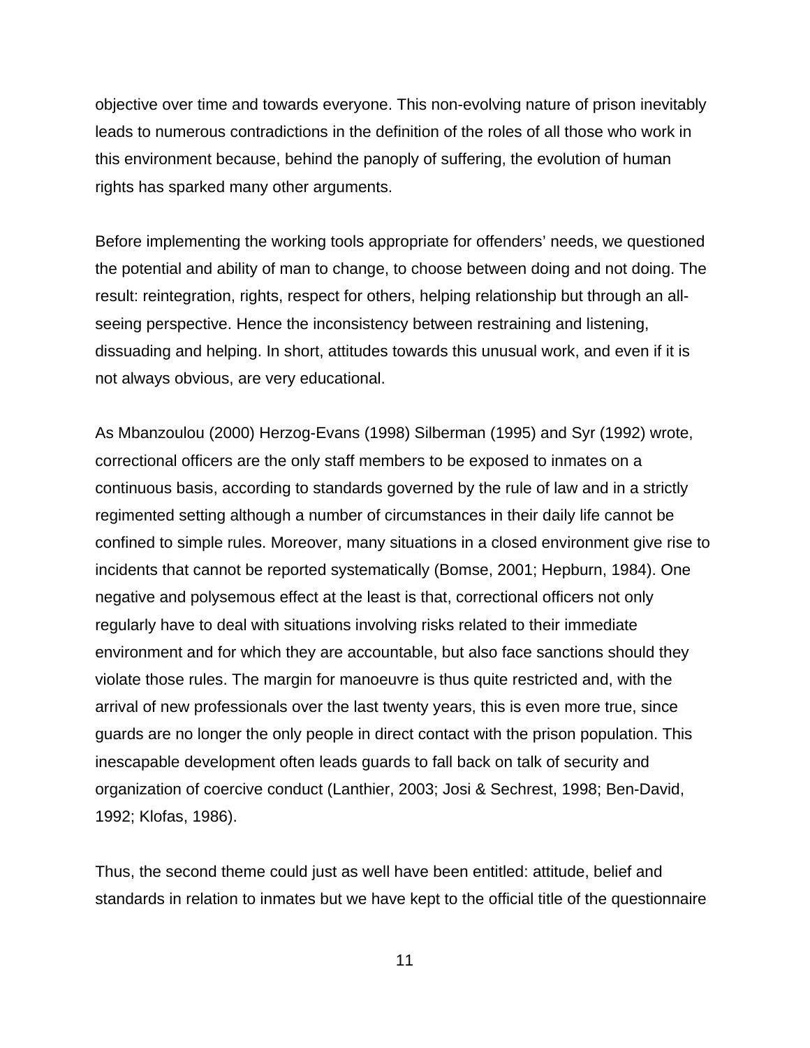objective over time and towards everyone. This non-evolving nature of prison inevitably leads to numerous contradictions in the definition of the roles of all those who work in this environment because, behind the panoply of suffering, the evolution of human rights has sparked many other arguments.

Before implementing the working tools appropriate for offenders' needs, we questioned the potential and ability of man to change, to choose between doing and not doing. The result: reintegration, rights, respect for others, helping relationship but through an all-seeing perspective. Hence the inconsistency between restraining and listening, dissuading and helping. In short, attitudes towards this unusual work, and even if it is not always obvious, are very educational.

As Mbanzoulou (2000) Herzog-Evans (1998) Silberman (1995) and Syr (1992) wrote, correctional officers are the only staff members to be exposed to inmates on a continuous basis, according to standards governed by the rule of law and in a strictly regimented setting although a number of circumstances in their daily life cannot be confined to simple rules. Moreover, many situations in a closed environment give rise to incidents that cannot be reported systematically (Bomse, 2001; Hepburn, 1984). One negative and polysemous effect at the least is that, correctional officers not only regularly have to deal with situations involving risks related to their immediate environment and for which they are accountable, but also face sanctions should they violate those rules. The margin for manoeuvre is thus quite restricted and, with the arrival of new professionals over the last twenty years, this is even more true, since guards are no longer the only people in direct contact with the prison population. This inescapable development often leads guards to fall back on talk of security and organization of coercive conduct (Lanthier, 2003; Josi & Sechrest, 1998; Ben-David, 1992; Klofas, 1986).

Thus, the second theme could just as well have been entitled: attitude, belief and standards in relation to inmates but we have kept to the official title of the questionnaire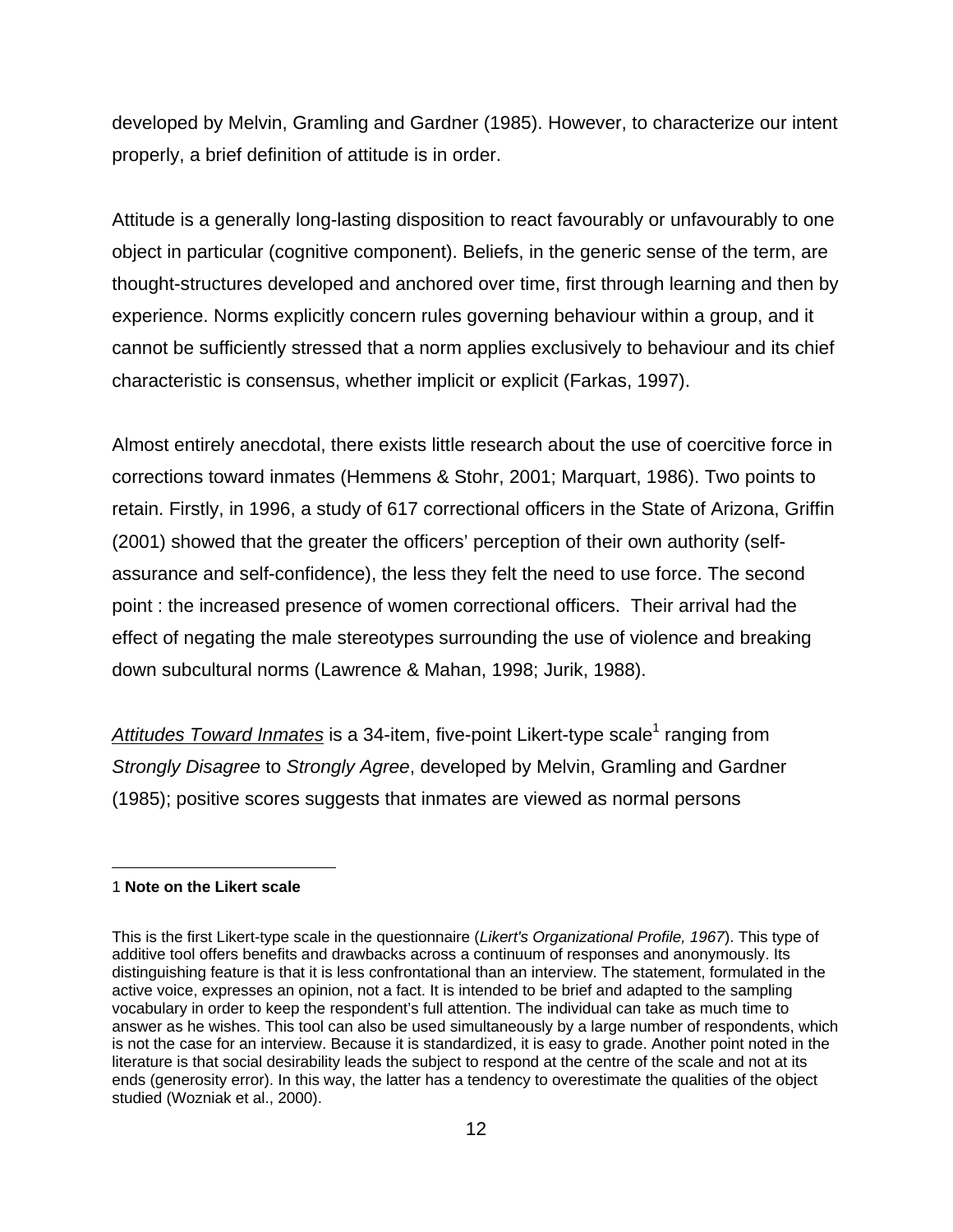developed by Melvin, Gramling and Gardner (1985). However, to characterize our intent properly, a brief definition of attitude is in order.

Attitude is a generally long-lasting disposition to react favourably or unfavourably to one object in particular (cognitive component). Beliefs, in the generic sense of the term, are thought-structures developed and anchored over time, first through learning and then by experience. Norms explicitly concern rules governing behaviour within a group, and it cannot be sufficiently stressed that a norm applies exclusively to behaviour and its chief characteristic is consensus, whether implicit or explicit (Farkas, 1997).

Almost entirely anecdotal, there exists little research about the use of coercitive force in corrections toward inmates (Hemmens & Stohr, 2001; Marquart, 1986). Two points to retain. Firstly, in 1996, a study of 617 correctional officers in the State of Arizona, Griffin (2001) showed that the greater the officers' perception of their own authority (self-assurance and self-confidence), the less they felt the need to use force. The second point : the increased presence of women correctional officers. Their arrival had the effect of negating the male stereotypes surrounding the use of violence and breaking down subcultural norms (Lawrence & Mahan, 1998; Jurik, 1988).

*Attitudes Toward Inmates* is a 34-item, five-point Likert-type scale[1] ranging from *Strongly Disagree* to *Strongly Agree*, developed by Melvin, Gramling and Gardner (1985); positive scores suggests that inmates are viewed as normal persons

---

1 **Note on the Likert scale**

This is the first Likert-type scale in the questionnaire (*Likert's Organizational Profile, 1967*). This type of additive tool offers benefits and drawbacks across a continuum of responses and anonymously. Its distinguishing feature is that it is less confrontational than an interview. The statement, formulated in the active voice, expresses an opinion, not a fact. It is intended to be brief and adapted to the sampling vocabulary in order to keep the respondent's full attention. The individual can take as much time to answer as he wishes. This tool can also be used simultaneously by a large number of respondents, which is not the case for an interview. Because it is standardized, it is easy to grade. Another point noted in the literature is that social desirability leads the subject to respond at the centre of the scale and not at its ends (generosity error). In this way, the latter has a tendency to overestimate the qualities of the object studied (Wozniak et al., 2000).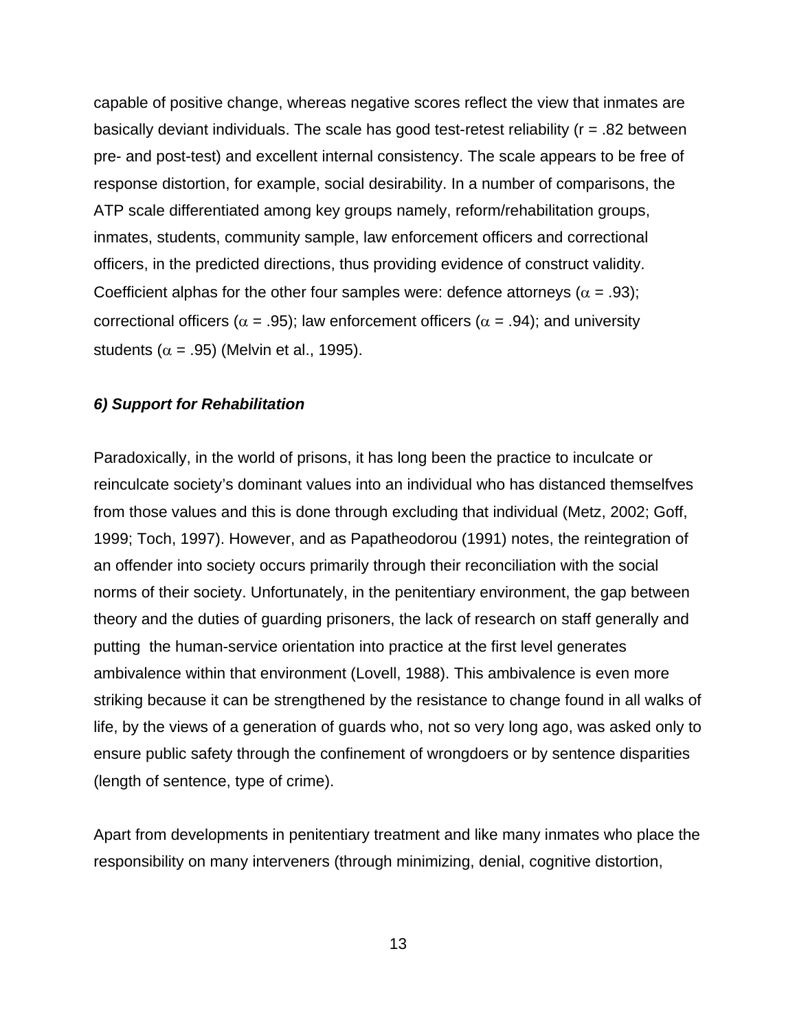capable of positive change, whereas negative scores reflect the view that inmates are basically deviant individuals. The scale has good test-retest reliability (r = .82 between pre- and post-test) and excellent internal consistency. The scale appears to be free of response distortion, for example, social desirability. In a number of comparisons, the ATP scale differentiated among key groups namely, reform/rehabilitation groups, inmates, students, community sample, law enforcement officers and correctional officers, in the predicted directions, thus providing evidence of construct validity. Coefficient alphas for the other four samples were: defence attorneys ($\alpha$ = .93); correctional officers ($\alpha$ = .95); law enforcement officers ($\alpha$ = .94); and university students ($\alpha$ = .95) (Melvin et al., 1995).

### *6) Support for Rehabilitation*

Paradoxically, in the world of prisons, it has long been the practice to inculcate or reinculcate society's dominant values into an individual who has distanced themselfves from those values and this is done through excluding that individual (Metz, 2002; Goff, 1999; Toch, 1997). However, and as Papatheodorou (1991) notes, the reintegration of an offender into society occurs primarily through their reconciliation with the social norms of their society. Unfortunately, in the penitentiary environment, the gap between theory and the duties of guarding prisoners, the lack of research on staff generally and putting the human-service orientation into practice at the first level generates ambivalence within that environment (Lovell, 1988). This ambivalence is even more striking because it can be strengthened by the resistance to change found in all walks of life, by the views of a generation of guards who, not so very long ago, was asked only to ensure public safety through the confinement of wrongdoers or by sentence disparities (length of sentence, type of crime).

Apart from developments in penitentiary treatment and like many inmates who place the responsibility on many interveners (through minimizing, denial, cognitive distortion,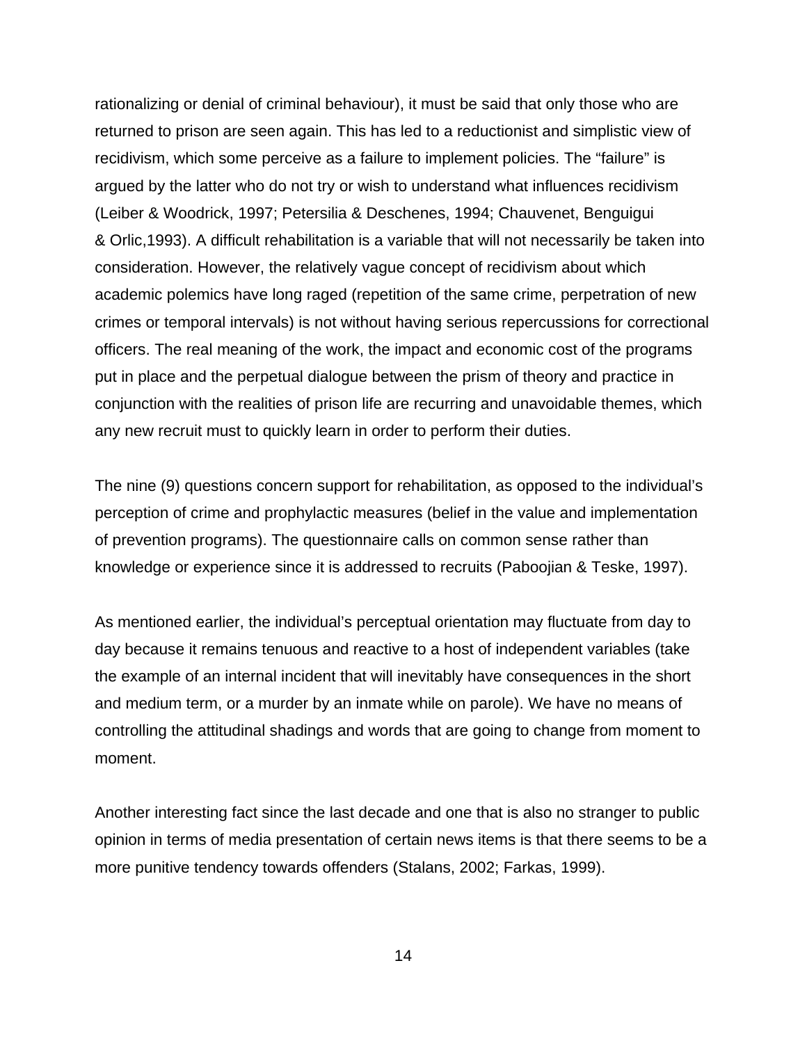rationalizing or denial of criminal behaviour), it must be said that only those who are returned to prison are seen again. This has led to a reductionist and simplistic view of recidivism, which some perceive as a failure to implement policies. The “failure” is argued by the latter who do not try or wish to understand what influences recidivism (Leiber & Woodrick, 1997; Petersilia & Deschenes, 1994; Chauvenet, Benguigui & Orlic,1993). A difficult rehabilitation is a variable that will not necessarily be taken into consideration. However, the relatively vague concept of recidivism about which academic polemics have long raged (repetition of the same crime, perpetration of new crimes or temporal intervals) is not without having serious repercussions for correctional officers. The real meaning of the work, the impact and economic cost of the programs put in place and the perpetual dialogue between the prism of theory and practice in conjunction with the realities of prison life are recurring and unavoidable themes, which any new recruit must to quickly learn in order to perform their duties.

The nine (9) questions concern support for rehabilitation, as opposed to the individual’s perception of crime and prophylactic measures (belief in the value and implementation of prevention programs). The questionnaire calls on common sense rather than knowledge or experience since it is addressed to recruits (Paboojian & Teske, 1997).

As mentioned earlier, the individual’s perceptual orientation may fluctuate from day to day because it remains tenuous and reactive to a host of independent variables (take the example of an internal incident that will inevitably have consequences in the short and medium term, or a murder by an inmate while on parole). We have no means of controlling the attitudinal shadings and words that are going to change from moment to moment.

Another interesting fact since the last decade and one that is also no stranger to public opinion in terms of media presentation of certain news items is that there seems to be a more punitive tendency towards offenders (Stalans, 2002; Farkas, 1999).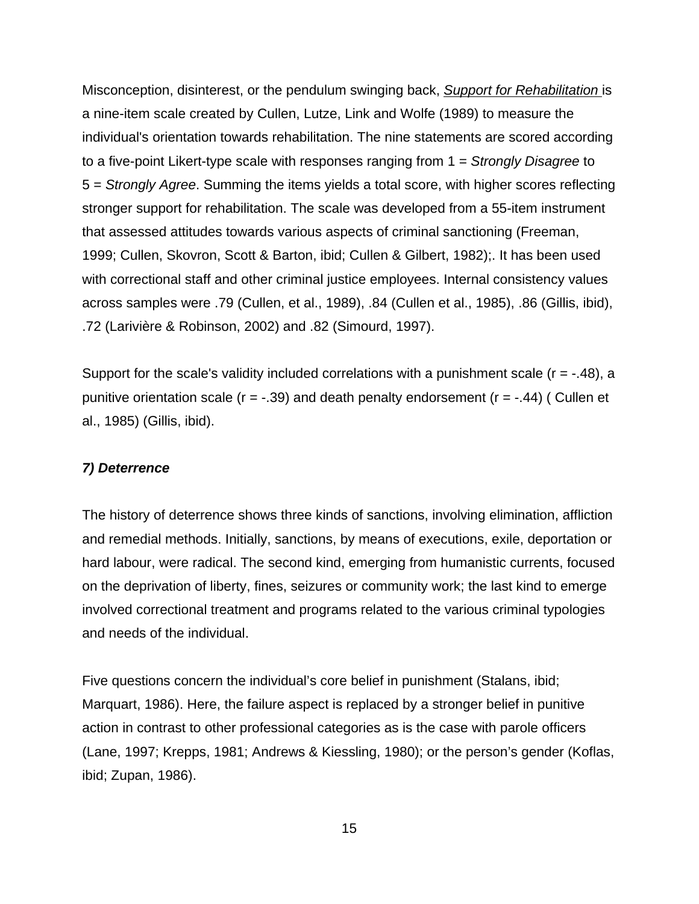Misconception, disinterest, or the pendulum swinging back, ***Support for Rehabilitation*** is a nine-item scale created by Cullen, Lutze, Link and Wolfe (1989) to measure the individual's orientation towards rehabilitation. The nine statements are scored according to a five-point Likert-type scale with responses ranging from 1 = *Strongly Disagree* to 5 = *Strongly Agree*. Summing the items yields a total score, with higher scores reflecting stronger support for rehabilitation. The scale was developed from a 55-item instrument that assessed attitudes towards various aspects of criminal sanctioning (Freeman, 1999; Cullen, Skovron, Scott & Barton, ibid; Cullen & Gilbert, 1982);. It has been used with correctional staff and other criminal justice employees. Internal consistency values across samples were .79 (Cullen, et al., 1989), .84 (Cullen et al., 1985), .86 (Gillis, ibid), .72 (Larivière & Robinson, 2002) and .82 (Simourd, 1997).

Support for the scale's validity included correlations with a punishment scale (r = -.48), a punitive orientation scale (r = -.39) and death penalty endorsement (r = -.44) ( Cullen et al., 1985) (Gillis, ibid).

***7) Deterrence***

The history of deterrence shows three kinds of sanctions, involving elimination, affliction and remedial methods. Initially, sanctions, by means of executions, exile, deportation or hard labour, were radical. The second kind, emerging from humanistic currents, focused on the deprivation of liberty, fines, seizures or community work; the last kind to emerge involved correctional treatment and programs related to the various criminal typologies and needs of the individual.

Five questions concern the individual's core belief in punishment (Stalans, ibid; Marquart, 1986). Here, the failure aspect is replaced by a stronger belief in punitive action in contrast to other professional categories as is the case with parole officers (Lane, 1997; Krepps, 1981; Andrews & Kiessling, 1980); or the person's gender (Koflas, ibid; Zupan, 1986).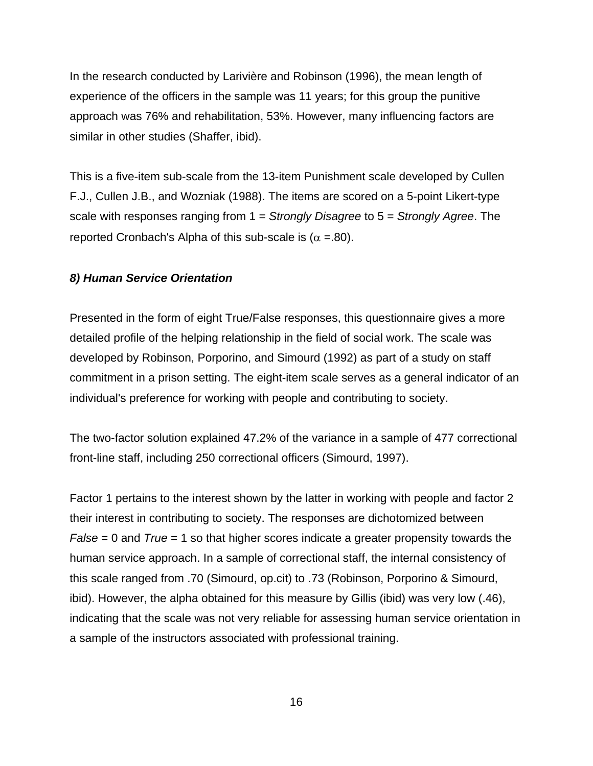In the research conducted by Larivière and Robinson (1996), the mean length of experience of the officers in the sample was 11 years; for this group the punitive approach was 76% and rehabilitation, 53%. However, many influencing factors are similar in other studies (Shaffer, ibid).

This is a five-item sub-scale from the 13-item Punishment scale developed by Cullen F.J., Cullen J.B., and Wozniak (1988). The items are scored on a 5-point Likert-type scale with responses ranging from 1 = *Strongly Disagree* to 5 = *Strongly Agree*. The reported Cronbach's Alpha of this sub-scale is ($\alpha$ =.80).

***8) Human Service Orientation***

Presented in the form of eight True/False responses, this questionnaire gives a more detailed profile of the helping relationship in the field of social work. The scale was developed by Robinson, Porporino, and Simourd (1992) as part of a study on staff commitment in a prison setting. The eight-item scale serves as a general indicator of an individual's preference for working with people and contributing to society.

The two-factor solution explained 47.2% of the variance in a sample of 477 correctional front-line staff, including 250 correctional officers (Simourd, 1997).

Factor 1 pertains to the interest shown by the latter in working with people and factor 2 their interest in contributing to society. The responses are dichotomized between *False* = 0 and *True* = 1 so that higher scores indicate a greater propensity towards the human service approach. In a sample of correctional staff, the internal consistency of this scale ranged from .70 (Simourd, op.cit) to .73 (Robinson, Porporino & Simourd, ibid). However, the alpha obtained for this measure by Gillis (ibid) was very low (.46), indicating that the scale was not very reliable for assessing human service orientation in a sample of the instructors associated with professional training.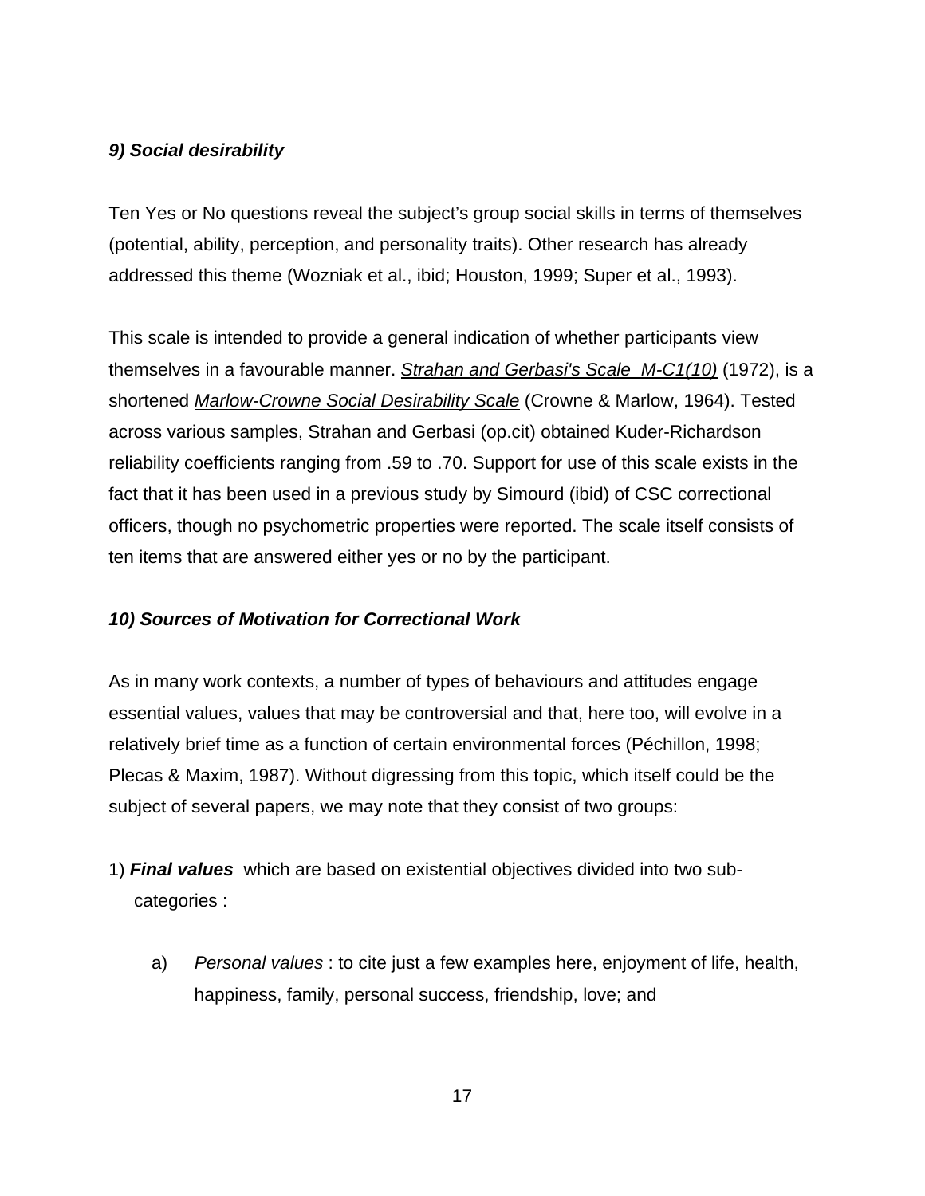***9) Social desirability***

Ten Yes or No questions reveal the subject's group social skills in terms of themselves (potential, ability, perception, and personality traits). Other research has already addressed this theme (Wozniak et al., ibid; Houston, 1999; Super et al., 1993).

This scale is intended to provide a general indication of whether participants view themselves in a favourable manner. *Strahan and Gerbasi's Scale M-C1(10)* (1972), is a shortened *Marlow-Crowne Social Desirability Scale* (Crowne & Marlow, 1964). Tested across various samples, Strahan and Gerbasi (op.cit) obtained Kuder-Richardson reliability coefficients ranging from .59 to .70. Support for use of this scale exists in the fact that it has been used in a previous study by Simourd (ibid) of CSC correctional officers, though no psychometric properties were reported. The scale itself consists of ten items that are answered either yes or no by the participant.

***10) Sources of Motivation for Correctional Work***

As in many work contexts, a number of types of behaviours and attitudes engage essential values, values that may be controversial and that, here too, will evolve in a relatively brief time as a function of certain environmental forces (Péchillon, 1998; Plecas & Maxim, 1987). Without digressing from this topic, which itself could be the subject of several papers, we may note that they consist of two groups:

1) ***Final values*** which are based on existential objectives divided into two sub-categories :

   a) *Personal values* : to cite just a few examples here, enjoyment of life, health, happiness, family, personal success, friendship, love; and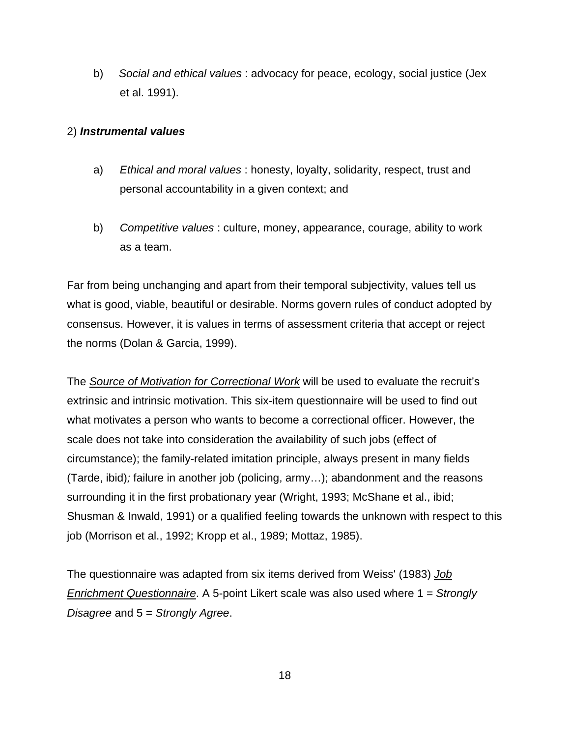b) *Social and ethical values* : advocacy for peace, ecology, social justice (Jex et al. 1991).

2) ***Instrumental values***

a) *Ethical and moral values* : honesty, loyalty, solidarity, respect, trust and personal accountability in a given context; and

b) *Competitive values* : culture, money, appearance, courage, ability to work as a team.

Far from being unchanging and apart from their temporal subjectivity, values tell us what is good, viable, beautiful or desirable. Norms govern rules of conduct adopted by consensus. However, it is values in terms of assessment criteria that accept or reject the norms (Dolan & Garcia, 1999).

The *Source of Motivation for Correctional Work* will be used to evaluate the recruit's extrinsic and intrinsic motivation. This six-item questionnaire will be used to find out what motivates a person who wants to become a correctional officer. However, the scale does not take into consideration the availability of such jobs (effect of circumstance); the family-related imitation principle, always present in many fields (Tarde, ibid)*;* failure in another job (policing, army…); abandonment and the reasons surrounding it in the first probationary year (Wright, 1993; McShane et al., ibid; Shusman & Inwald, 1991) or a qualified feeling towards the unknown with respect to this job (Morrison et al., 1992; Kropp et al., 1989; Mottaz, 1985).

The questionnaire was adapted from six items derived from Weiss' (1983) *Job Enrichment Questionnaire*. A 5-point Likert scale was also used where 1 = *Strongly Disagree* and 5 = *Strongly Agree*.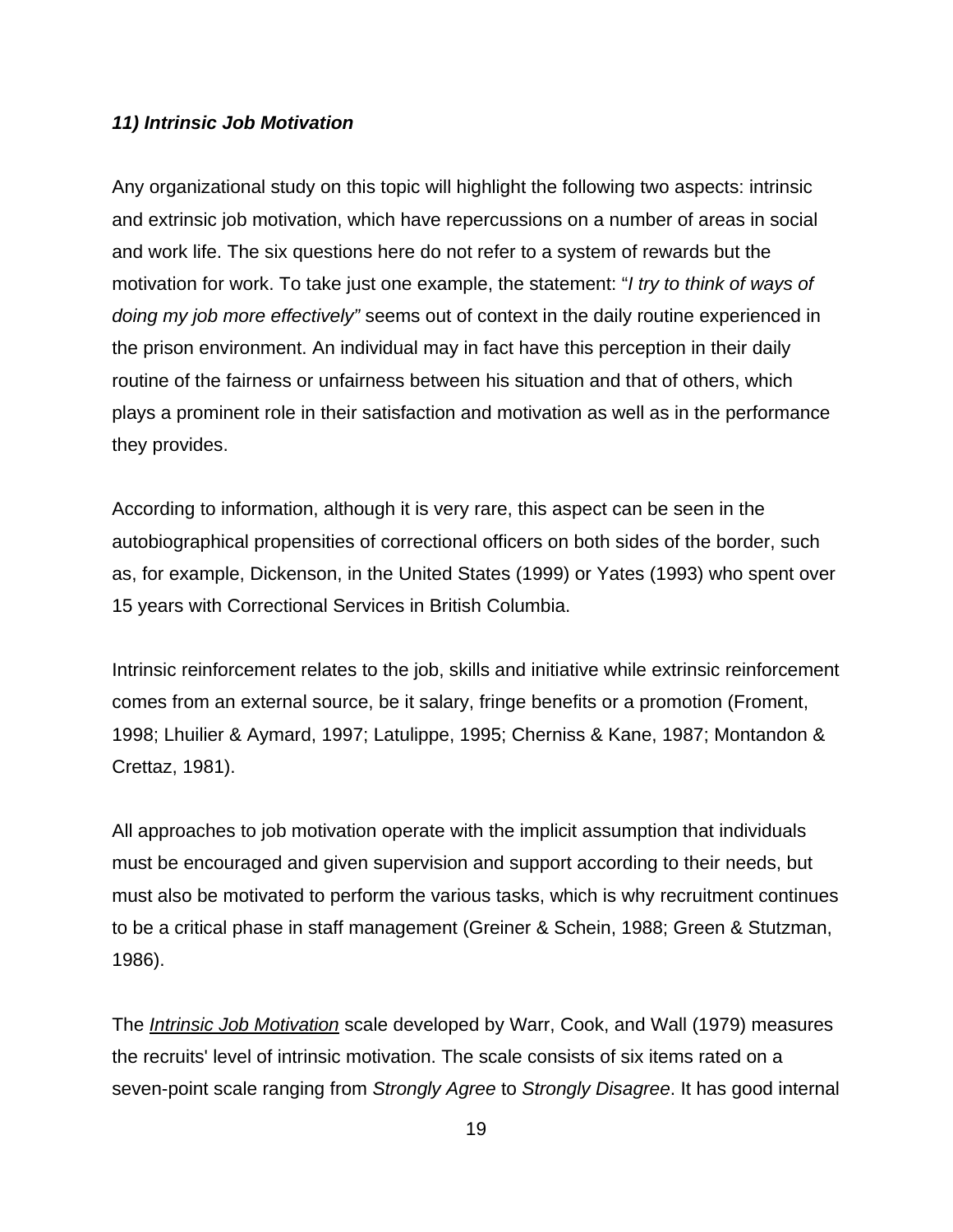### *11) Intrinsic Job Motivation*

Any organizational study on this topic will highlight the following two aspects: intrinsic and extrinsic job motivation, which have repercussions on a number of areas in social and work life. The six questions here do not refer to a system of rewards but the motivation for work. To take just one example, the statement: "*I try to think of ways of doing my job more effectively"* seems out of context in the daily routine experienced in the prison environment. An individual may in fact have this perception in their daily routine of the fairness or unfairness between his situation and that of others, which plays a prominent role in their satisfaction and motivation as well as in the performance they provides.

According to information, although it is very rare, this aspect can be seen in the autobiographical propensities of correctional officers on both sides of the border, such as, for example, Dickenson, in the United States (1999) or Yates (1993) who spent over 15 years with Correctional Services in British Columbia.

Intrinsic reinforcement relates to the job, skills and initiative while extrinsic reinforcement comes from an external source, be it salary, fringe benefits or a promotion (Froment, 1998; Lhuilier & Aymard, 1997; Latulippe, 1995; Cherniss & Kane, 1987; Montandon & Crettaz, 1981).

All approaches to job motivation operate with the implicit assumption that individuals must be encouraged and given supervision and support according to their needs, but must also be motivated to perform the various tasks, which is why recruitment continues to be a critical phase in staff management (Greiner & Schein, 1988; Green & Stutzman, 1986).

The *<u>Intrinsic Job Motivation</u>* scale developed by Warr, Cook, and Wall (1979) measures the recruits' level of intrinsic motivation. The scale consists of six items rated on a seven-point scale ranging from *Strongly Agree* to *Strongly Disagree*. It has good internal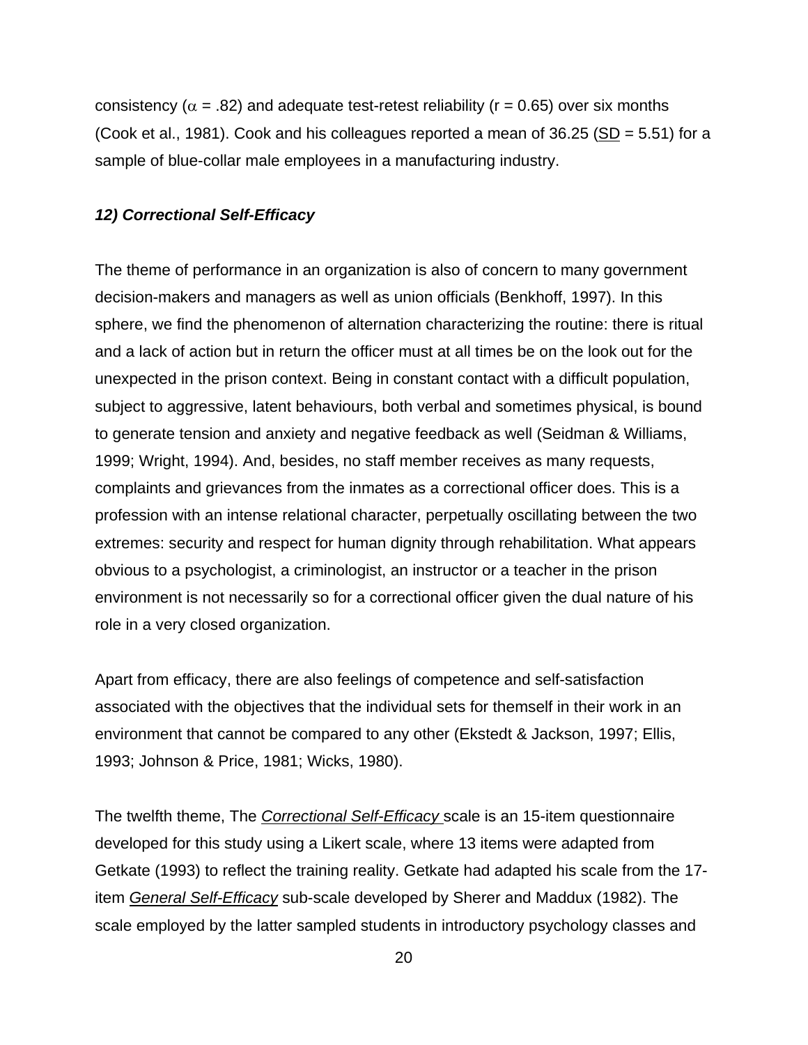consistency ($\alpha$ = .82) and adequate test-retest reliability (r = 0.65) over six months (Cook et al., 1981). Cook and his colleagues reported a mean of 36.25 (SD = 5.51) for a sample of blue-collar male employees in a manufacturing industry.

### *12) Correctional Self-Efficacy*

The theme of performance in an organization is also of concern to many government decision-makers and managers as well as union officials (Benkhoff, 1997). In this sphere, we find the phenomenon of alternation characterizing the routine: there is ritual and a lack of action but in return the officer must at all times be on the look out for the unexpected in the prison context. Being in constant contact with a difficult population, subject to aggressive, latent behaviours, both verbal and sometimes physical, is bound to generate tension and anxiety and negative feedback as well (Seidman & Williams, 1999; Wright, 1994). And, besides, no staff member receives as many requests, complaints and grievances from the inmates as a correctional officer does. This is a profession with an intense relational character, perpetually oscillating between the two extremes: security and respect for human dignity through rehabilitation. What appears obvious to a psychologist, a criminologist, an instructor or a teacher in the prison environment is not necessarily so for a correctional officer given the dual nature of his role in a very closed organization.

Apart from efficacy, there are also feelings of competence and self-satisfaction associated with the objectives that the individual sets for themself in their work in an environment that cannot be compared to any other (Ekstedt & Jackson, 1997; Ellis, 1993; Johnson & Price, 1981; Wicks, 1980).

The twelfth theme, The *Correctional Self-Efficacy* scale is an 15-item questionnaire developed for this study using a Likert scale, where 13 items were adapted from Getkate (1993) to reflect the training reality. Getkate had adapted his scale from the 17-item *General Self-Efficacy* sub-scale developed by Sherer and Maddux (1982). The scale employed by the latter sampled students in introductory psychology classes and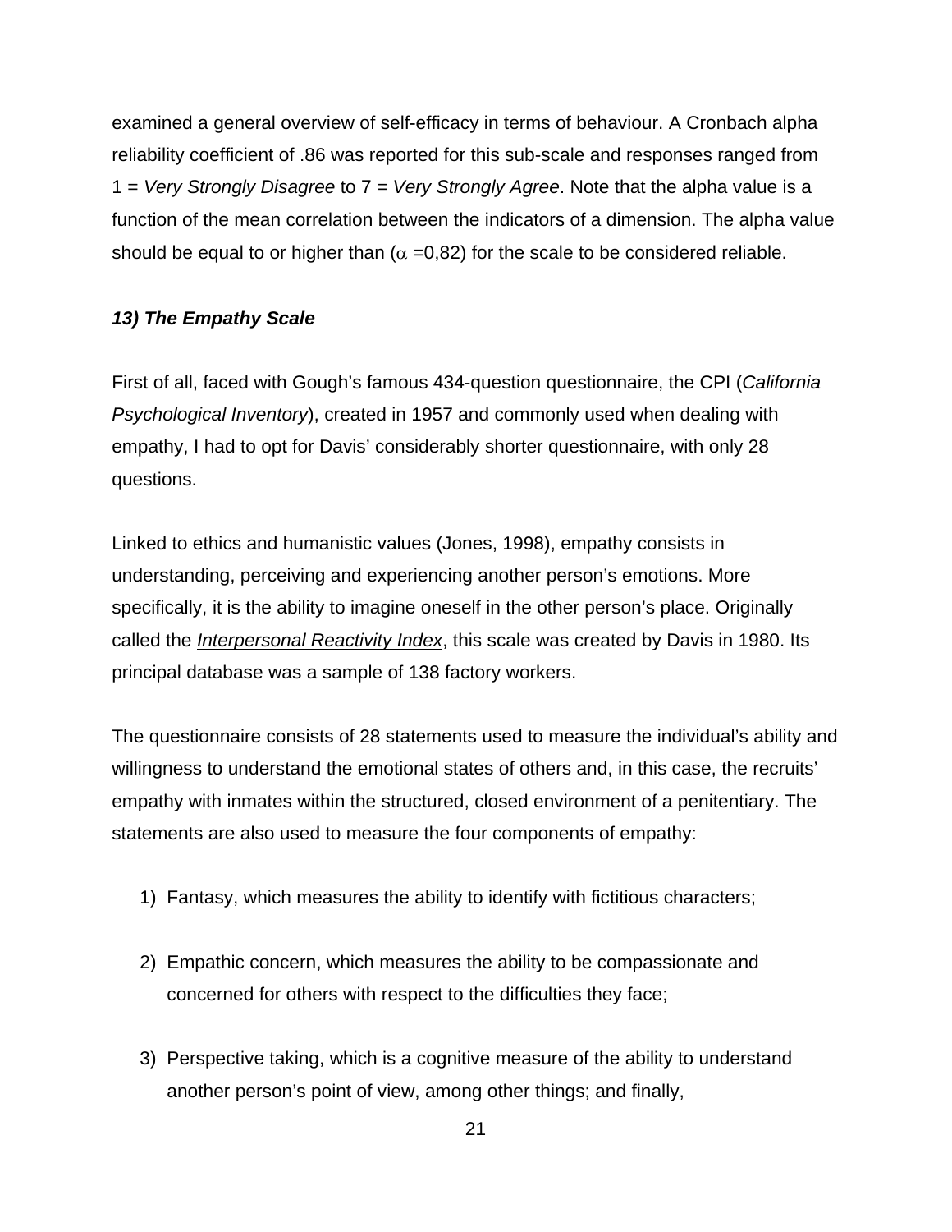examined a general overview of self-efficacy in terms of behaviour. A Cronbach alpha reliability coefficient of .86 was reported for this sub-scale and responses ranged from 1 = *Very Strongly Disagree* to 7 = *Very Strongly Agree*. Note that the alpha value is a function of the mean correlation between the indicators of a dimension. The alpha value should be equal to or higher than ($\alpha$ =0,82) for the scale to be considered reliable.

### *13) The Empathy Scale*

First of all, faced with Gough's famous 434-question questionnaire, the CPI (*California Psychological Inventory*), created in 1957 and commonly used when dealing with empathy, I had to opt for Davis' considerably shorter questionnaire, with only 28 questions.

Linked to ethics and humanistic values (Jones, 1998), empathy consists in understanding, perceiving and experiencing another person's emotions. More specifically, it is the ability to imagine oneself in the other person's place. Originally called the *Interpersonal Reactivity Index*, this scale was created by Davis in 1980. Its principal database was a sample of 138 factory workers.

The questionnaire consists of 28 statements used to measure the individual's ability and willingness to understand the emotional states of others and, in this case, the recruits' empathy with inmates within the structured, closed environment of a penitentiary. The statements are also used to measure the four components of empathy:

1) Fantasy, which measures the ability to identify with fictitious characters;

2) Empathic concern, which measures the ability to be compassionate and concerned for others with respect to the difficulties they face;

3) Perspective taking, which is a cognitive measure of the ability to understand another person's point of view, among other things; and finally,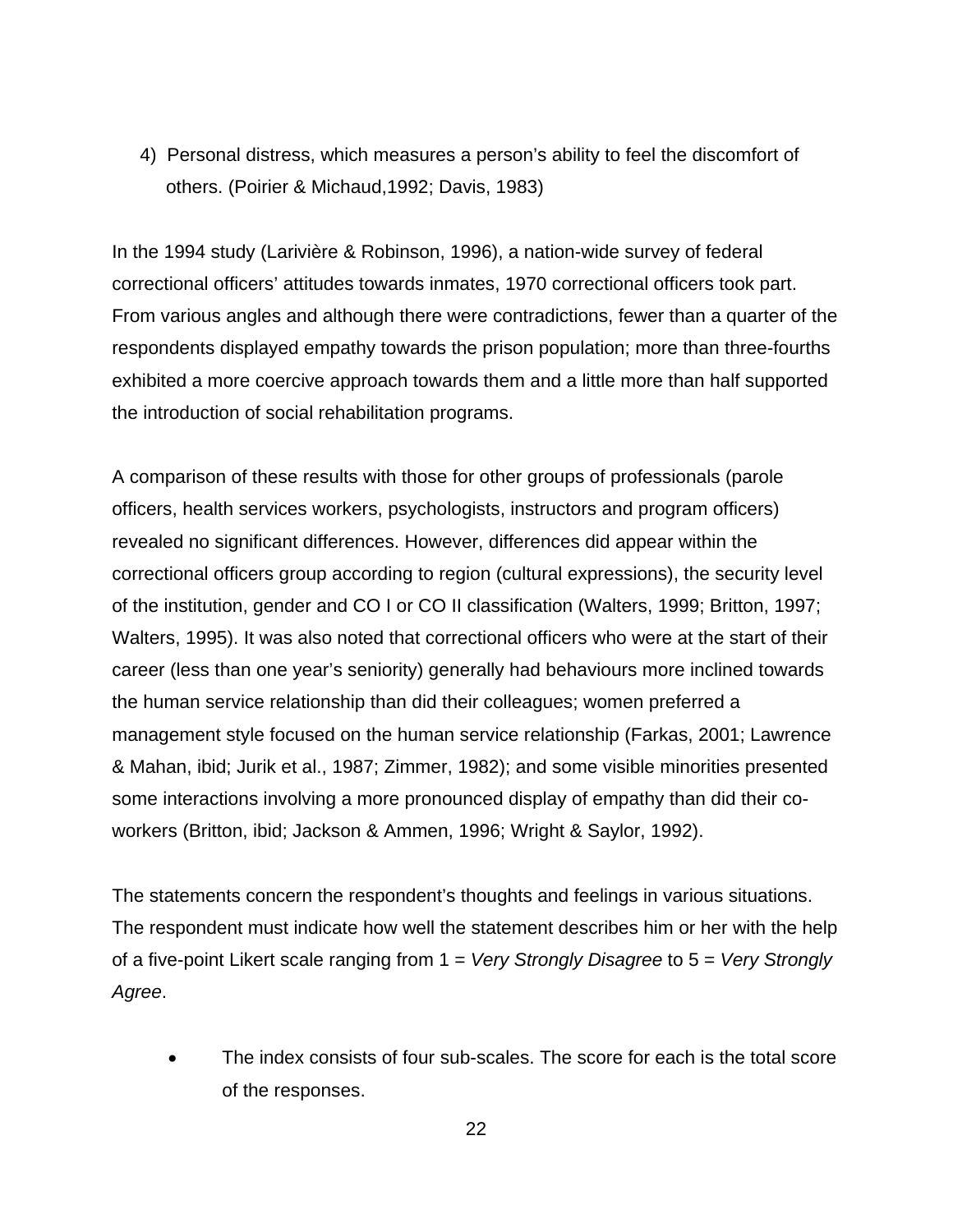4) Personal distress, which measures a person's ability to feel the discomfort of others. (Poirier & Michaud,1992; Davis, 1983)

In the 1994 study (Larivière & Robinson, 1996), a nation-wide survey of federal correctional officers' attitudes towards inmates, 1970 correctional officers took part. From various angles and although there were contradictions, fewer than a quarter of the respondents displayed empathy towards the prison population; more than three-fourths exhibited a more coercive approach towards them and a little more than half supported the introduction of social rehabilitation programs.

A comparison of these results with those for other groups of professionals (parole officers, health services workers, psychologists, instructors and program officers) revealed no significant differences. However, differences did appear within the correctional officers group according to region (cultural expressions), the security level of the institution, gender and CO I or CO II classification (Walters, 1999; Britton, 1997; Walters, 1995). It was also noted that correctional officers who were at the start of their career (less than one year's seniority) generally had behaviours more inclined towards the human service relationship than did their colleagues; women preferred a management style focused on the human service relationship (Farkas, 2001; Lawrence & Mahan, ibid; Jurik et al., 1987; Zimmer, 1982); and some visible minorities presented some interactions involving a more pronounced display of empathy than did their co-workers (Britton, ibid; Jackson & Ammen, 1996; Wright & Saylor, 1992).

The statements concern the respondent's thoughts and feelings in various situations. The respondent must indicate how well the statement describes him or her with the help of a five-point Likert scale ranging from 1 = *Very Strongly Disagree* to 5 = *Very Strongly Agree*.

- The index consists of four sub-scales. The score for each is the total score of the responses.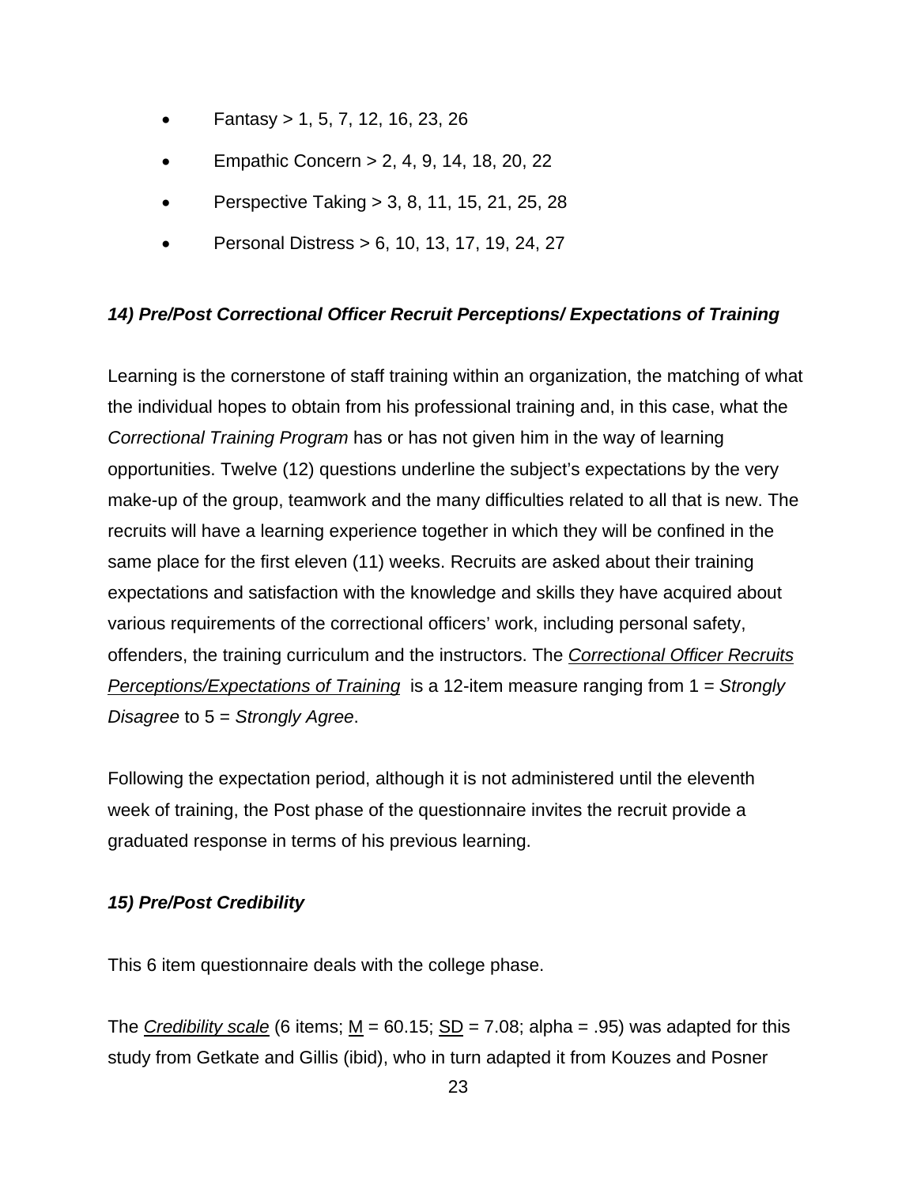- Fantasy > 1, 5, 7, 12, 16, 23, 26
- Empathic Concern > 2, 4, 9, 14, 18, 20, 22
- Perspective Taking > 3, 8, 11, 15, 21, 25, 28
- Personal Distress > 6, 10, 13, 17, 19, 24, 27

### *14) Pre/Post Correctional Officer Recruit Perceptions/ Expectations of Training*

Learning is the cornerstone of staff training within an organization, the matching of what the individual hopes to obtain from his professional training and, in this case, what the *Correctional Training Program* has or has not given him in the way of learning opportunities. Twelve (12) questions underline the subject's expectations by the very make-up of the group, teamwork and the many difficulties related to all that is new. The recruits will have a learning experience together in which they will be confined in the same place for the first eleven (11) weeks. Recruits are asked about their training expectations and satisfaction with the knowledge and skills they have acquired about various requirements of the correctional officers' work, including personal safety, offenders, the training curriculum and the instructors. The *Correctional Officer Recruits Perceptions/Expectations of Training* is a 12-item measure ranging from 1 = *Strongly Disagree* to 5 = *Strongly Agree*.

Following the expectation period, although it is not administered until the eleventh week of training, the Post phase of the questionnaire invites the recruit provide a graduated response in terms of his previous learning.

### *15) Pre/Post Credibility*

This 6 item questionnaire deals with the college phase.

The *Credibility scale* (6 items; M = 60.15; SD = 7.08; alpha = .95) was adapted for this study from Getkate and Gillis (ibid), who in turn adapted it from Kouzes and Posner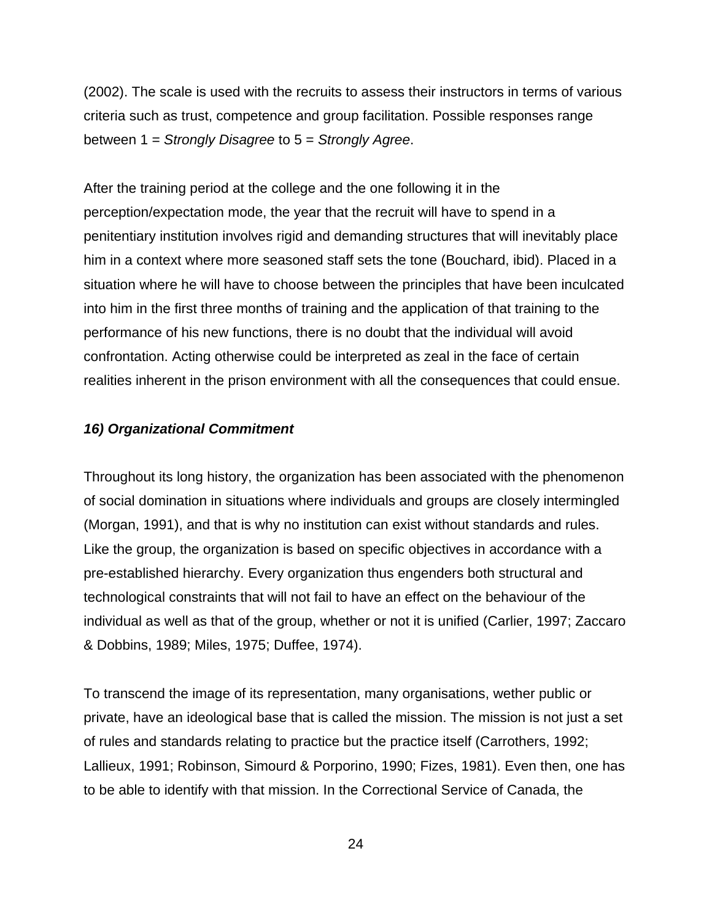(2002). The scale is used with the recruits to assess their instructors in terms of various criteria such as trust, competence and group facilitation. Possible responses range between 1 = *Strongly Disagree* to 5 = *Strongly Agree*.

After the training period at the college and the one following it in the perception/expectation mode, the year that the recruit will have to spend in a penitentiary institution involves rigid and demanding structures that will inevitably place him in a context where more seasoned staff sets the tone (Bouchard, ibid). Placed in a situation where he will have to choose between the principles that have been inculcated into him in the first three months of training and the application of that training to the performance of his new functions, there is no doubt that the individual will avoid confrontation. Acting otherwise could be interpreted as zeal in the face of certain realities inherent in the prison environment with all the consequences that could ensue.

### *16) Organizational Commitment*

Throughout its long history, the organization has been associated with the phenomenon of social domination in situations where individuals and groups are closely intermingled (Morgan, 1991), and that is why no institution can exist without standards and rules. Like the group, the organization is based on specific objectives in accordance with a pre-established hierarchy. Every organization thus engenders both structural and technological constraints that will not fail to have an effect on the behaviour of the individual as well as that of the group, whether or not it is unified (Carlier, 1997; Zaccaro & Dobbins, 1989; Miles, 1975; Duffee, 1974).

To transcend the image of its representation, many organisations, wether public or private, have an ideological base that is called the mission. The mission is not just a set of rules and standards relating to practice but the practice itself (Carrothers, 1992; Lallieux, 1991; Robinson, Simourd & Porporino, 1990; Fizes, 1981). Even then, one has to be able to identify with that mission. In the Correctional Service of Canada, the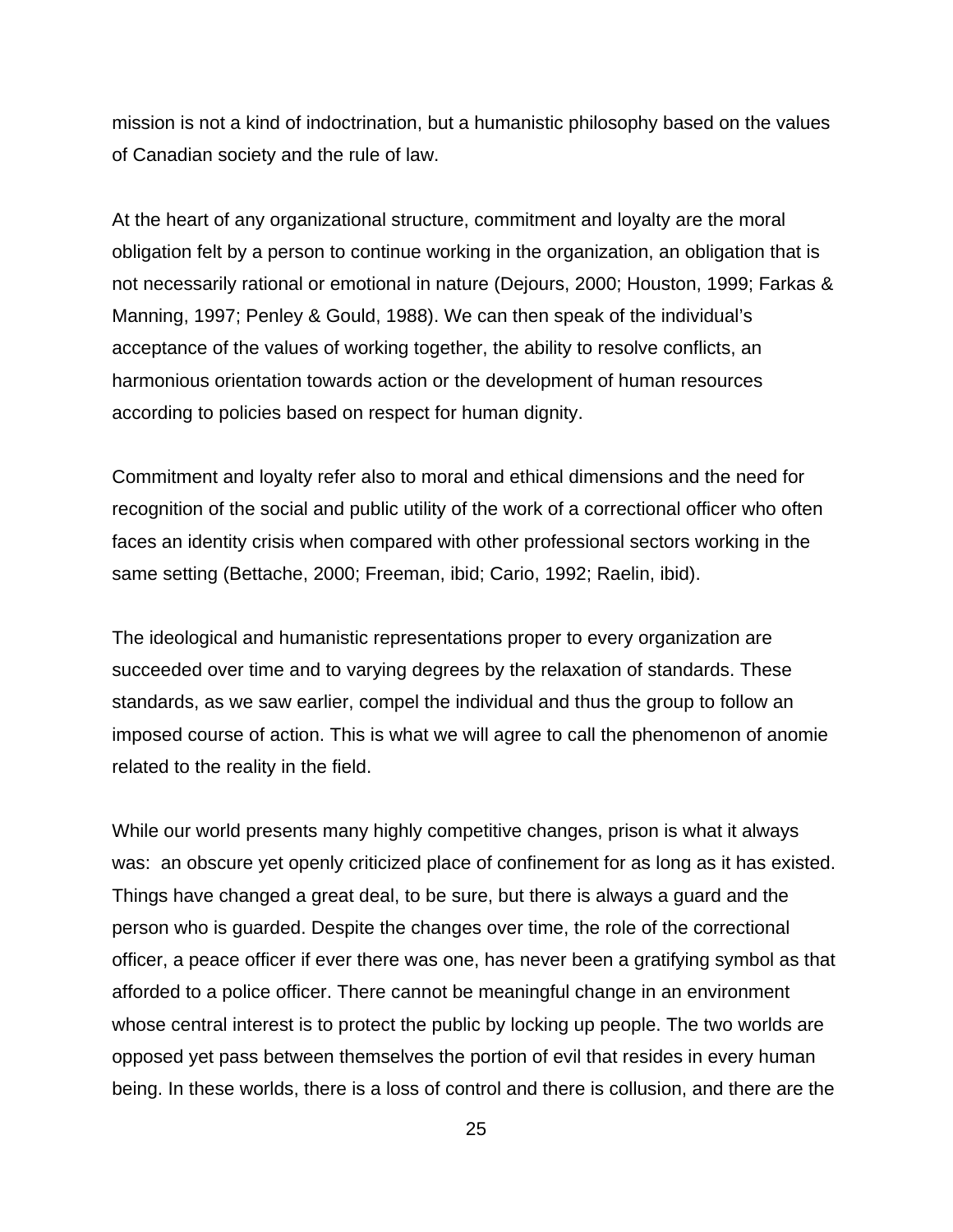mission is not a kind of indoctrination, but a humanistic philosophy based on the values of Canadian society and the rule of law.

At the heart of any organizational structure, commitment and loyalty are the moral obligation felt by a person to continue working in the organization, an obligation that is not necessarily rational or emotional in nature (Dejours, 2000; Houston, 1999; Farkas & Manning, 1997; Penley & Gould, 1988). We can then speak of the individual's acceptance of the values of working together, the ability to resolve conflicts, an harmonious orientation towards action or the development of human resources according to policies based on respect for human dignity.

Commitment and loyalty refer also to moral and ethical dimensions and the need for recognition of the social and public utility of the work of a correctional officer who often faces an identity crisis when compared with other professional sectors working in the same setting (Bettache, 2000; Freeman, ibid; Cario, 1992; Raelin, ibid).

The ideological and humanistic representations proper to every organization are succeeded over time and to varying degrees by the relaxation of standards. These standards, as we saw earlier, compel the individual and thus the group to follow an imposed course of action. This is what we will agree to call the phenomenon of anomie related to the reality in the field.

While our world presents many highly competitive changes, prison is what it always was: an obscure yet openly criticized place of confinement for as long as it has existed. Things have changed a great deal, to be sure, but there is always a guard and the person who is guarded. Despite the changes over time, the role of the correctional officer, a peace officer if ever there was one, has never been a gratifying symbol as that afforded to a police officer. There cannot be meaningful change in an environment whose central interest is to protect the public by locking up people. The two worlds are opposed yet pass between themselves the portion of evil that resides in every human being. In these worlds, there is a loss of control and there is collusion, and there are the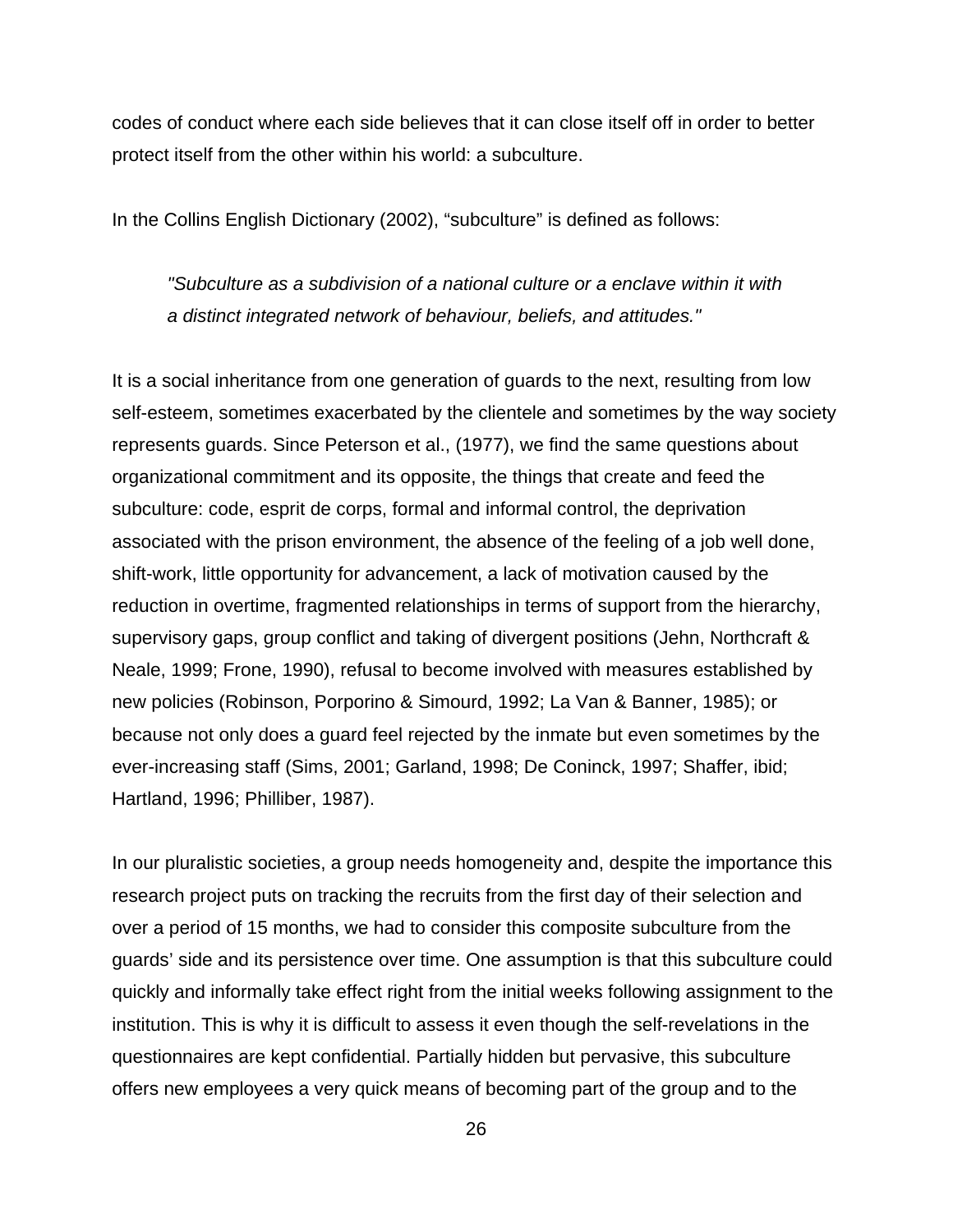codes of conduct where each side believes that it can close itself off in order to better protect itself from the other within his world: a subculture.

In the Collins English Dictionary (2002), "subculture" is defined as follows:

> *"Subculture as a subdivision of a national culture or a enclave within it with a distinct integrated network of behaviour, beliefs, and attitudes."*

It is a social inheritance from one generation of guards to the next, resulting from low self-esteem, sometimes exacerbated by the clientele and sometimes by the way society represents guards. Since Peterson et al., (1977), we find the same questions about organizational commitment and its opposite, the things that create and feed the subculture: code, esprit de corps, formal and informal control, the deprivation associated with the prison environment, the absence of the feeling of a job well done, shift-work, little opportunity for advancement, a lack of motivation caused by the reduction in overtime, fragmented relationships in terms of support from the hierarchy, supervisory gaps, group conflict and taking of divergent positions (Jehn, Northcraft & Neale, 1999; Frone, 1990), refusal to become involved with measures established by new policies (Robinson, Porporino & Simourd, 1992; La Van & Banner, 1985); or because not only does a guard feel rejected by the inmate but even sometimes by the ever-increasing staff (Sims, 2001; Garland, 1998; De Coninck, 1997; Shaffer, ibid; Hartland, 1996; Philliber, 1987).

In our pluralistic societies, a group needs homogeneity and, despite the importance this research project puts on tracking the recruits from the first day of their selection and over a period of 15 months, we had to consider this composite subculture from the guards' side and its persistence over time. One assumption is that this subculture could quickly and informally take effect right from the initial weeks following assignment to the institution. This is why it is difficult to assess it even though the self-revelations in the questionnaires are kept confidential. Partially hidden but pervasive, this subculture offers new employees a very quick means of becoming part of the group and to the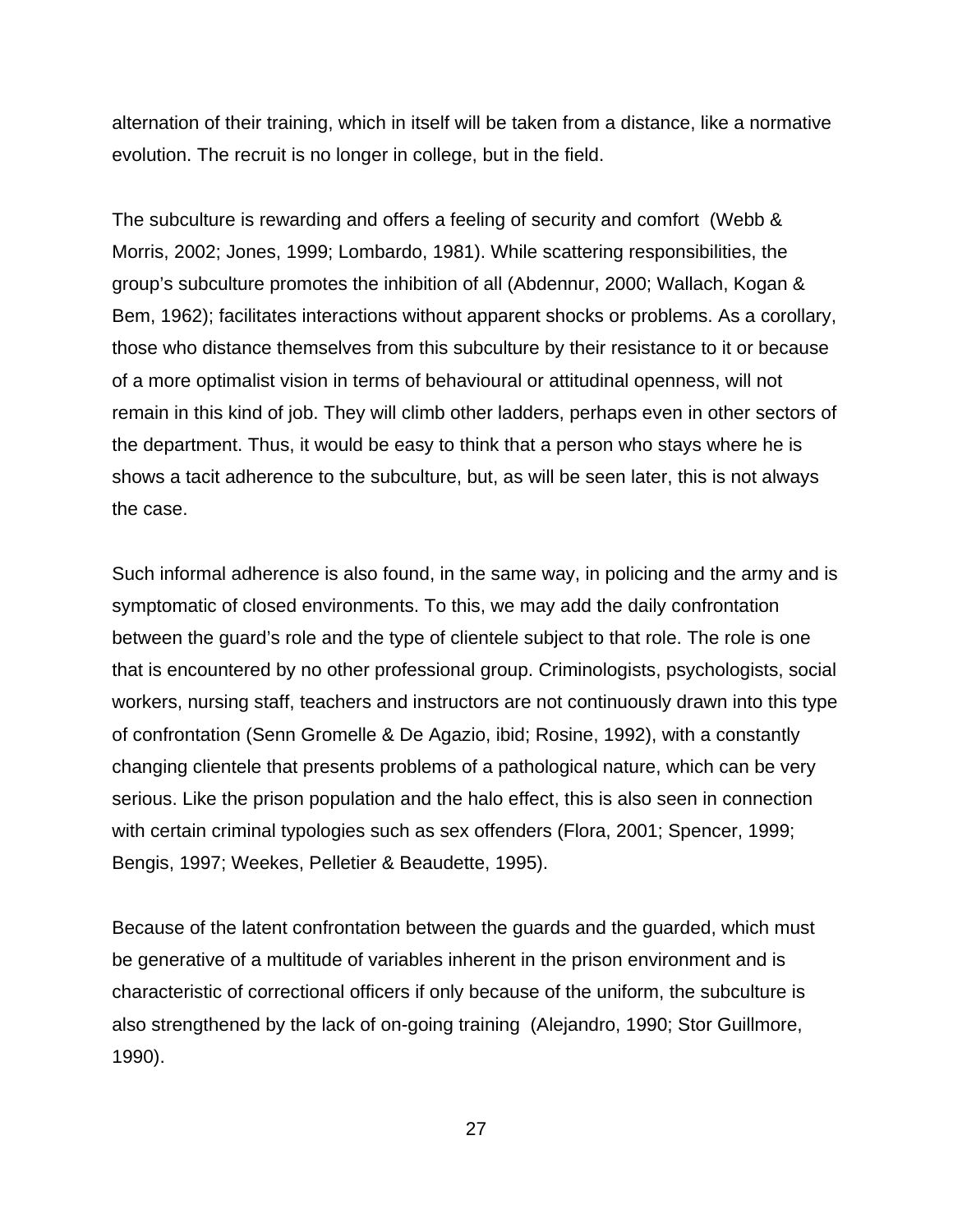alternation of their training, which in itself will be taken from a distance, like a normative evolution. The recruit is no longer in college, but in the field.

The subculture is rewarding and offers a feeling of security and comfort (Webb & Morris, 2002; Jones, 1999; Lombardo, 1981). While scattering responsibilities, the group's subculture promotes the inhibition of all (Abdennur, 2000; Wallach, Kogan & Bem, 1962); facilitates interactions without apparent shocks or problems. As a corollary, those who distance themselves from this subculture by their resistance to it or because of a more optimalist vision in terms of behavioural or attitudinal openness, will not remain in this kind of job. They will climb other ladders, perhaps even in other sectors of the department. Thus, it would be easy to think that a person who stays where he is shows a tacit adherence to the subculture, but, as will be seen later, this is not always the case.

Such informal adherence is also found, in the same way, in policing and the army and is symptomatic of closed environments. To this, we may add the daily confrontation between the guard's role and the type of clientele subject to that role. The role is one that is encountered by no other professional group. Criminologists, psychologists, social workers, nursing staff, teachers and instructors are not continuously drawn into this type of confrontation (Senn Gromelle & De Agazio, ibid; Rosine, 1992), with a constantly changing clientele that presents problems of a pathological nature, which can be very serious. Like the prison population and the halo effect, this is also seen in connection with certain criminal typologies such as sex offenders (Flora, 2001; Spencer, 1999; Bengis, 1997; Weekes, Pelletier & Beaudette, 1995).

Because of the latent confrontation between the guards and the guarded, which must be generative of a multitude of variables inherent in the prison environment and is characteristic of correctional officers if only because of the uniform, the subculture is also strengthened by the lack of on-going training (Alejandro, 1990; Stor Guillmore, 1990).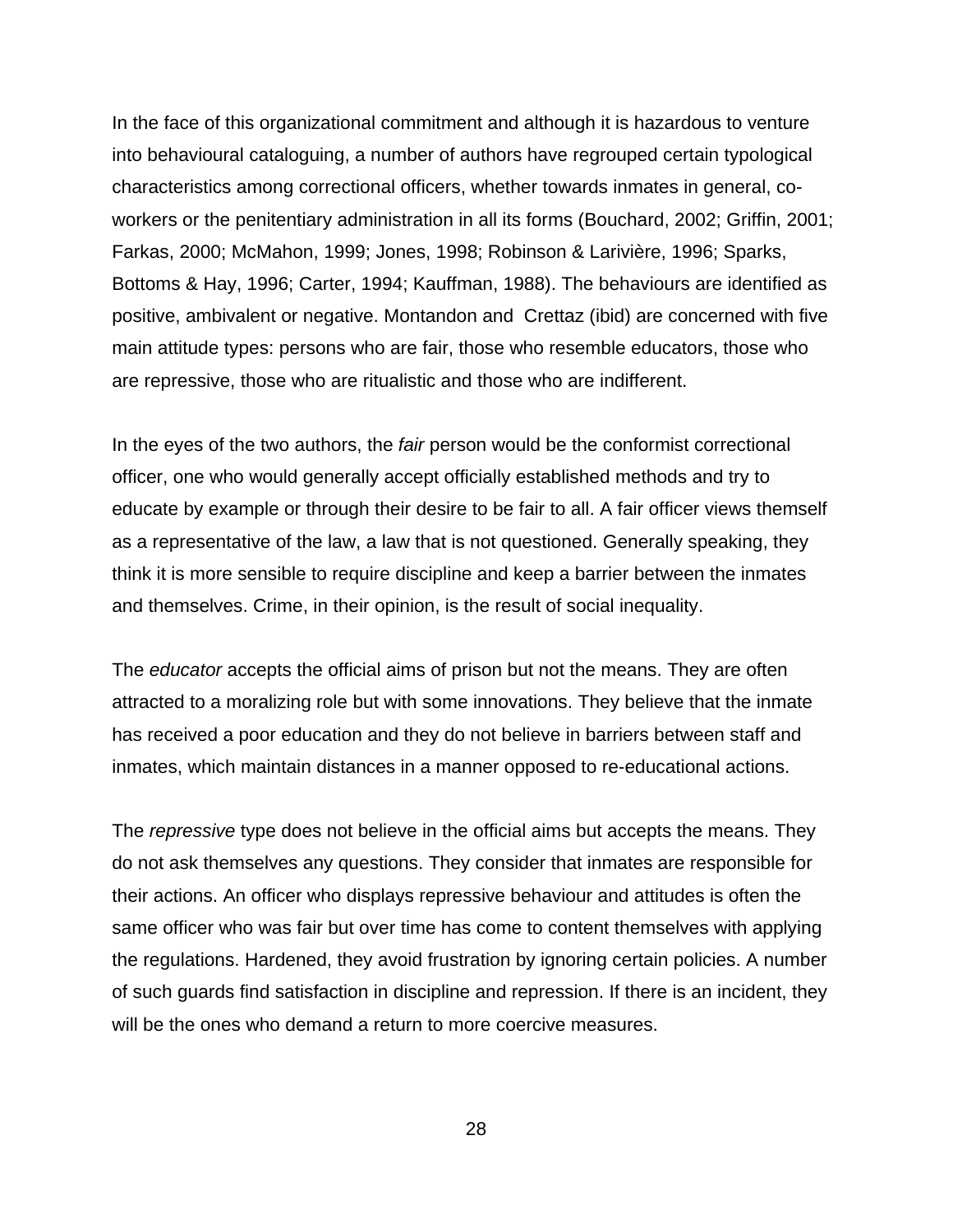In the face of this organizational commitment and although it is hazardous to venture into behavioural cataloguing, a number of authors have regrouped certain typological characteristics among correctional officers, whether towards inmates in general, co-workers or the penitentiary administration in all its forms (Bouchard, 2002; Griffin, 2001; Farkas, 2000; McMahon, 1999; Jones, 1998; Robinson & Larivière, 1996; Sparks, Bottoms & Hay, 1996; Carter, 1994; Kauffman, 1988). The behaviours are identified as positive, ambivalent or negative. Montandon and Crettaz (ibid) are concerned with five main attitude types: persons who are fair, those who resemble educators, those who are repressive, those who are ritualistic and those who are indifferent.

In the eyes of the two authors, the *fair* person would be the conformist correctional officer, one who would generally accept officially established methods and try to educate by example or through their desire to be fair to all. A fair officer views themself as a representative of the law, a law that is not questioned. Generally speaking, they think it is more sensible to require discipline and keep a barrier between the inmates and themselves. Crime, in their opinion, is the result of social inequality.

The *educator* accepts the official aims of prison but not the means. They are often attracted to a moralizing role but with some innovations. They believe that the inmate has received a poor education and they do not believe in barriers between staff and inmates, which maintain distances in a manner opposed to re-educational actions.

The *repressive* type does not believe in the official aims but accepts the means. They do not ask themselves any questions. They consider that inmates are responsible for their actions. An officer who displays repressive behaviour and attitudes is often the same officer who was fair but over time has come to content themselves with applying the regulations. Hardened, they avoid frustration by ignoring certain policies. A number of such guards find satisfaction in discipline and repression. If there is an incident, they will be the ones who demand a return to more coercive measures.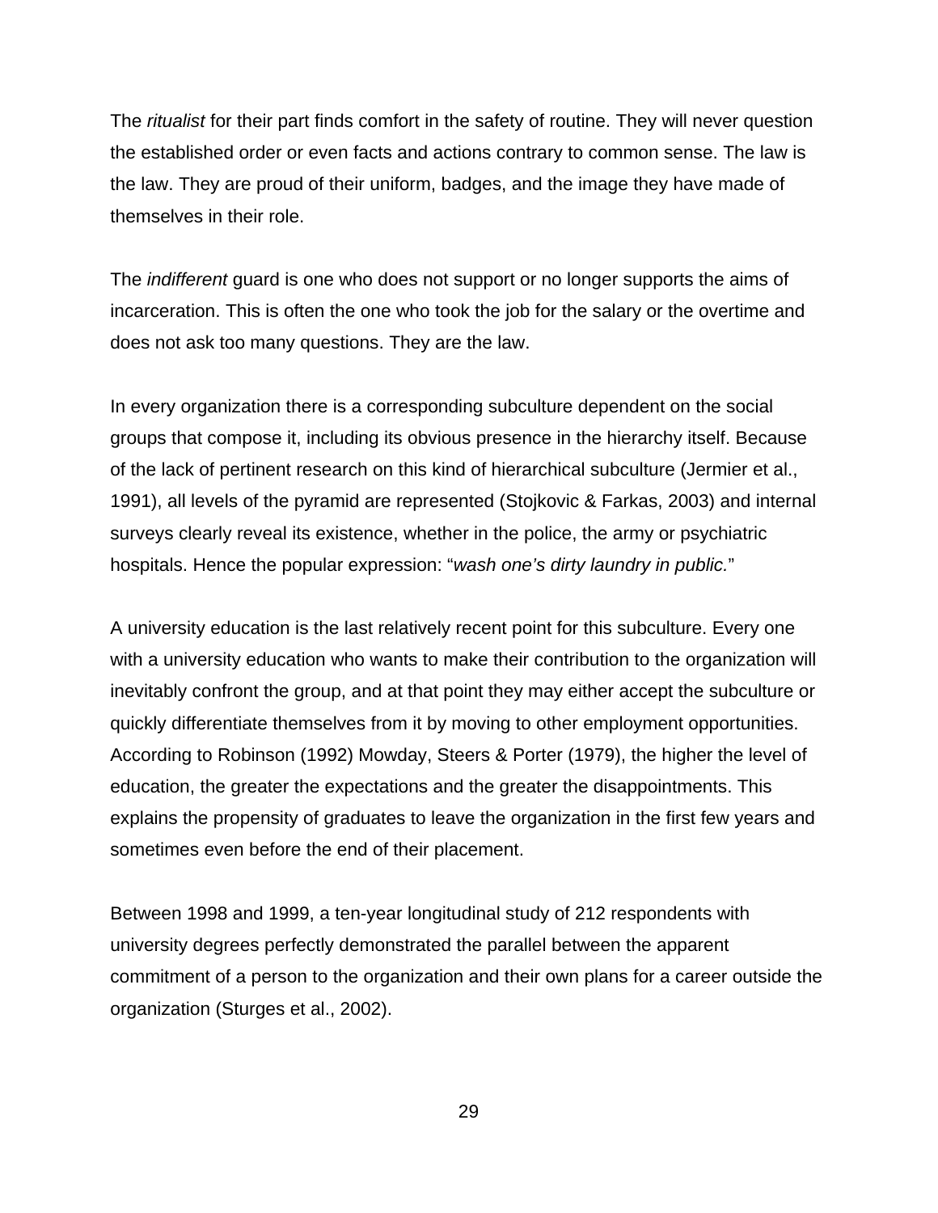The *ritualist* for their part finds comfort in the safety of routine. They will never question the established order or even facts and actions contrary to common sense. The law is the law. They are proud of their uniform, badges, and the image they have made of themselves in their role.

The *indifferent* guard is one who does not support or no longer supports the aims of incarceration. This is often the one who took the job for the salary or the overtime and does not ask too many questions. They are the law.

In every organization there is a corresponding subculture dependent on the social groups that compose it, including its obvious presence in the hierarchy itself. Because of the lack of pertinent research on this kind of hierarchical subculture (Jermier et al., 1991), all levels of the pyramid are represented (Stojkovic & Farkas, 2003) and internal surveys clearly reveal its existence, whether in the police, the army or psychiatric hospitals. Hence the popular expression: "*wash one's dirty laundry in public.*"

A university education is the last relatively recent point for this subculture. Every one with a university education who wants to make their contribution to the organization will inevitably confront the group, and at that point they may either accept the subculture or quickly differentiate themselves from it by moving to other employment opportunities. According to Robinson (1992) Mowday, Steers & Porter (1979), the higher the level of education, the greater the expectations and the greater the disappointments. This explains the propensity of graduates to leave the organization in the first few years and sometimes even before the end of their placement.

Between 1998 and 1999, a ten-year longitudinal study of 212 respondents with university degrees perfectly demonstrated the parallel between the apparent commitment of a person to the organization and their own plans for a career outside the organization (Sturges et al., 2002).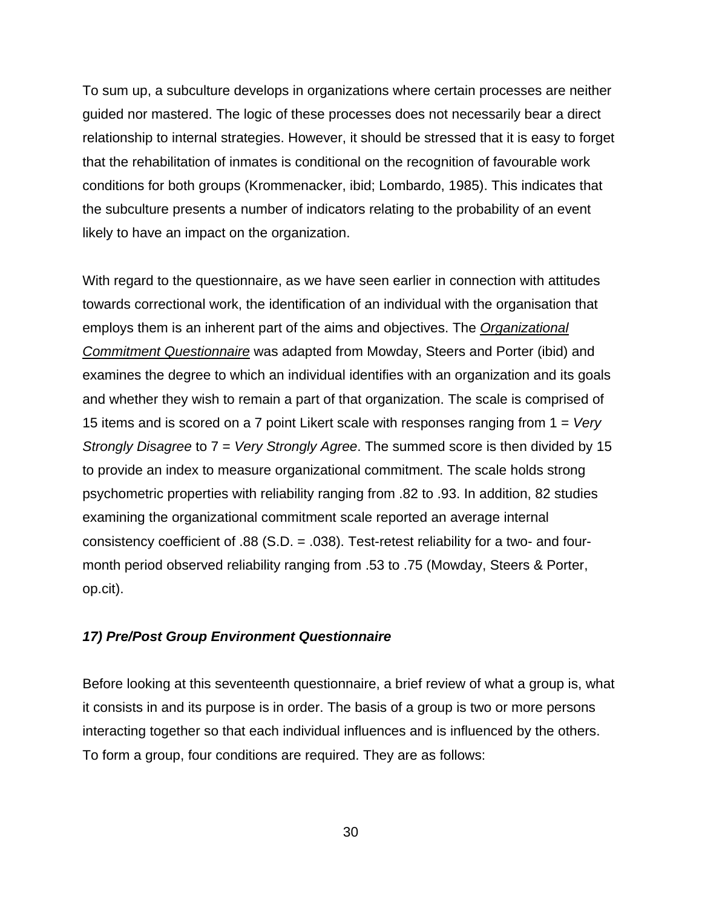To sum up, a subculture develops in organizations where certain processes are neither guided nor mastered. The logic of these processes does not necessarily bear a direct relationship to internal strategies. However, it should be stressed that it is easy to forget that the rehabilitation of inmates is conditional on the recognition of favourable work conditions for both groups (Krommenacker, ibid; Lombardo, 1985). This indicates that the subculture presents a number of indicators relating to the probability of an event likely to have an impact on the organization.

With regard to the questionnaire, as we have seen earlier in connection with attitudes towards correctional work, the identification of an individual with the organisation that employs them is an inherent part of the aims and objectives. The *Organizational Commitment Questionnaire* was adapted from Mowday, Steers and Porter (ibid) and examines the degree to which an individual identifies with an organization and its goals and whether they wish to remain a part of that organization. The scale is comprised of 15 items and is scored on a 7 point Likert scale with responses ranging from 1 = *Very Strongly Disagree* to 7 = *Very Strongly Agree*. The summed score is then divided by 15 to provide an index to measure organizational commitment. The scale holds strong psychometric properties with reliability ranging from .82 to .93. In addition, 82 studies examining the organizational commitment scale reported an average internal consistency coefficient of .88 (S.D. = .038). Test-retest reliability for a two- and four-month period observed reliability ranging from .53 to .75 (Mowday, Steers & Porter, op.cit).

### *17) Pre/Post Group Environment Questionnaire*

Before looking at this seventeenth questionnaire, a brief review of what a group is, what it consists in and its purpose is in order. The basis of a group is two or more persons interacting together so that each individual influences and is influenced by the others. To form a group, four conditions are required. They are as follows: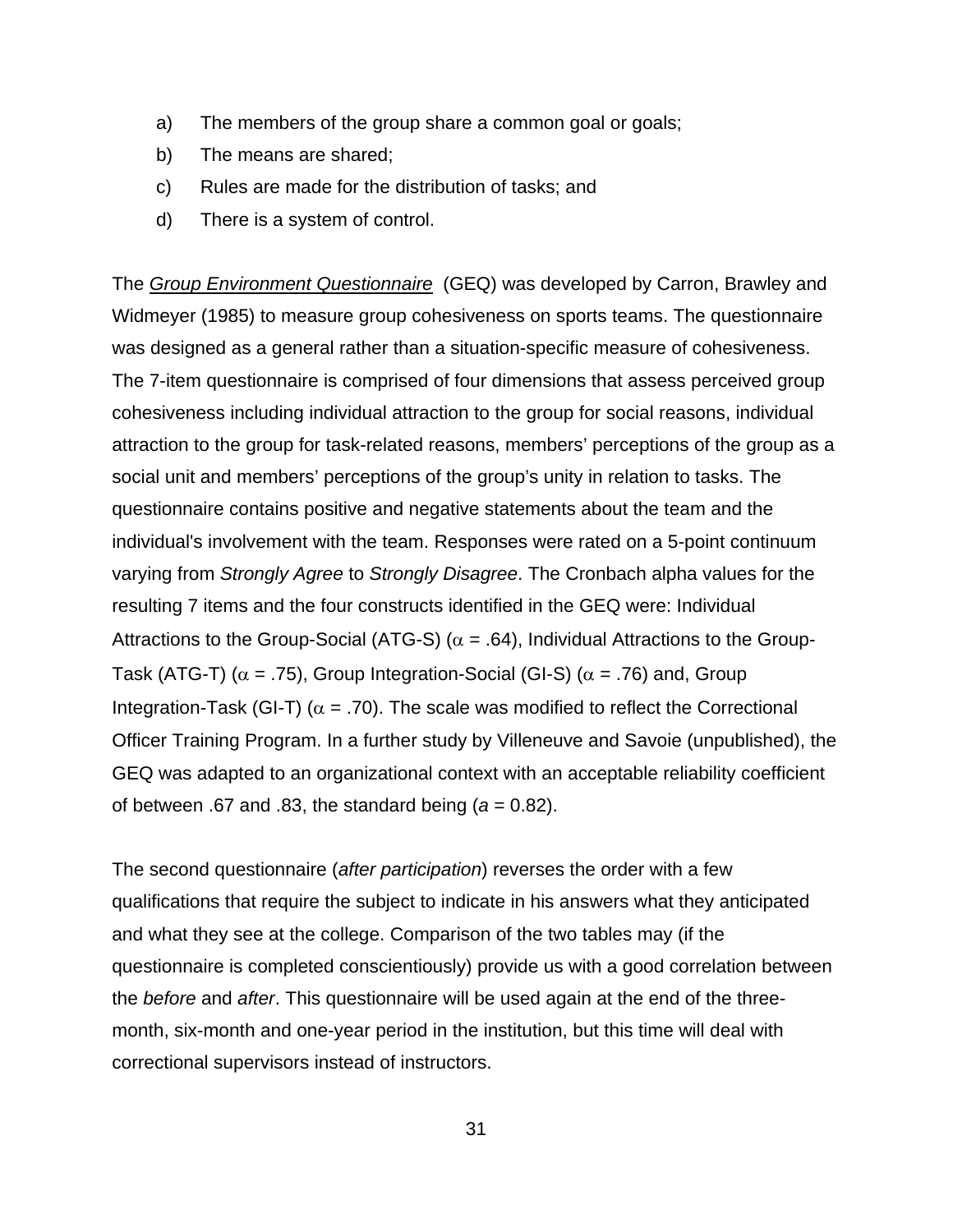a) The members of the group share a common goal or goals;
b) The means are shared;
c) Rules are made for the distribution of tasks; and
d) There is a system of control.

The *Group Environment Questionnaire* (GEQ) was developed by Carron, Brawley and Widmeyer (1985) to measure group cohesiveness on sports teams. The questionnaire was designed as a general rather than a situation-specific measure of cohesiveness. The 7-item questionnaire is comprised of four dimensions that assess perceived group cohesiveness including individual attraction to the group for social reasons, individual attraction to the group for task-related reasons, members' perceptions of the group as a social unit and members' perceptions of the group's unity in relation to tasks. The questionnaire contains positive and negative statements about the team and the individual's involvement with the team. Responses were rated on a 5-point continuum varying from *Strongly Agree* to *Strongly Disagree*. The Cronbach alpha values for the resulting 7 items and the four constructs identified in the GEQ were: Individual Attractions to the Group-Social (ATG-S) ($\alpha = .64$), Individual Attractions to the Group-Task (ATG-T) ($\alpha = .75$), Group Integration-Social (GI-S) ($\alpha = .76$) and, Group Integration-Task (GI-T) ($\alpha = .70$). The scale was modified to reflect the Correctional Officer Training Program. In a further study by Villeneuve and Savoie (unpublished), the GEQ was adapted to an organizational context with an acceptable reliability coefficient of between .67 and .83, the standard being ($a = 0.82$).

The second questionnaire (*after participation*) reverses the order with a few qualifications that require the subject to indicate in his answers what they anticipated and what they see at the college. Comparison of the two tables may (if the questionnaire is completed conscientiously) provide us with a good correlation between the *before* and *after*. This questionnaire will be used again at the end of the three-month, six-month and one-year period in the institution, but this time will deal with correctional supervisors instead of instructors.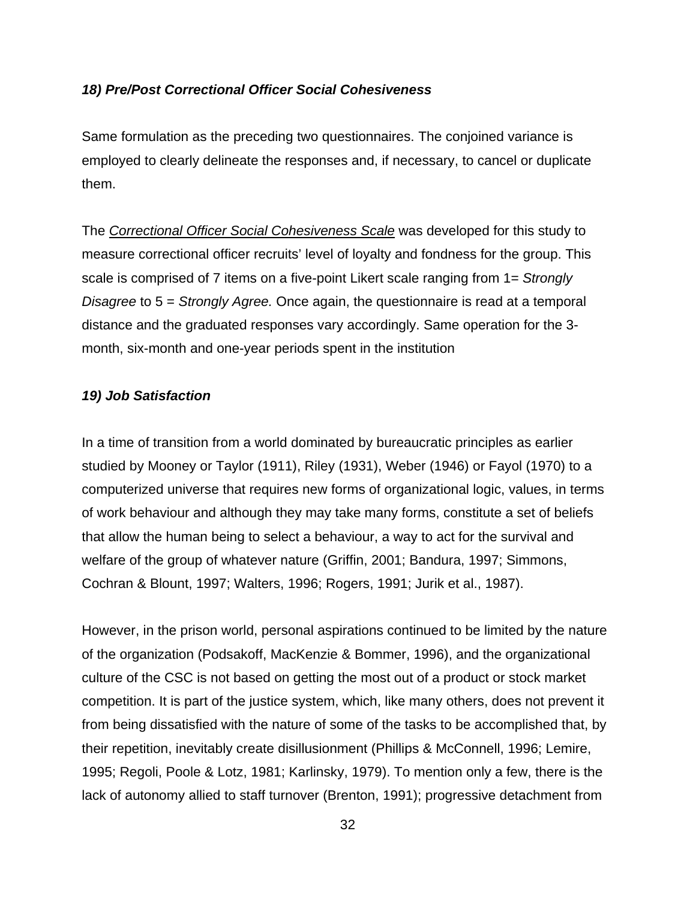### *18) Pre/Post Correctional Officer Social Cohesiveness*

Same formulation as the preceding two questionnaires. The conjoined variance is employed to clearly delineate the responses and, if necessary, to cancel or duplicate them.

The <u>*Correctional Officer Social Cohesiveness Scale*</u> was developed for this study to measure correctional officer recruits' level of loyalty and fondness for the group. This scale is comprised of 7 items on a five-point Likert scale ranging from 1= *Strongly Disagree* to 5 = *Strongly Agree.* Once again, the questionnaire is read at a temporal distance and the graduated responses vary accordingly. Same operation for the 3-month, six-month and one-year periods spent in the institution

### *19) Job Satisfaction*

In a time of transition from a world dominated by bureaucratic principles as earlier studied by Mooney or Taylor (1911), Riley (1931), Weber (1946) or Fayol (1970) to a computerized universe that requires new forms of organizational logic, values, in terms of work behaviour and although they may take many forms, constitute a set of beliefs that allow the human being to select a behaviour, a way to act for the survival and welfare of the group of whatever nature (Griffin, 2001; Bandura, 1997; Simmons, Cochran & Blount, 1997; Walters, 1996; Rogers, 1991; Jurik et al., 1987).

However, in the prison world, personal aspirations continued to be limited by the nature of the organization (Podsakoff, MacKenzie & Bommer, 1996), and the organizational culture of the CSC is not based on getting the most out of a product or stock market competition. It is part of the justice system, which, like many others, does not prevent it from being dissatisfied with the nature of some of the tasks to be accomplished that, by their repetition, inevitably create disillusionment (Phillips & McConnell, 1996; Lemire, 1995; Regoli, Poole & Lotz, 1981; Karlinsky, 1979). To mention only a few, there is the lack of autonomy allied to staff turnover (Brenton, 1991); progressive detachment from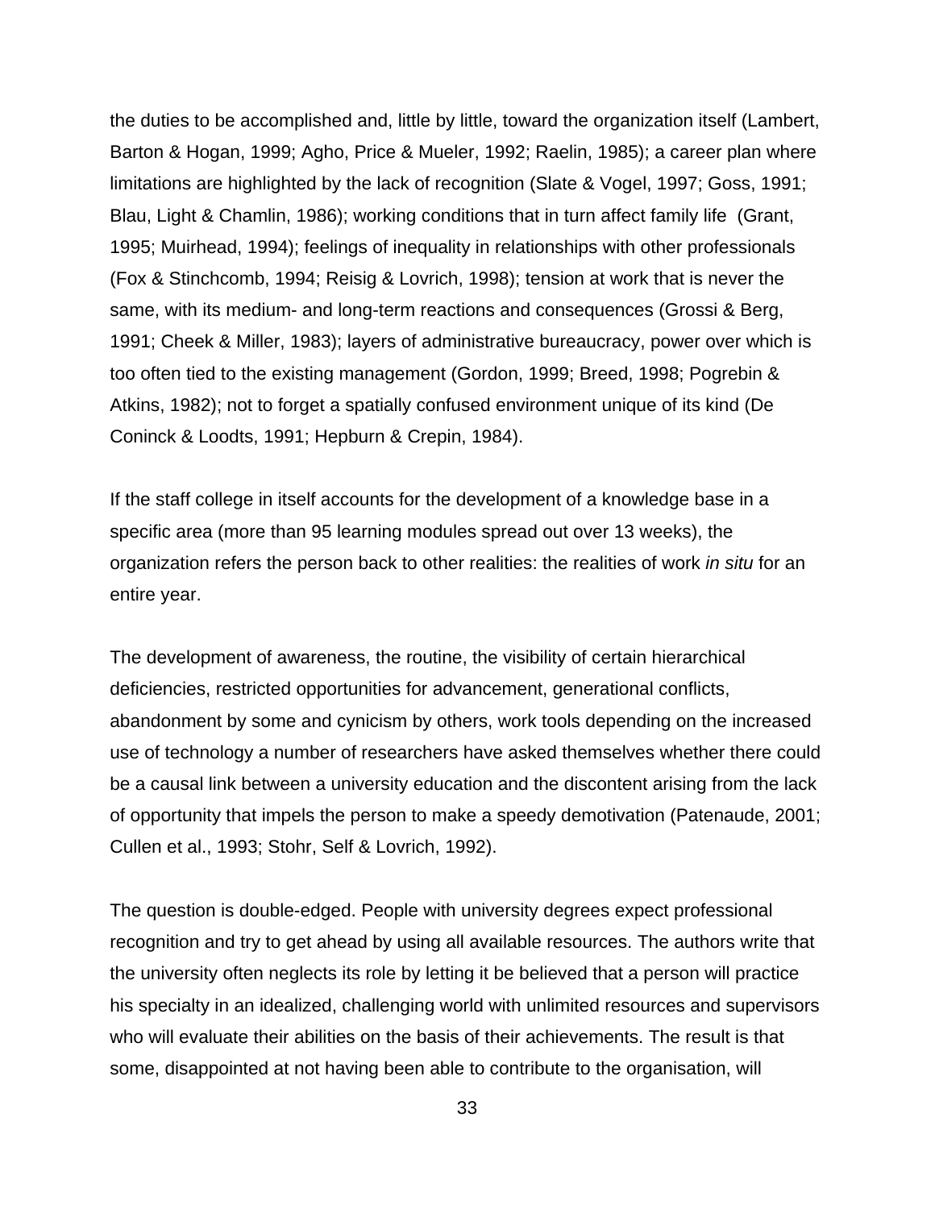the duties to be accomplished and, little by little, toward the organization itself (Lambert, Barton & Hogan, 1999; Agho, Price & Mueler, 1992; Raelin, 1985); a career plan where limitations are highlighted by the lack of recognition (Slate & Vogel, 1997; Goss, 1991; Blau, Light & Chamlin, 1986); working conditions that in turn affect family life (Grant, 1995; Muirhead, 1994); feelings of inequality in relationships with other professionals (Fox & Stinchcomb, 1994; Reisig & Lovrich, 1998); tension at work that is never the same, with its medium- and long-term reactions and consequences (Grossi & Berg, 1991; Cheek & Miller, 1983); layers of administrative bureaucracy, power over which is too often tied to the existing management (Gordon, 1999; Breed, 1998; Pogrebin & Atkins, 1982); not to forget a spatially confused environment unique of its kind (De Coninck & Loodts, 1991; Hepburn & Crepin, 1984).

If the staff college in itself accounts for the development of a knowledge base in a specific area (more than 95 learning modules spread out over 13 weeks), the organization refers the person back to other realities: the realities of work *in situ* for an entire year.

The development of awareness, the routine, the visibility of certain hierarchical deficiencies, restricted opportunities for advancement, generational conflicts, abandonment by some and cynicism by others, work tools depending on the increased use of technology a number of researchers have asked themselves whether there could be a causal link between a university education and the discontent arising from the lack of opportunity that impels the person to make a speedy demotivation (Patenaude, 2001; Cullen et al., 1993; Stohr, Self & Lovrich, 1992).

The question is double-edged. People with university degrees expect professional recognition and try to get ahead by using all available resources. The authors write that the university often neglects its role by letting it be believed that a person will practice his specialty in an idealized, challenging world with unlimited resources and supervisors who will evaluate their abilities on the basis of their achievements. The result is that some, disappointed at not having been able to contribute to the organisation, will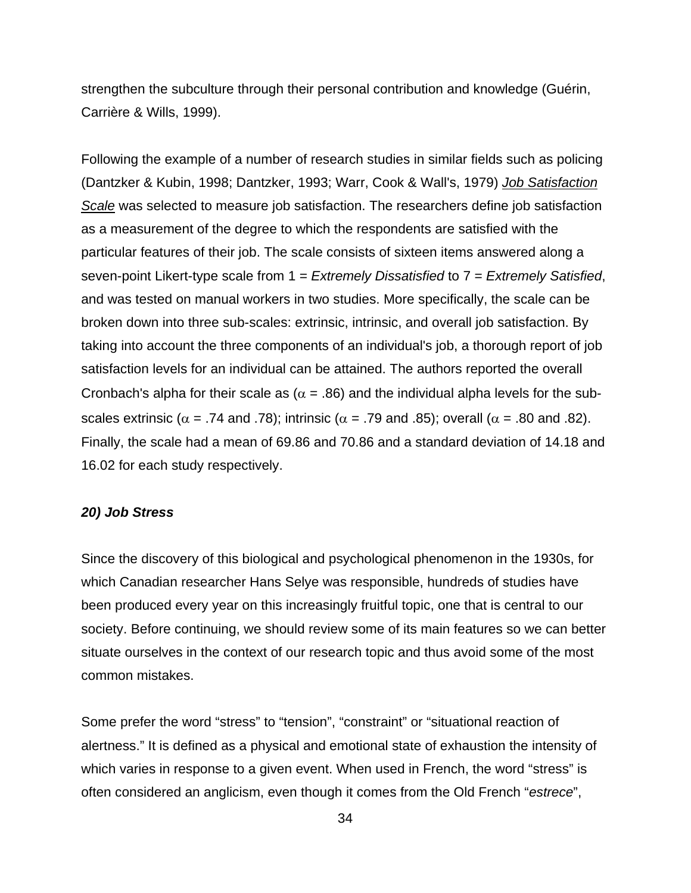strengthen the subculture through their personal contribution and knowledge (Guérin, Carrière & Wills, 1999).

Following the example of a number of research studies in similar fields such as policing (Dantzker & Kubin, 1998; Dantzker, 1993; Warr, Cook & Wall's, 1979) *Job Satisfaction Scale* was selected to measure job satisfaction. The researchers define job satisfaction as a measurement of the degree to which the respondents are satisfied with the particular features of their job. The scale consists of sixteen items answered along a seven-point Likert-type scale from 1 = *Extremely Dissatisfied* to 7 = *Extremely Satisfied*, and was tested on manual workers in two studies. More specifically, the scale can be broken down into three sub-scales: extrinsic, intrinsic, and overall job satisfaction. By taking into account the three components of an individual's job, a thorough report of job satisfaction levels for an individual can be attained. The authors reported the overall Cronbach's alpha for their scale as ($\alpha$ = .86) and the individual alpha levels for the sub-scales extrinsic ($\alpha$ = .74 and .78); intrinsic ($\alpha$ = .79 and .85); overall ($\alpha$ = .80 and .82). Finally, the scale had a mean of 69.86 and 70.86 and a standard deviation of 14.18 and 16.02 for each study respectively.

### *20) Job Stress*

Since the discovery of this biological and psychological phenomenon in the 1930s, for which Canadian researcher Hans Selye was responsible, hundreds of studies have been produced every year on this increasingly fruitful topic, one that is central to our society. Before continuing, we should review some of its main features so we can better situate ourselves in the context of our research topic and thus avoid some of the most common mistakes.

Some prefer the word "stress" to "tension", "constraint" or "situational reaction of alertness." It is defined as a physical and emotional state of exhaustion the intensity of which varies in response to a given event. When used in French, the word "stress" is often considered an anglicism, even though it comes from the Old French "*estrece*",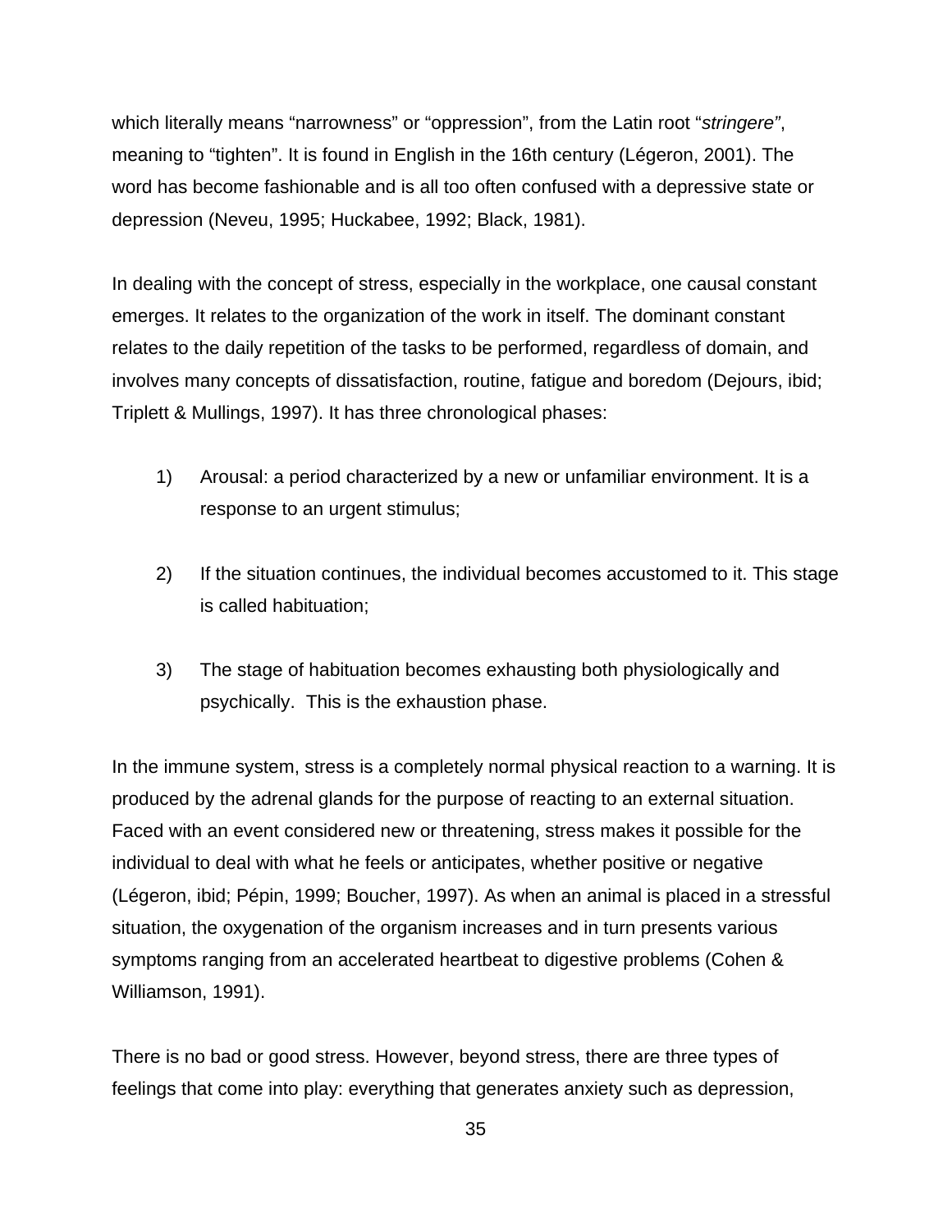which literally means “narrowness” or “oppression”, from the Latin root “*stringere”*, meaning to “tighten”. It is found in English in the 16th century (Légeron, 2001). The word has become fashionable and is all too often confused with a depressive state or depression (Neveu, 1995; Huckabee, 1992; Black, 1981).

In dealing with the concept of stress, especially in the workplace, one causal constant emerges. It relates to the organization of the work in itself. The dominant constant relates to the daily repetition of the tasks to be performed, regardless of domain, and involves many concepts of dissatisfaction, routine, fatigue and boredom (Dejours, ibid; Triplett & Mullings, 1997). It has three chronological phases:

1) Arousal: a period characterized by a new or unfamiliar environment. It is a response to an urgent stimulus;

2) If the situation continues, the individual becomes accustomed to it. This stage is called habituation;

3) The stage of habituation becomes exhausting both physiologically and psychically. This is the exhaustion phase.

In the immune system, stress is a completely normal physical reaction to a warning. It is produced by the adrenal glands for the purpose of reacting to an external situation. Faced with an event considered new or threatening, stress makes it possible for the individual to deal with what he feels or anticipates, whether positive or negative (Légeron, ibid; Pépin, 1999; Boucher, 1997). As when an animal is placed in a stressful situation, the oxygenation of the organism increases and in turn presents various symptoms ranging from an accelerated heartbeat to digestive problems (Cohen & Williamson, 1991).

There is no bad or good stress. However, beyond stress, there are three types of feelings that come into play: everything that generates anxiety such as depression,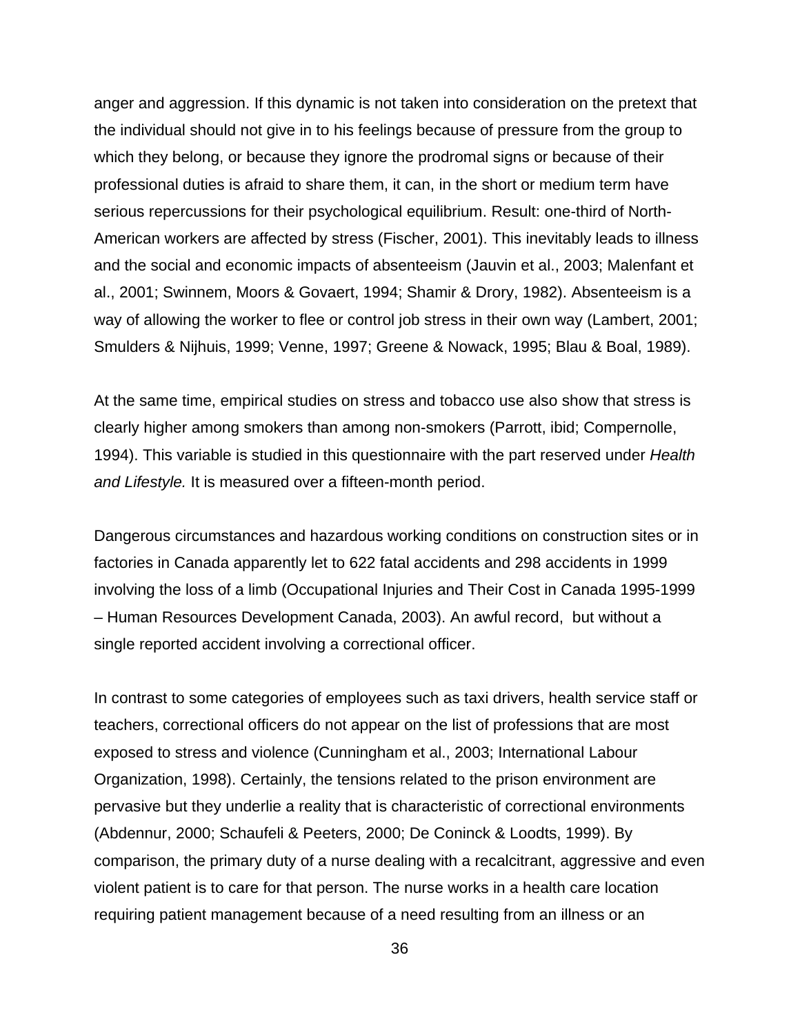anger and aggression. If this dynamic is not taken into consideration on the pretext that the individual should not give in to his feelings because of pressure from the group to which they belong, or because they ignore the prodromal signs or because of their professional duties is afraid to share them, it can, in the short or medium term have serious repercussions for their psychological equilibrium. Result: one-third of North-American workers are affected by stress (Fischer, 2001). This inevitably leads to illness and the social and economic impacts of absenteeism (Jauvin et al., 2003; Malenfant et al., 2001; Swinnem, Moors & Govaert, 1994; Shamir & Drory, 1982). Absenteeism is a way of allowing the worker to flee or control job stress in their own way (Lambert, 2001; Smulders & Nijhuis, 1999; Venne, 1997; Greene & Nowack, 1995; Blau & Boal, 1989).

At the same time, empirical studies on stress and tobacco use also show that stress is clearly higher among smokers than among non-smokers (Parrott, ibid; Compernolle, 1994). This variable is studied in this questionnaire with the part reserved under *Health and Lifestyle.* It is measured over a fifteen-month period.

Dangerous circumstances and hazardous working conditions on construction sites or in factories in Canada apparently let to 622 fatal accidents and 298 accidents in 1999 involving the loss of a limb (Occupational Injuries and Their Cost in Canada 1995-1999 – Human Resources Development Canada, 2003). An awful record, but without a single reported accident involving a correctional officer.

In contrast to some categories of employees such as taxi drivers, health service staff or teachers, correctional officers do not appear on the list of professions that are most exposed to stress and violence (Cunningham et al., 2003; International Labour Organization, 1998). Certainly, the tensions related to the prison environment are pervasive but they underlie a reality that is characteristic of correctional environments (Abdennur, 2000; Schaufeli & Peeters, 2000; De Coninck & Loodts, 1999). By comparison, the primary duty of a nurse dealing with a recalcitrant, aggressive and even violent patient is to care for that person. The nurse works in a health care location requiring patient management because of a need resulting from an illness or an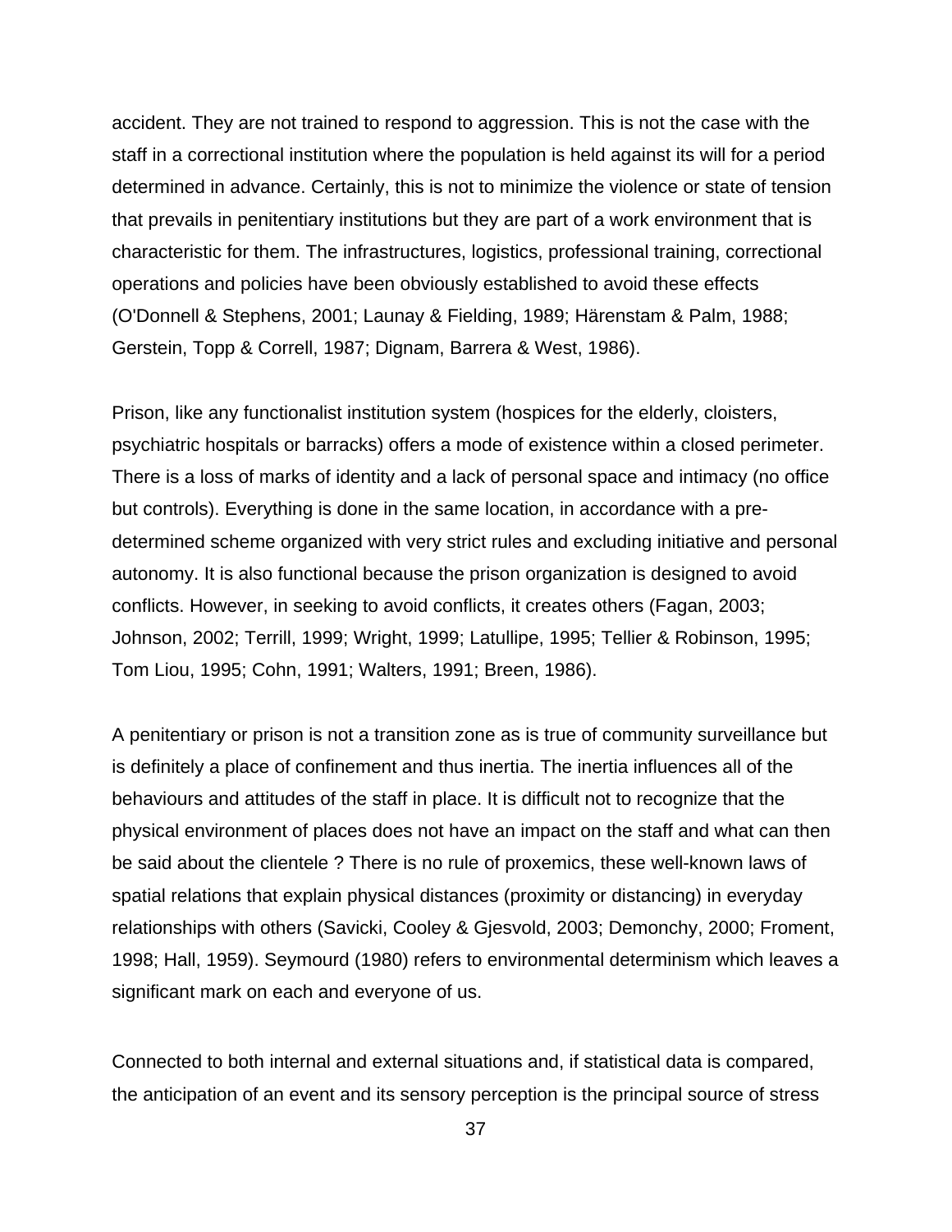accident. They are not trained to respond to aggression. This is not the case with the staff in a correctional institution where the population is held against its will for a period determined in advance. Certainly, this is not to minimize the violence or state of tension that prevails in penitentiary institutions but they are part of a work environment that is characteristic for them. The infrastructures, logistics, professional training, correctional operations and policies have been obviously established to avoid these effects (O'Donnell & Stephens, 2001; Launay & Fielding, 1989; Härenstam & Palm, 1988; Gerstein, Topp & Correll, 1987; Dignam, Barrera & West, 1986).

Prison, like any functionalist institution system (hospices for the elderly, cloisters, psychiatric hospitals or barracks) offers a mode of existence within a closed perimeter. There is a loss of marks of identity and a lack of personal space and intimacy (no office but controls). Everything is done in the same location, in accordance with a pre-determined scheme organized with very strict rules and excluding initiative and personal autonomy. It is also functional because the prison organization is designed to avoid conflicts. However, in seeking to avoid conflicts, it creates others (Fagan, 2003; Johnson, 2002; Terrill, 1999; Wright, 1999; Latullipe, 1995; Tellier & Robinson, 1995; Tom Liou, 1995; Cohn, 1991; Walters, 1991; Breen, 1986).

A penitentiary or prison is not a transition zone as is true of community surveillance but is definitely a place of confinement and thus inertia. The inertia influences all of the behaviours and attitudes of the staff in place. It is difficult not to recognize that the physical environment of places does not have an impact on the staff and what can then be said about the clientele ? There is no rule of proxemics, these well-known laws of spatial relations that explain physical distances (proximity or distancing) in everyday relationships with others (Savicki, Cooley & Gjesvold, 2003; Demonchy, 2000; Froment, 1998; Hall, 1959). Seymourd (1980) refers to environmental determinism which leaves a significant mark on each and everyone of us.

Connected to both internal and external situations and, if statistical data is compared, the anticipation of an event and its sensory perception is the principal source of stress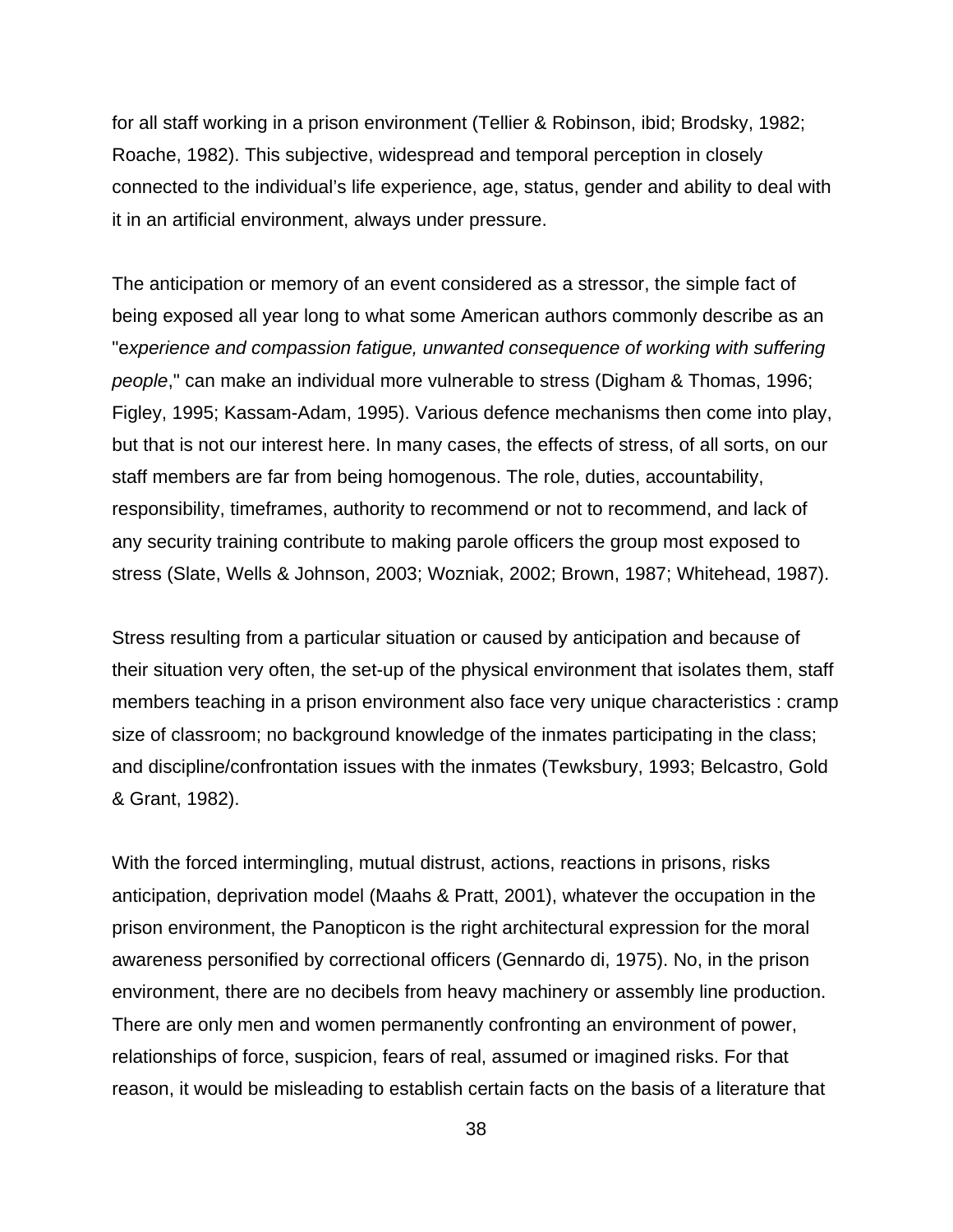for all staff working in a prison environment (Tellier & Robinson, ibid; Brodsky, 1982; Roache, 1982). This subjective, widespread and temporal perception in closely connected to the individual's life experience, age, status, gender and ability to deal with it in an artificial environment, always under pressure.

The anticipation or memory of an event considered as a stressor, the simple fact of being exposed all year long to what some American authors commonly describe as an "e*xperience and compassion fatigue, unwanted consequence of working with suffering people*," can make an individual more vulnerable to stress (Digham & Thomas, 1996; Figley, 1995; Kassam-Adam, 1995). Various defence mechanisms then come into play, but that is not our interest here. In many cases, the effects of stress, of all sorts, on our staff members are far from being homogenous. The role, duties, accountability, responsibility, timeframes, authority to recommend or not to recommend, and lack of any security training contribute to making parole officers the group most exposed to stress (Slate, Wells & Johnson, 2003; Wozniak, 2002; Brown, 1987; Whitehead, 1987).

Stress resulting from a particular situation or caused by anticipation and because of their situation very often, the set-up of the physical environment that isolates them, staff members teaching in a prison environment also face very unique characteristics : cramp size of classroom; no background knowledge of the inmates participating in the class; and discipline/confrontation issues with the inmates (Tewksbury, 1993; Belcastro, Gold & Grant, 1982).

With the forced intermingling, mutual distrust, actions, reactions in prisons, risks anticipation, deprivation model (Maahs & Pratt, 2001), whatever the occupation in the prison environment, the Panopticon is the right architectural expression for the moral awareness personified by correctional officers (Gennardo di, 1975). No, in the prison environment, there are no decibels from heavy machinery or assembly line production. There are only men and women permanently confronting an environment of power, relationships of force, suspicion, fears of real, assumed or imagined risks. For that reason, it would be misleading to establish certain facts on the basis of a literature that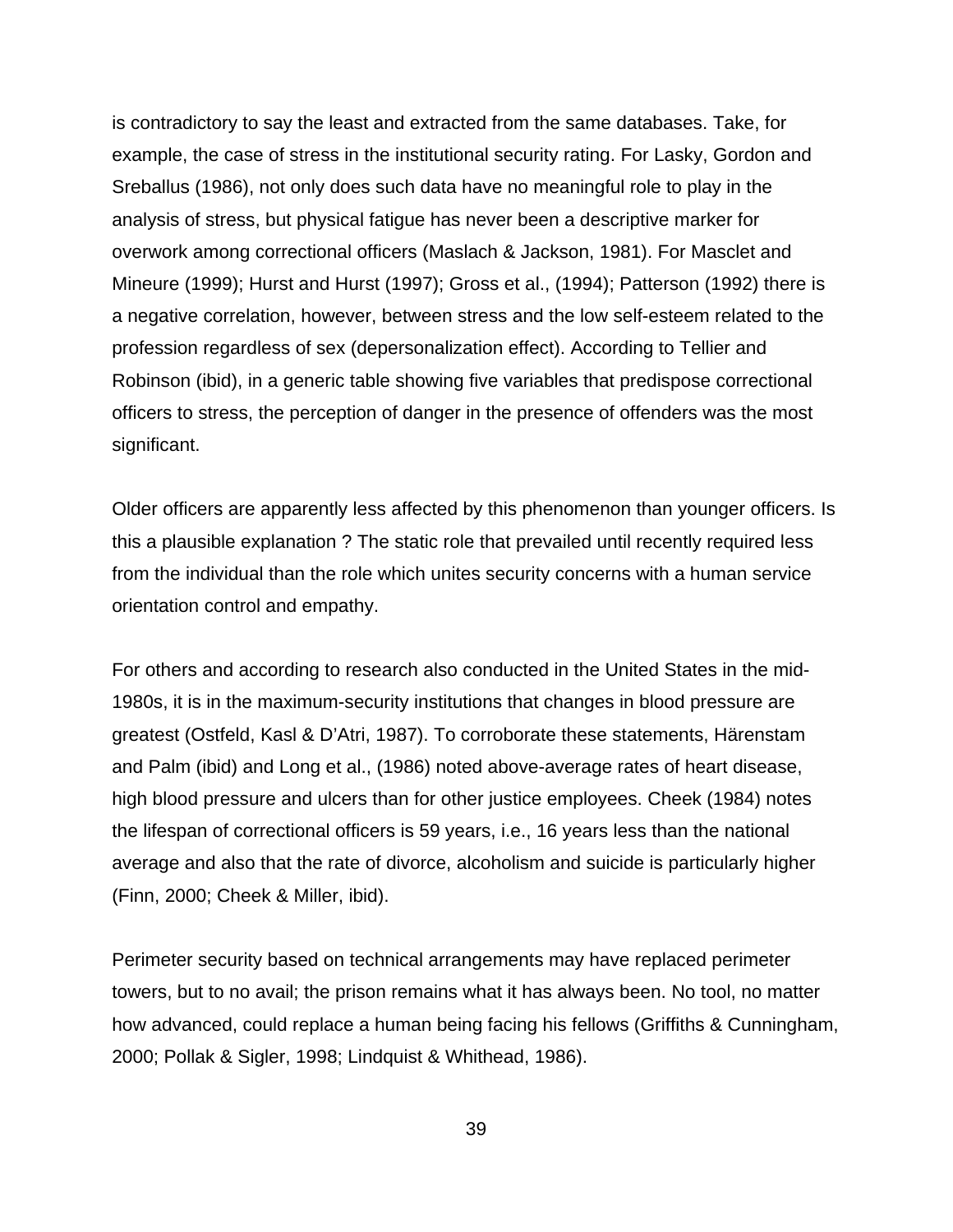is contradictory to say the least and extracted from the same databases. Take, for example, the case of stress in the institutional security rating. For Lasky, Gordon and Sreballus (1986), not only does such data have no meaningful role to play in the analysis of stress, but physical fatigue has never been a descriptive marker for overwork among correctional officers (Maslach & Jackson, 1981). For Masclet and Mineure (1999); Hurst and Hurst (1997); Gross et al., (1994); Patterson (1992) there is a negative correlation, however, between stress and the low self-esteem related to the profession regardless of sex (depersonalization effect). According to Tellier and Robinson (ibid), in a generic table showing five variables that predispose correctional officers to stress, the perception of danger in the presence of offenders was the most significant.

Older officers are apparently less affected by this phenomenon than younger officers. Is this a plausible explanation ? The static role that prevailed until recently required less from the individual than the role which unites security concerns with a human service orientation control and empathy.

For others and according to research also conducted in the United States in the mid-1980s, it is in the maximum-security institutions that changes in blood pressure are greatest (Ostfeld, Kasl & D'Atri, 1987). To corroborate these statements, Härenstam and Palm (ibid) and Long et al., (1986) noted above-average rates of heart disease, high blood pressure and ulcers than for other justice employees. Cheek (1984) notes the lifespan of correctional officers is 59 years, i.e., 16 years less than the national average and also that the rate of divorce, alcoholism and suicide is particularly higher (Finn, 2000; Cheek & Miller, ibid).

Perimeter security based on technical arrangements may have replaced perimeter towers, but to no avail; the prison remains what it has always been. No tool, no matter how advanced, could replace a human being facing his fellows (Griffiths & Cunningham, 2000; Pollak & Sigler, 1998; Lindquist & Whithead, 1986).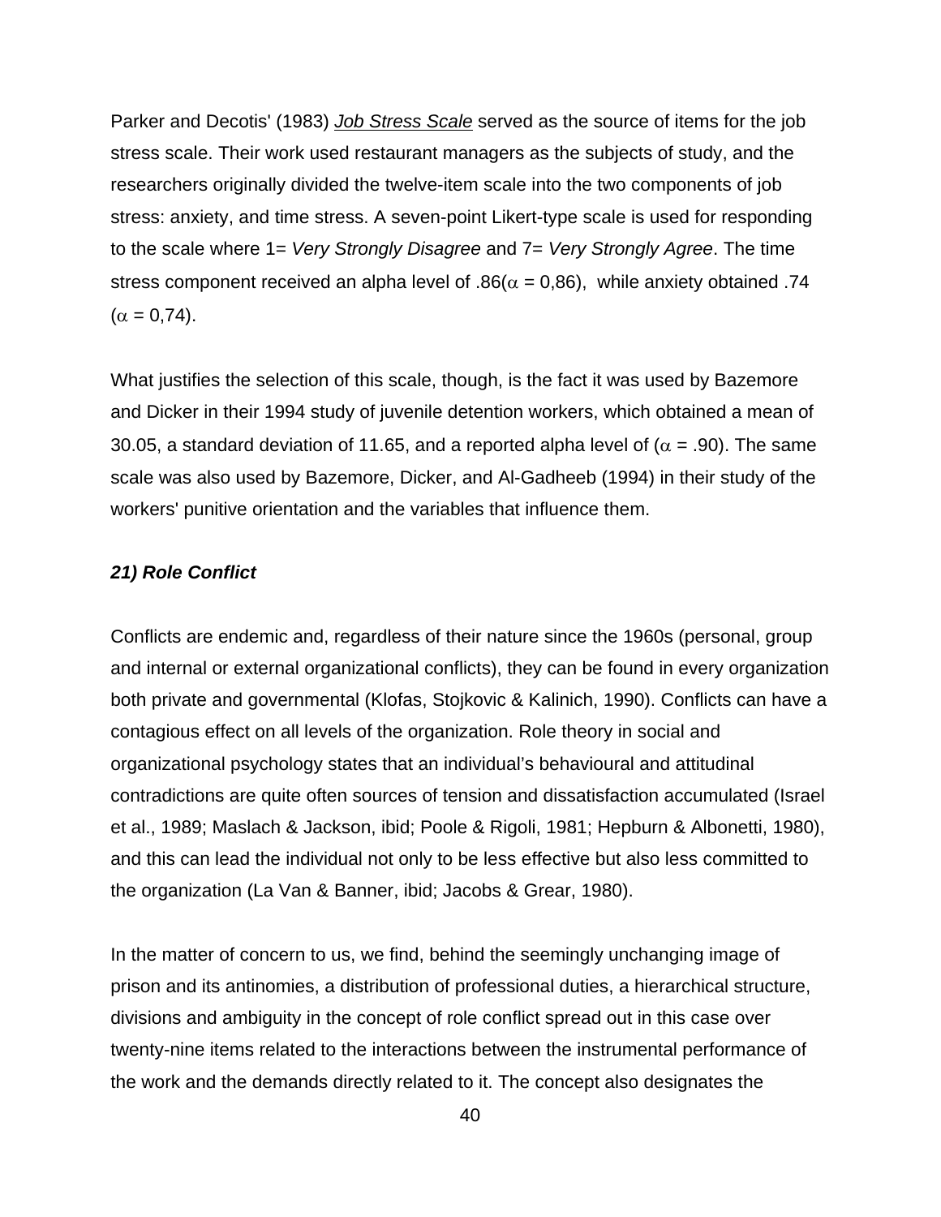Parker and Decotis' (1983) _**Job Stress Scale**_ served as the source of items for the job stress scale. Their work used restaurant managers as the subjects of study, and the researchers originally divided the twelve-item scale into the two components of job stress: anxiety, and time stress. A seven-point Likert-type scale is used for responding to the scale where 1= *Very Strongly Disagree* and 7= *Very Strongly Agree*. The time stress component received an alpha level of .86($\alpha$ = 0,86), while anxiety obtained .74 ($\alpha$ = 0,74).

What justifies the selection of this scale, though, is the fact it was used by Bazemore and Dicker in their 1994 study of juvenile detention workers, which obtained a mean of 30.05, a standard deviation of 11.65, and a reported alpha level of ($\alpha$ = .90). The same scale was also used by Bazemore, Dicker, and Al-Gadheeb (1994) in their study of the workers' punitive orientation and the variables that influence them.

***21) Role Conflict***

Conflicts are endemic and, regardless of their nature since the 1960s (personal, group and internal or external organizational conflicts), they can be found in every organization both private and governmental (Klofas, Stojkovic & Kalinich, 1990). Conflicts can have a contagious effect on all levels of the organization. Role theory in social and organizational psychology states that an individual's behavioural and attitudinal contradictions are quite often sources of tension and dissatisfaction accumulated (Israel et al., 1989; Maslach & Jackson, ibid; Poole & Rigoli, 1981; Hepburn & Albonetti, 1980), and this can lead the individual not only to be less effective but also less committed to the organization (La Van & Banner, ibid; Jacobs & Grear, 1980).

In the matter of concern to us, we find, behind the seemingly unchanging image of prison and its antinomies, a distribution of professional duties, a hierarchical structure, divisions and ambiguity in the concept of role conflict spread out in this case over twenty-nine items related to the interactions between the instrumental performance of the work and the demands directly related to it. The concept also designates the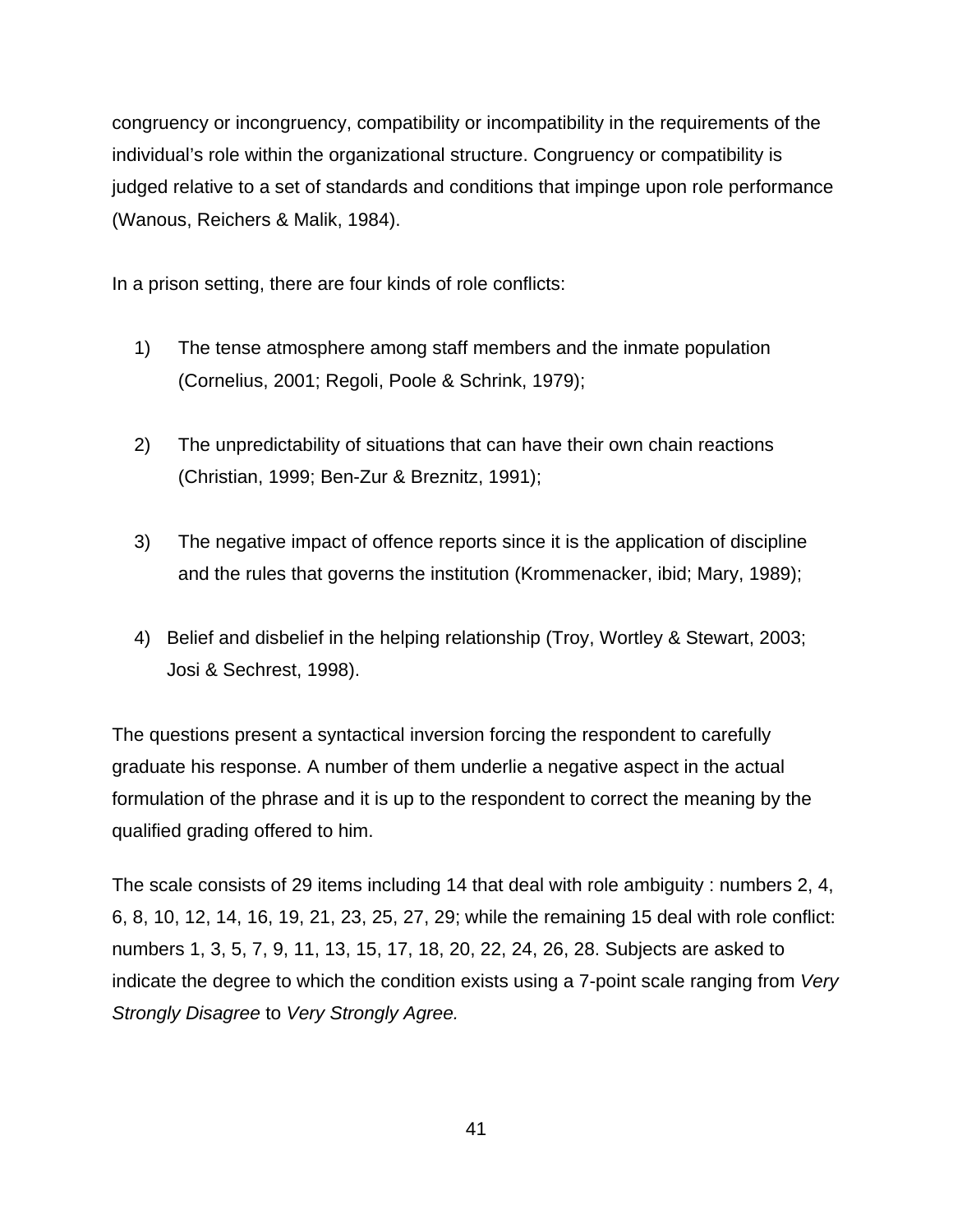congruency or incongruency, compatibility or incompatibility in the requirements of the individual's role within the organizational structure. Congruency or compatibility is judged relative to a set of standards and conditions that impinge upon role performance (Wanous, Reichers & Malik, 1984).

In a prison setting, there are four kinds of role conflicts:

1) The tense atmosphere among staff members and the inmate population (Cornelius, 2001; Regoli, Poole & Schrink, 1979);

2) The unpredictability of situations that can have their own chain reactions (Christian, 1999; Ben-Zur & Breznitz, 1991);

3) The negative impact of offence reports since it is the application of discipline and the rules that governs the institution (Krommenacker, ibid; Mary, 1989);

4) Belief and disbelief in the helping relationship (Troy, Wortley & Stewart, 2003; Josi & Sechrest, 1998).

The questions present a syntactical inversion forcing the respondent to carefully graduate his response. A number of them underlie a negative aspect in the actual formulation of the phrase and it is up to the respondent to correct the meaning by the qualified grading offered to him.

The scale consists of 29 items including 14 that deal with role ambiguity : numbers 2, 4, 6, 8, 10, 12, 14, 16, 19, 21, 23, 25, 27, 29; while the remaining 15 deal with role conflict: numbers 1, 3, 5, 7, 9, 11, 13, 15, 17, 18, 20, 22, 24, 26, 28. Subjects are asked to indicate the degree to which the condition exists using a 7-point scale ranging from *Very Strongly Disagree* to *Very Strongly Agree.*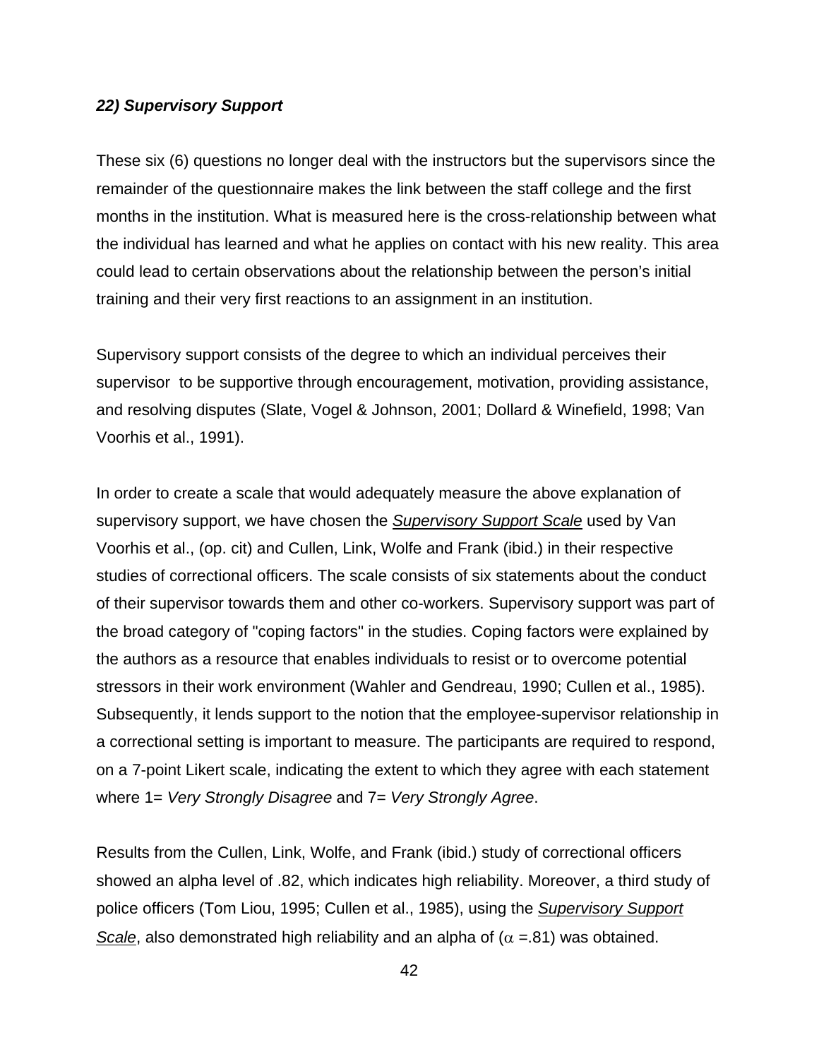***22) Supervisory Support***

These six (6) questions no longer deal with the instructors but the supervisors since the remainder of the questionnaire makes the link between the staff college and the first months in the institution. What is measured here is the cross-relationship between what the individual has learned and what he applies on contact with his new reality. This area could lead to certain observations about the relationship between the person's initial training and their very first reactions to an assignment in an institution.

Supervisory support consists of the degree to which an individual perceives their supervisor to be supportive through encouragement, motivation, providing assistance, and resolving disputes (Slate, Vogel & Johnson, 2001; Dollard & Winefield, 1998; Van Voorhis et al., 1991).

In order to create a scale that would adequately measure the above explanation of supervisory support, we have chosen the ***Supervisory Support Scale*** used by Van Voorhis et al., (op. cit) and Cullen, Link, Wolfe and Frank (ibid.) in their respective studies of correctional officers. The scale consists of six statements about the conduct of their supervisor towards them and other co-workers. Supervisory support was part of the broad category of "coping factors" in the studies. Coping factors were explained by the authors as a resource that enables individuals to resist or to overcome potential stressors in their work environment (Wahler and Gendreau, 1990; Cullen et al., 1985). Subsequently, it lends support to the notion that the employee-supervisor relationship in a correctional setting is important to measure. The participants are required to respond, on a 7-point Likert scale, indicating the extent to which they agree with each statement where 1= *Very Strongly Disagree* and 7= *Very Strongly Agree*.

Results from the Cullen, Link, Wolfe, and Frank (ibid.) study of correctional officers showed an alpha level of .82, which indicates high reliability. Moreover, a third study of police officers (Tom Liou, 1995; Cullen et al., 1985), using the ***Supervisory Support Scale***, also demonstrated high reliability and an alpha of ($\alpha$ =.81) was obtained.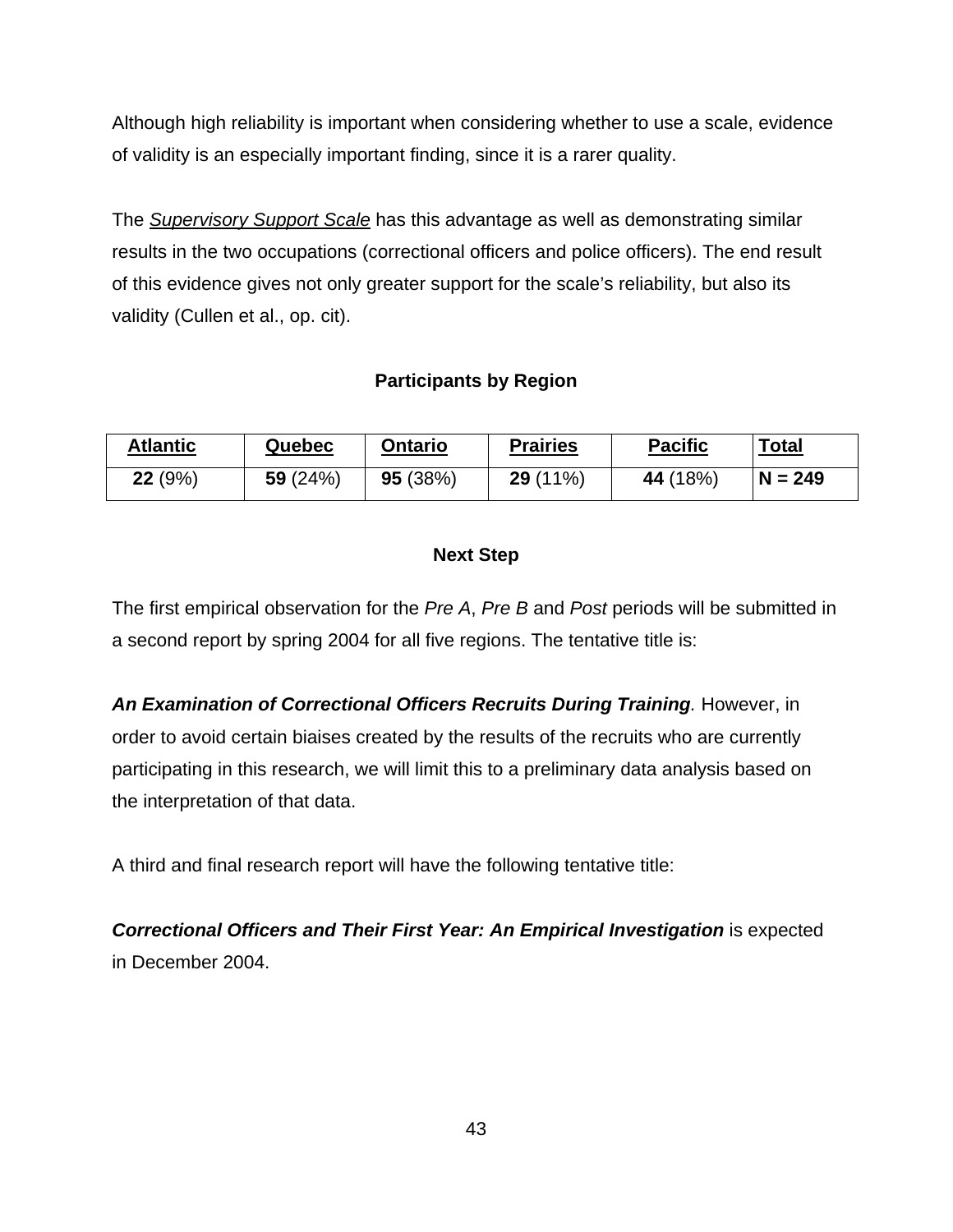Although high reliability is important when considering whether to use a scale, evidence of validity is an especially important finding, since it is a rarer quality.

The *Supervisory Support Scale* has this advantage as well as demonstrating similar results in the two occupations (correctional officers and police officers). The end result of this evidence gives not only greater support for the scale's reliability, but also its validity (Cullen et al., op. cit).

### Participants by Region

| **Atlantic** | **Quebec** | **Ontario** | **Prairies** | **Pacific** | **Total** |
|---|---|---|---|---|---|
| **22** (9%) | **59** (24%) | **95** (38%) | **29** (11%) | **44** (18%) | **N = 249** |

### Next Step

The first empirical observation for the *Pre A*, *Pre B* and *Post* periods will be submitted in a second report by spring 2004 for all five regions. The tentative title is:

***An Examination of Correctional Officers Recruits During Training****.* However, in order to avoid certain biaises created by the results of the recruits who are currently participating in this research, we will limit this to a preliminary data analysis based on the interpretation of that data.

A third and final research report will have the following tentative title:

***Correctional Officers and Their First Year: An Empirical Investigation*** is expected in December 2004.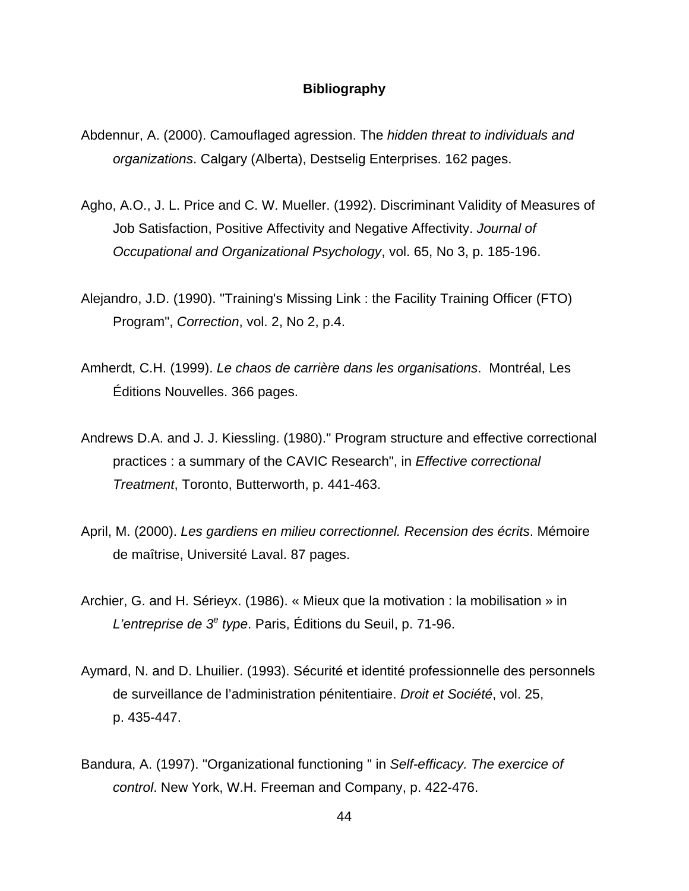## Bibliography

Abdennur, A. (2000). Camouflaged agression. The *hidden threat to individuals and organizations*. Calgary (Alberta), Destselig Enterprises. 162 pages.

Agho, A.O., J. L. Price and C. W. Mueller. (1992). Discriminant Validity of Measures of Job Satisfaction, Positive Affectivity and Negative Affectivity. *Journal of Occupational and Organizational Psychology*, vol. 65, No 3, p. 185-196.

Alejandro, J.D. (1990). "Training's Missing Link : the Facility Training Officer (FTO) Program", *Correction*, vol. 2, No 2, p.4.

Amherdt, C.H. (1999). *Le chaos de carrière dans les organisations*. Montréal, Les Éditions Nouvelles. 366 pages.

Andrews D.A. and J. J. Kiessling. (1980)." Program structure and effective correctional practices : a summary of the CAVIC Research", in *Effective correctional Treatment*, Toronto, Butterworth, p. 441-463.

April, M. (2000). *Les gardiens en milieu correctionnel. Recension des écrits*. Mémoire de maîtrise, Université Laval. 87 pages.

Archier, G. and H. Sérieyx. (1986). « Mieux que la motivation : la mobilisation » in *L'entreprise de 3e type*. Paris, Éditions du Seuil, p. 71-96.

Aymard, N. and D. Lhuilier. (1993). Sécurité et identité professionnelle des personnels de surveillance de l'administration pénitentiaire. *Droit et Société*, vol. 25, p. 435-447.

Bandura, A. (1997). "Organizational functioning " in *Self-efficacy. The exercice of control*. New York, W.H. Freeman and Company, p. 422-476.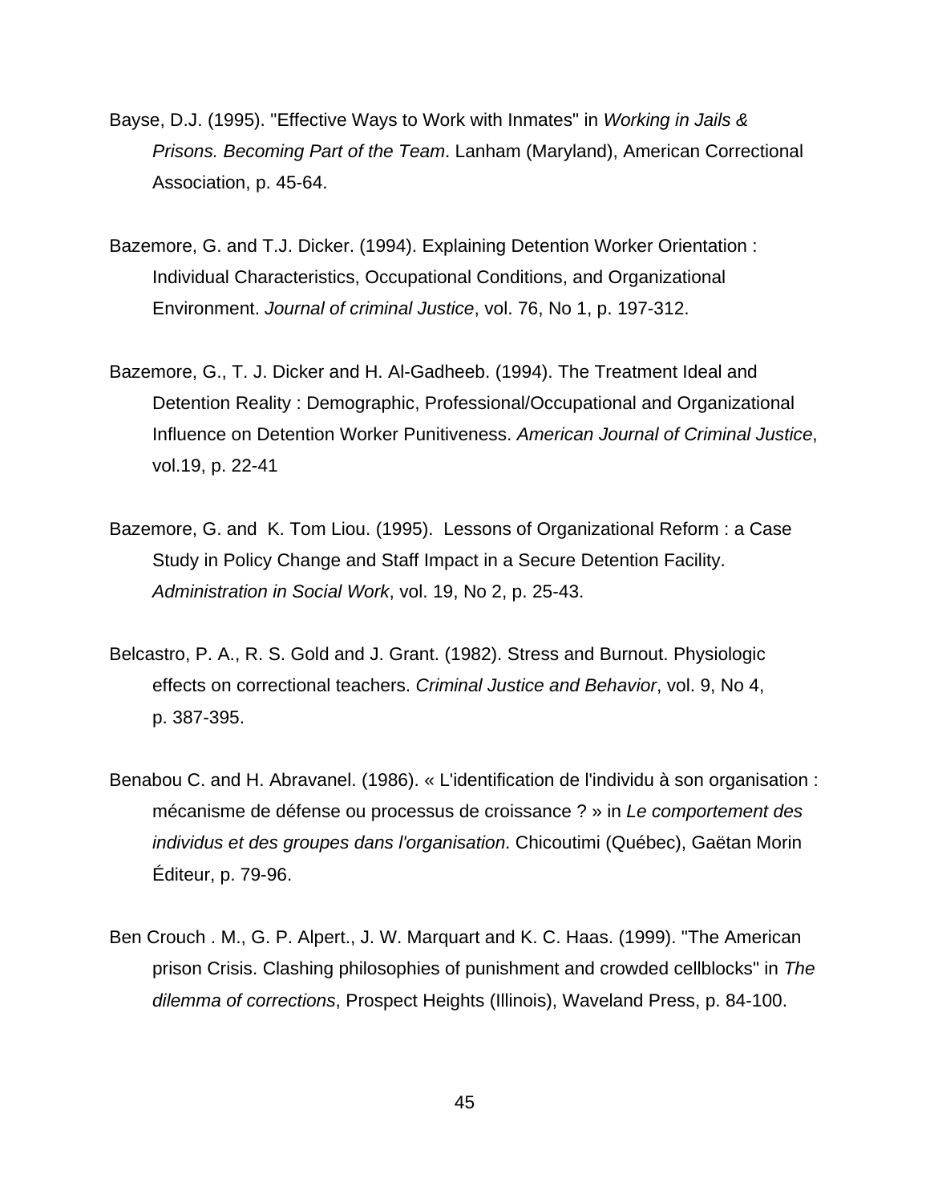Bayse, D.J. (1995). "Effective Ways to Work with Inmates" in *Working in Jails & Prisons. Becoming Part of the Team*. Lanham (Maryland), American Correctional Association, p. 45-64.

Bazemore, G. and T.J. Dicker. (1994). Explaining Detention Worker Orientation : Individual Characteristics, Occupational Conditions, and Organizational Environment. *Journal of criminal Justice*, vol. 76, No 1, p. 197-312.

Bazemore, G., T. J. Dicker and H. Al-Gadheeb. (1994). The Treatment Ideal and Detention Reality : Demographic, Professional/Occupational and Organizational Influence on Detention Worker Punitiveness. *American Journal of Criminal Justice*, vol.19, p. 22-41

Bazemore, G. and K. Tom Liou. (1995). Lessons of Organizational Reform : a Case Study in Policy Change and Staff Impact in a Secure Detention Facility. *Administration in Social Work*, vol. 19, No 2, p. 25-43.

Belcastro, P. A., R. S. Gold and J. Grant. (1982). Stress and Burnout. Physiologic effects on correctional teachers. *Criminal Justice and Behavior*, vol. 9, No 4, p. 387-395.

Benabou C. and H. Abravanel. (1986). « L'identification de l'individu à son organisation : mécanisme de défense ou processus de croissance ? » in *Le comportement des individus et des groupes dans l'organisation*. Chicoutimi (Québec), Gaëtan Morin Éditeur, p. 79-96.

Ben Crouch . M., G. P. Alpert., J. W. Marquart and K. C. Haas. (1999). "The American prison Crisis. Clashing philosophies of punishment and crowded cellblocks" in *The dilemma of corrections*, Prospect Heights (Illinois), Waveland Press, p. 84-100.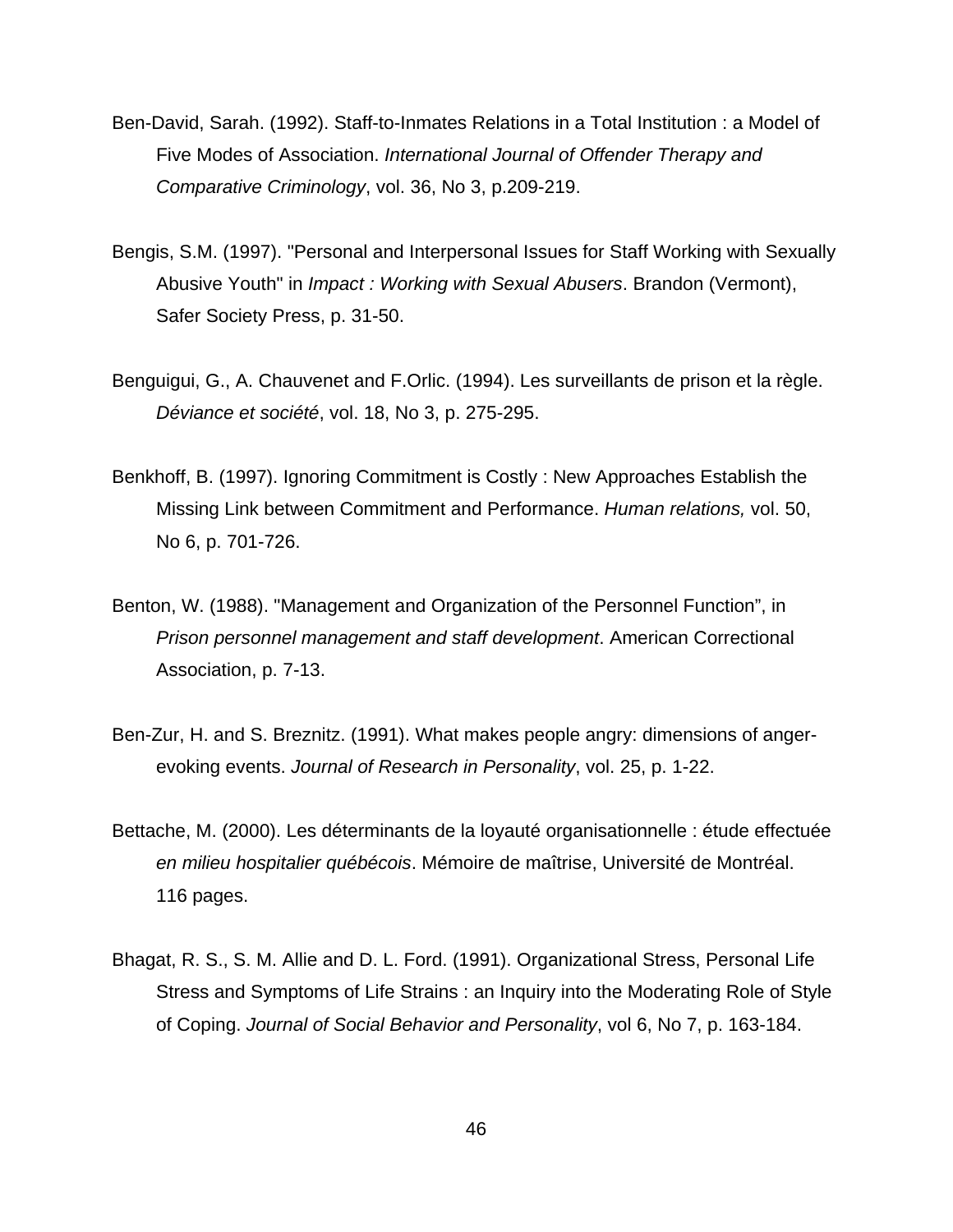Ben-David, Sarah. (1992). Staff-to-Inmates Relations in a Total Institution : a Model of Five Modes of Association. *International Journal of Offender Therapy and Comparative Criminology*, vol. 36, No 3, p.209-219.

Bengis, S.M. (1997). "Personal and Interpersonal Issues for Staff Working with Sexually Abusive Youth" in *Impact : Working with Sexual Abusers*. Brandon (Vermont), Safer Society Press, p. 31-50.

Benguigui, G., A. Chauvenet and F.Orlic. (1994). Les surveillants de prison et la règle. *Déviance et société*, vol. 18, No 3, p. 275-295.

Benkhoff, B. (1997). Ignoring Commitment is Costly : New Approaches Establish the Missing Link between Commitment and Performance. *Human relations,* vol. 50, No 6, p. 701-726.

Benton, W. (1988). "Management and Organization of the Personnel Function", in *Prison personnel management and staff development*. American Correctional Association, p. 7-13.

Ben-Zur, H. and S. Breznitz. (1991). What makes people angry: dimensions of anger-evoking events. *Journal of Research in Personality*, vol. 25, p. 1-22.

Bettache, M. (2000). Les déterminants de la loyauté organisationnelle : étude effectuée *en milieu hospitalier québécois*. Mémoire de maîtrise, Université de Montréal. 116 pages.

Bhagat, R. S., S. M. Allie and D. L. Ford. (1991). Organizational Stress, Personal Life Stress and Symptoms of Life Strains : an Inquiry into the Moderating Role of Style of Coping. *Journal of Social Behavior and Personality*, vol 6, No 7, p. 163-184.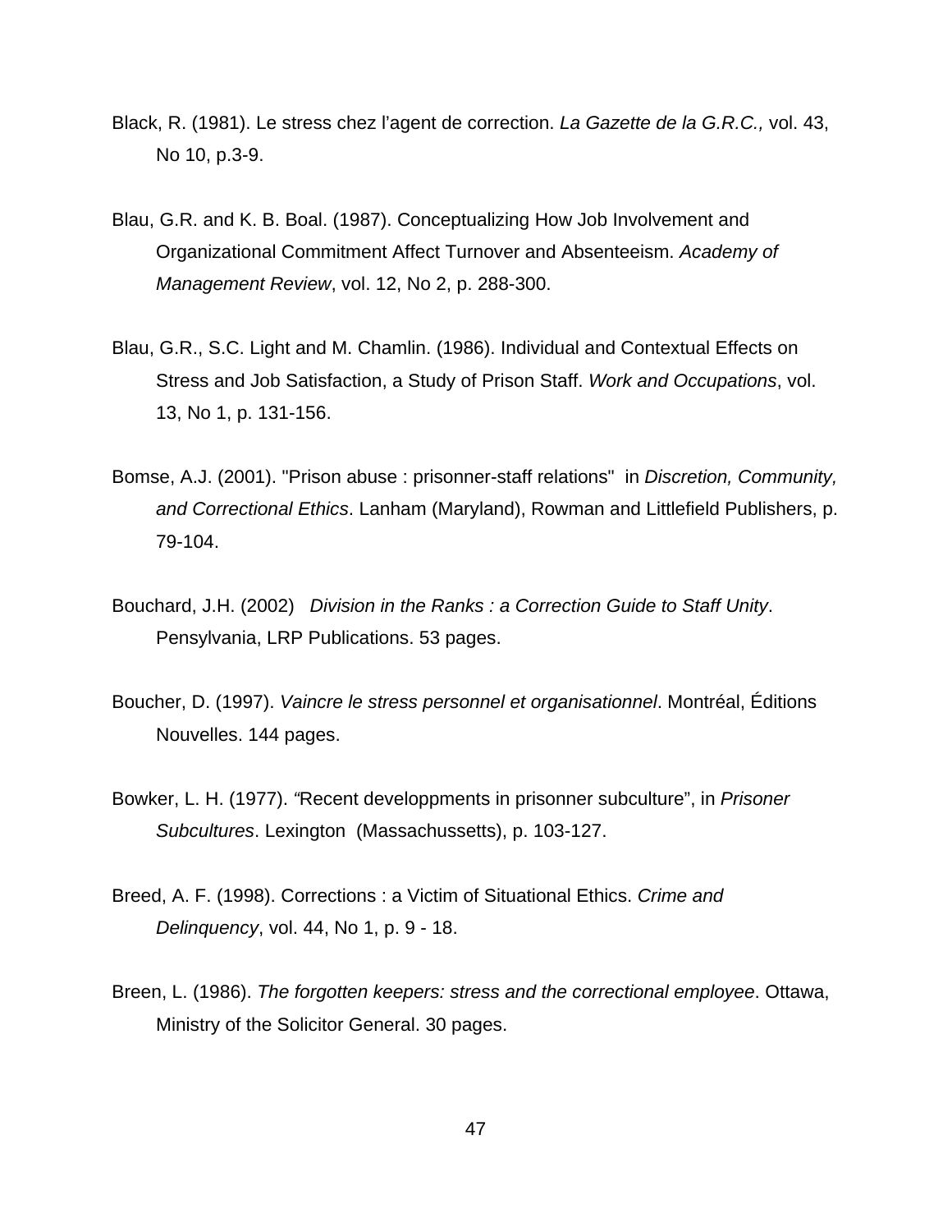Black, R. (1981). Le stress chez l'agent de correction. *La Gazette de la G.R.C.,* vol. 43, No 10, p.3-9.

Blau, G.R. and K. B. Boal. (1987). Conceptualizing How Job Involvement and Organizational Commitment Affect Turnover and Absenteeism. *Academy of Management Review*, vol. 12, No 2, p. 288-300.

Blau, G.R., S.C. Light and M. Chamlin. (1986). Individual and Contextual Effects on Stress and Job Satisfaction, a Study of Prison Staff. *Work and Occupations*, vol. 13, No 1, p. 131-156.

Bomse, A.J. (2001). "Prison abuse : prisonner-staff relations"  in *Discretion, Community, and Correctional Ethics*. Lanham (Maryland), Rowman and Littlefield Publishers, p. 79-104.

Bouchard, J.H. (2002)   *Division in the Ranks : a Correction Guide to Staff Unity*. Pensylvania, LRP Publications. 53 pages.

Boucher, D. (1997). *Vaincre le stress personnel et organisationnel*. Montréal, Éditions Nouvelles. 144 pages.

Bowker, L. H. (1977). "Recent developpments in prisonner subculture", in *Prisoner Subcultures*. Lexington  (Massachussetts), p. 103-127.

Breed, A. F. (1998). Corrections : a Victim of Situational Ethics. *Crime and Delinquency*, vol. 44, No 1, p. 9 - 18.

Breen, L. (1986). *The forgotten keepers: stress and the correctional employee*. Ottawa, Ministry of the Solicitor General. 30 pages.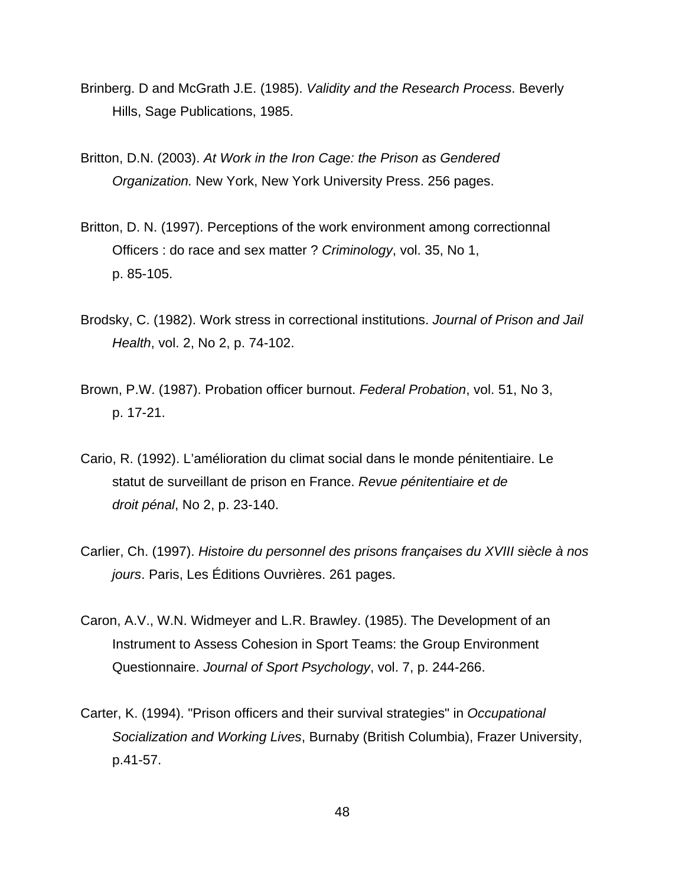Brinberg. D and McGrath J.E. (1985). *Validity and the Research Process*. Beverly Hills, Sage Publications, 1985.

Britton, D.N. (2003). *At Work in the Iron Cage: the Prison as Gendered Organization.* New York, New York University Press. 256 pages.

Britton, D. N. (1997). Perceptions of the work environment among correctionnal Officers : do race and sex matter ? *Criminology*, vol. 35, No 1, p. 85-105.

Brodsky, C. (1982). Work stress in correctional institutions. *Journal of Prison and Jail Health*, vol. 2, No 2, p. 74-102.

Brown, P.W. (1987). Probation officer burnout. *Federal Probation*, vol. 51, No 3, p. 17-21.

Cario, R. (1992). L'amélioration du climat social dans le monde pénitentiaire. Le statut de surveillant de prison en France. *Revue pénitentiaire et de droit pénal*, No 2, p. 23-140.

Carlier, Ch. (1997). *Histoire du personnel des prisons françaises du XVIII siècle à nos jours*. Paris, Les Éditions Ouvrières. 261 pages.

Caron, A.V., W.N. Widmeyer and L.R. Brawley. (1985). The Development of an Instrument to Assess Cohesion in Sport Teams: the Group Environment Questionnaire. *Journal of Sport Psychology*, vol. 7, p. 244-266.

Carter, K. (1994). "Prison officers and their survival strategies" in *Occupational Socialization and Working Lives*, Burnaby (British Columbia), Frazer University, p.41-57.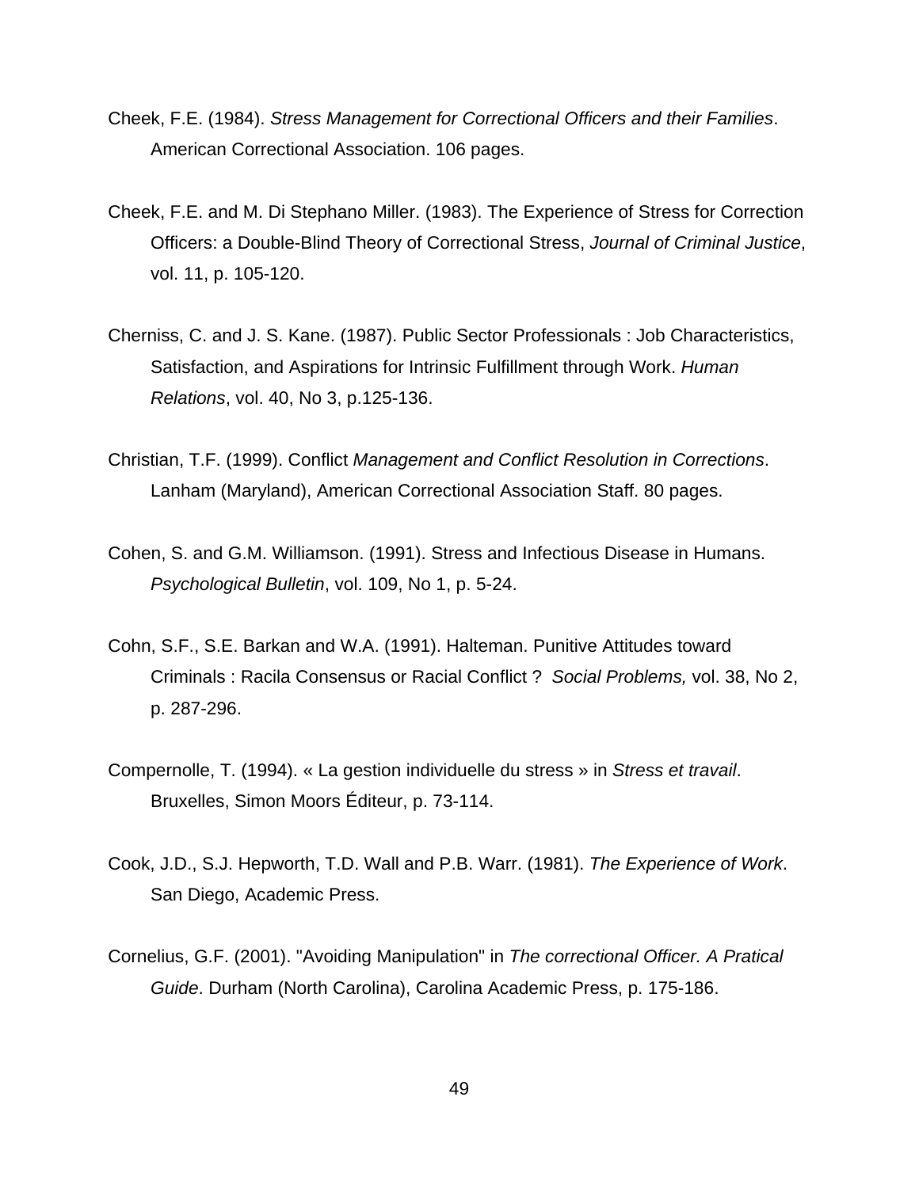Cheek, F.E. (1984). *Stress Management for Correctional Officers and their Families*. American Correctional Association. 106 pages.

Cheek, F.E. and M. Di Stephano Miller. (1983). The Experience of Stress for Correction Officers: a Double-Blind Theory of Correctional Stress, *Journal of Criminal Justice*, vol. 11, p. 105-120.

Cherniss, C. and J. S. Kane. (1987). Public Sector Professionals : Job Characteristics, Satisfaction, and Aspirations for Intrinsic Fulfillment through Work. *Human Relations*, vol. 40, No 3, p.125-136.

Christian, T.F. (1999). Conflict *Management and Conflict Resolution in Corrections*. Lanham (Maryland), American Correctional Association Staff. 80 pages.

Cohen, S. and G.M. Williamson. (1991). Stress and Infectious Disease in Humans. *Psychological Bulletin*, vol. 109, No 1, p. 5-24.

Cohn, S.F., S.E. Barkan and W.A. (1991). Halteman. Punitive Attitudes toward Criminals : Racila Consensus or Racial Conflict ? *Social Problems,* vol. 38, No 2, p. 287-296.

Compernolle, T. (1994). « La gestion individuelle du stress » in *Stress et travail*. Bruxelles, Simon Moors Éditeur, p. 73-114.

Cook, J.D., S.J. Hepworth, T.D. Wall and P.B. Warr. (1981). *The Experience of Work*. San Diego, Academic Press.

Cornelius, G.F. (2001). "Avoiding Manipulation" in *The correctional Officer. A Pratical Guide*. Durham (North Carolina), Carolina Academic Press, p. 175-186.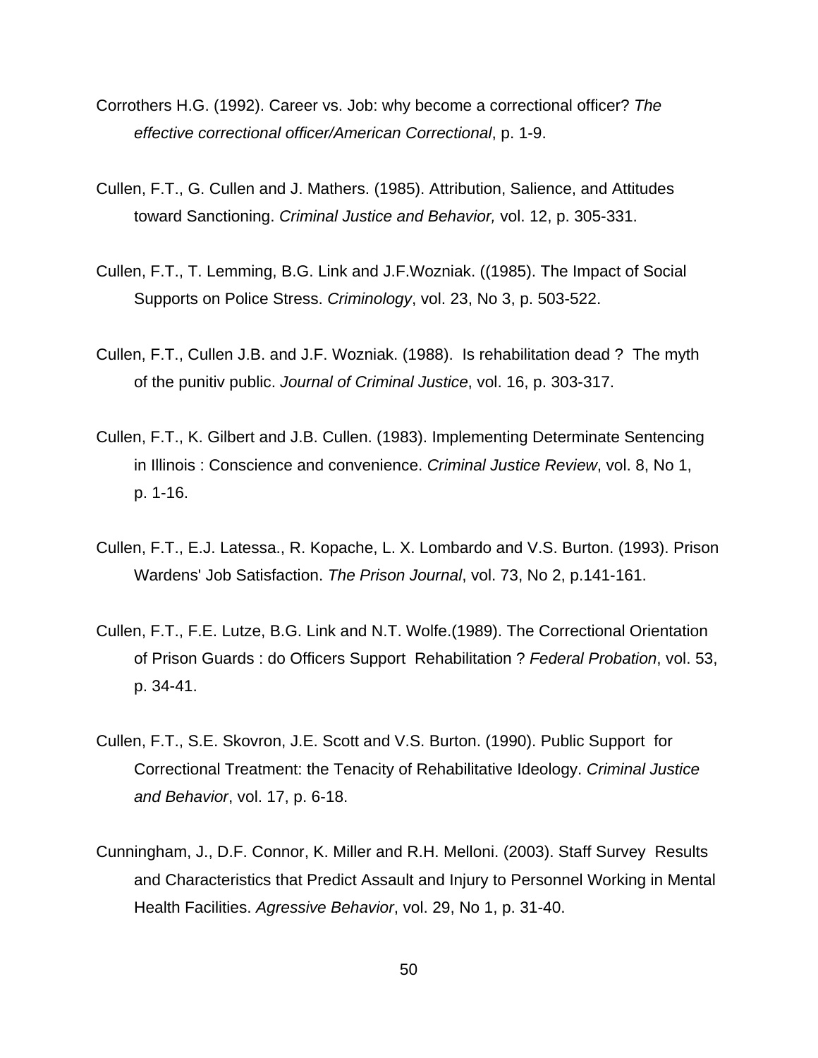Corrothers H.G. (1992). Career vs. Job: why become a correctional officer? *The effective correctional officer/American Correctional*, p. 1-9.

Cullen, F.T., G. Cullen and J. Mathers. (1985). Attribution, Salience, and Attitudes toward Sanctioning. *Criminal Justice and Behavior,* vol. 12, p. 305-331.

Cullen, F.T., T. Lemming, B.G. Link and J.F.Wozniak. ((1985). The Impact of Social Supports on Police Stress. *Criminology*, vol. 23, No 3, p. 503-522.

Cullen, F.T., Cullen J.B. and J.F. Wozniak. (1988). Is rehabilitation dead ? The myth of the punitiv public. *Journal of Criminal Justice*, vol. 16, p. 303-317.

Cullen, F.T., K. Gilbert and J.B. Cullen. (1983). Implementing Determinate Sentencing in Illinois : Conscience and convenience. *Criminal Justice Review*, vol. 8, No 1, p. 1-16.

Cullen, F.T., E.J. Latessa., R. Kopache, L. X. Lombardo and V.S. Burton. (1993). Prison Wardens' Job Satisfaction. *The Prison Journal*, vol. 73, No 2, p.141-161.

Cullen, F.T., F.E. Lutze, B.G. Link and N.T. Wolfe.(1989). The Correctional Orientation of Prison Guards : do Officers Support Rehabilitation ? *Federal Probation*, vol. 53, p. 34-41.

Cullen, F.T., S.E. Skovron, J.E. Scott and V.S. Burton. (1990). Public Support for Correctional Treatment: the Tenacity of Rehabilitative Ideology. *Criminal Justice and Behavior*, vol. 17, p. 6-18.

Cunningham, J., D.F. Connor, K. Miller and R.H. Melloni. (2003). Staff Survey Results and Characteristics that Predict Assault and Injury to Personnel Working in Mental Health Facilities. *Agressive Behavior*, vol. 29, No 1, p. 31-40.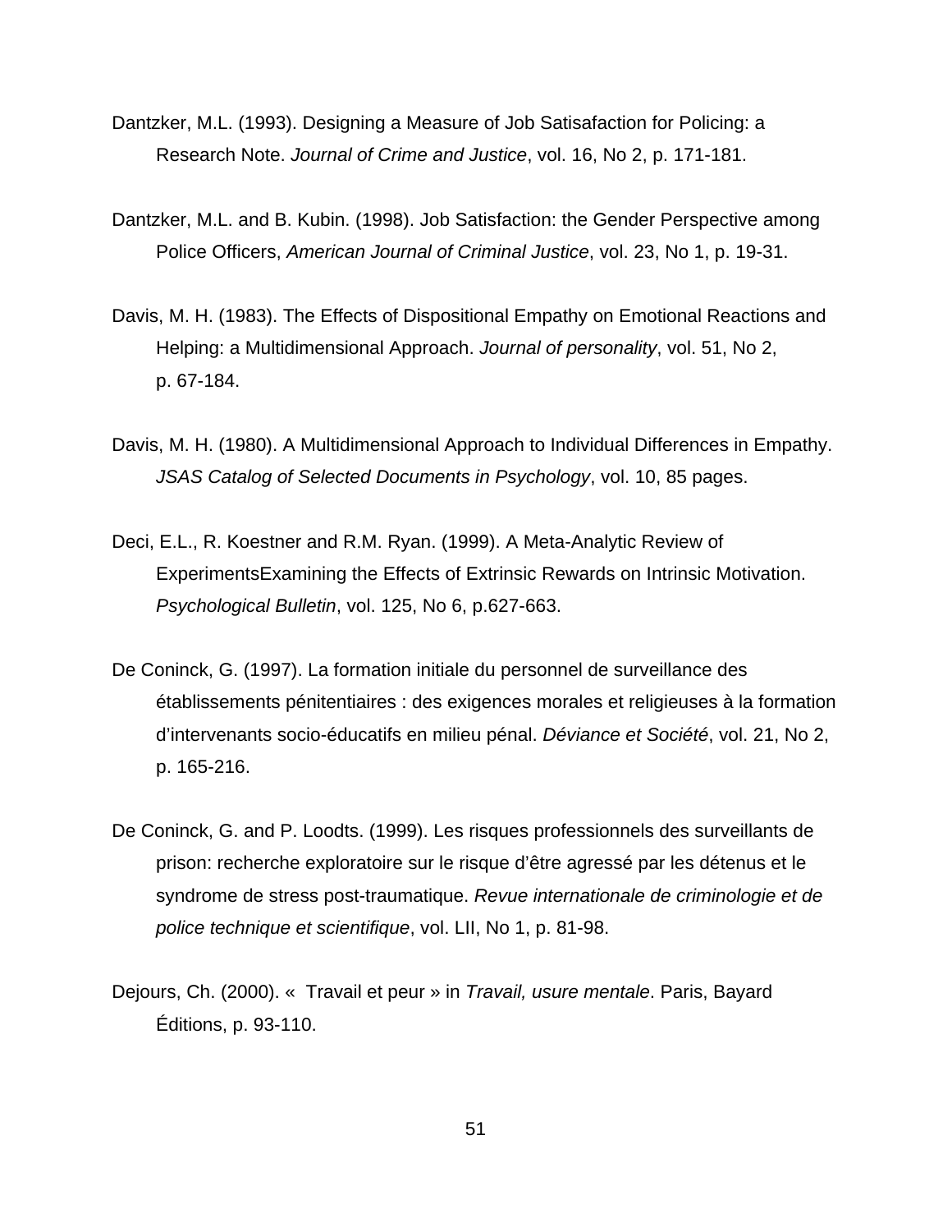Dantzker, M.L. (1993). Designing a Measure of Job Satisafaction for Policing: a Research Note. *Journal of Crime and Justice*, vol. 16, No 2, p. 171-181.

Dantzker, M.L. and B. Kubin. (1998). Job Satisfaction: the Gender Perspective among Police Officers, *American Journal of Criminal Justice*, vol. 23, No 1, p. 19-31.

Davis, M. H. (1983). The Effects of Dispositional Empathy on Emotional Reactions and Helping: a Multidimensional Approach. *Journal of personality*, vol. 51, No 2, p. 67-184.

Davis, M. H. (1980). A Multidimensional Approach to Individual Differences in Empathy. *JSAS Catalog of Selected Documents in Psychology*, vol. 10, 85 pages.

Deci, E.L., R. Koestner and R.M. Ryan. (1999). A Meta-Analytic Review of ExperimentsExamining the Effects of Extrinsic Rewards on Intrinsic Motivation. *Psychological Bulletin*, vol. 125, No 6, p.627-663.

De Coninck, G. (1997). La formation initiale du personnel de surveillance des établissements pénitentiaires : des exigences morales et religieuses à la formation d'intervenants socio-éducatifs en milieu pénal. *Déviance et Société*, vol. 21, No 2, p. 165-216.

De Coninck, G. and P. Loodts. (1999). Les risques professionnels des surveillants de prison: recherche exploratoire sur le risque d'être agressé par les détenus et le syndrome de stress post-traumatique. *Revue internationale de criminologie et de police technique et scientifique*, vol. LII, No 1, p. 81-98.

Dejours, Ch. (2000). « Travail et peur » in *Travail, usure mentale*. Paris, Bayard Éditions, p. 93-110.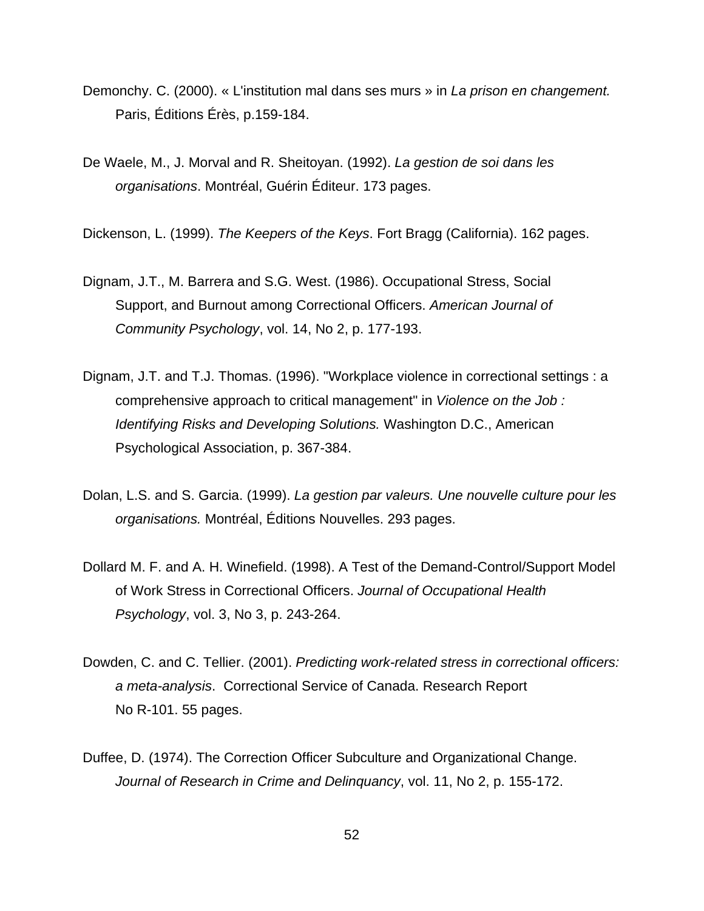Demonchy. C. (2000). « L'institution mal dans ses murs » in *La prison en changement.* Paris, Éditions Érès, p.159-184.

De Waele, M., J. Morval and R. Sheitoyan. (1992). *La gestion de soi dans les organisations*. Montréal, Guérin Éditeur. 173 pages.

Dickenson, L. (1999). *The Keepers of the Keys*. Fort Bragg (California). 162 pages.

Dignam, J.T., M. Barrera and S.G. West. (1986). Occupational Stress, Social Support, and Burnout among Correctional Officers. *American Journal of Community Psychology*, vol. 14, No 2, p. 177-193.

Dignam, J.T. and T.J. Thomas. (1996). "Workplace violence in correctional settings : a comprehensive approach to critical management" in *Violence on the Job : Identifying Risks and Developing Solutions.* Washington D.C., American Psychological Association, p. 367-384.

Dolan, L.S. and S. Garcia. (1999). *La gestion par valeurs. Une nouvelle culture pour les organisations.* Montréal, Éditions Nouvelles. 293 pages.

Dollard M. F. and A. H. Winefield. (1998). A Test of the Demand-Control/Support Model of Work Stress in Correctional Officers. *Journal of Occupational Health Psychology*, vol. 3, No 3, p. 243-264.

Dowden, C. and C. Tellier. (2001). *Predicting work-related stress in correctional officers: a meta-analysis*. Correctional Service of Canada. Research Report No R-101. 55 pages.

Duffee, D. (1974). The Correction Officer Subculture and Organizational Change. *Journal of Research in Crime and Delinquancy*, vol. 11, No 2, p. 155-172.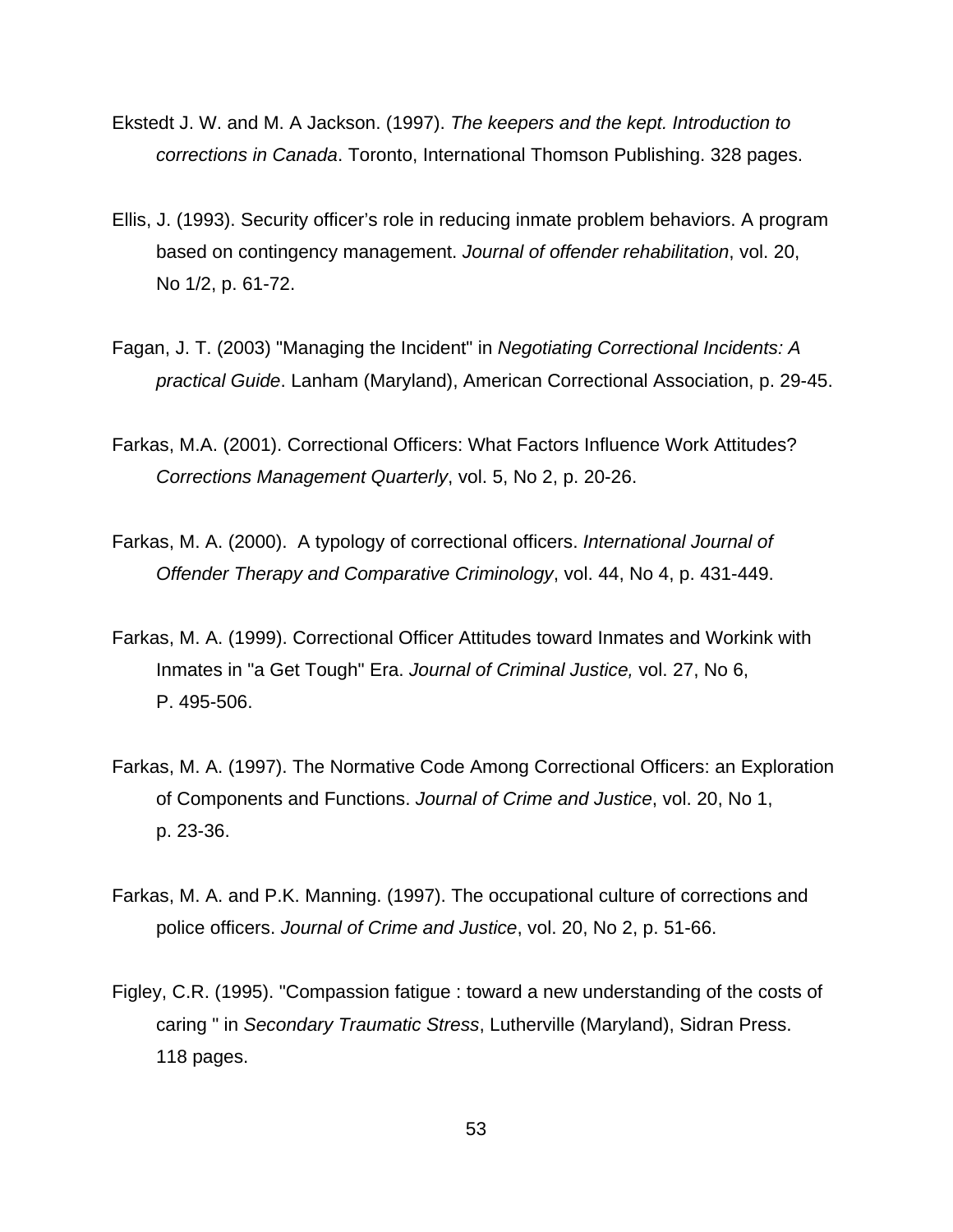Ekstedt J. W. and M. A Jackson. (1997). *The keepers and the kept. Introduction to corrections in Canada*. Toronto, International Thomson Publishing. 328 pages.

Ellis, J. (1993). Security officer's role in reducing inmate problem behaviors. A program based on contingency management. *Journal of offender rehabilitation*, vol. 20, No 1/2, p. 61-72.

Fagan, J. T. (2003) "Managing the Incident" in *Negotiating Correctional Incidents: A practical Guide*. Lanham (Maryland), American Correctional Association, p. 29-45.

Farkas, M.A. (2001). Correctional Officers: What Factors Influence Work Attitudes? *Corrections Management Quarterly*, vol. 5, No 2, p. 20-26.

Farkas, M. A. (2000). A typology of correctional officers. *International Journal of Offender Therapy and Comparative Criminology*, vol. 44, No 4, p. 431-449.

Farkas, M. A. (1999). Correctional Officer Attitudes toward Inmates and Workink with Inmates in "a Get Tough" Era. *Journal of Criminal Justice,* vol. 27, No 6, P. 495-506.

Farkas, M. A. (1997). The Normative Code Among Correctional Officers: an Exploration of Components and Functions. *Journal of Crime and Justice*, vol. 20, No 1, p. 23-36.

Farkas, M. A. and P.K. Manning. (1997). The occupational culture of corrections and police officers. *Journal of Crime and Justice*, vol. 20, No 2, p. 51-66.

Figley, C.R. (1995). "Compassion fatigue : toward a new understanding of the costs of caring " in *Secondary Traumatic Stress*, Lutherville (Maryland), Sidran Press. 118 pages.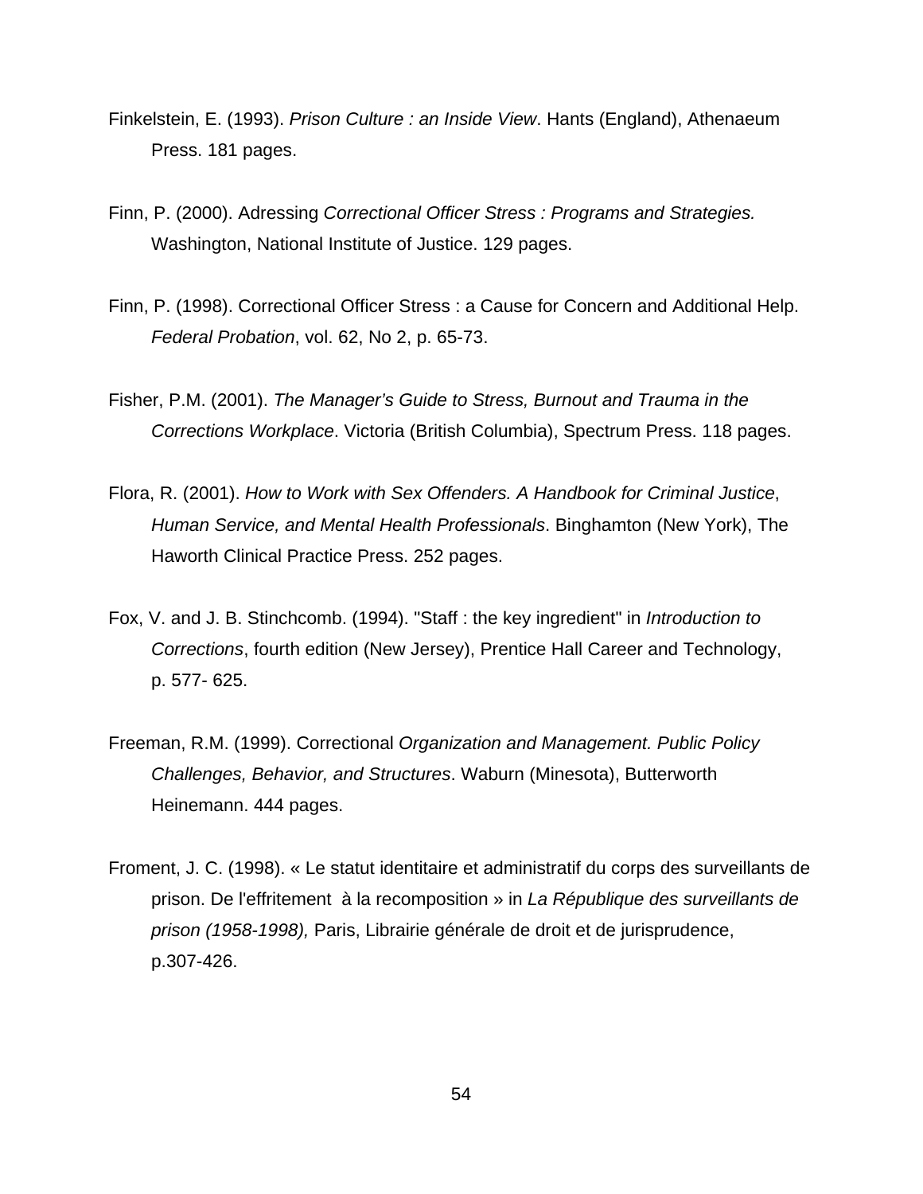Finkelstein, E. (1993). *Prison Culture : an Inside View*. Hants (England), Athenaeum Press. 181 pages.

Finn, P. (2000). Adressing *Correctional Officer Stress : Programs and Strategies.* Washington, National Institute of Justice. 129 pages.

Finn, P. (1998). Correctional Officer Stress : a Cause for Concern and Additional Help. *Federal Probation*, vol. 62, No 2, p. 65-73.

Fisher, P.M. (2001). *The Manager's Guide to Stress, Burnout and Trauma in the Corrections Workplace*. Victoria (British Columbia), Spectrum Press. 118 pages.

Flora, R. (2001). *How to Work with Sex Offenders. A Handbook for Criminal Justice*, *Human Service, and Mental Health Professionals*. Binghamton (New York), The Haworth Clinical Practice Press. 252 pages.

Fox, V. and J. B. Stinchcomb. (1994). "Staff : the key ingredient" in *Introduction to Corrections*, fourth edition (New Jersey), Prentice Hall Career and Technology, p. 577- 625.

Freeman, R.M. (1999). Correctional *Organization and Management. Public Policy Challenges, Behavior, and Structures*. Waburn (Minesota), Butterworth Heinemann. 444 pages.

Froment, J. C. (1998). « Le statut identitaire et administratif du corps des surveillants de prison. De l'effritement à la recomposition » in *La République des surveillants de prison (1958-1998),* Paris, Librairie générale de droit et de jurisprudence, p.307-426.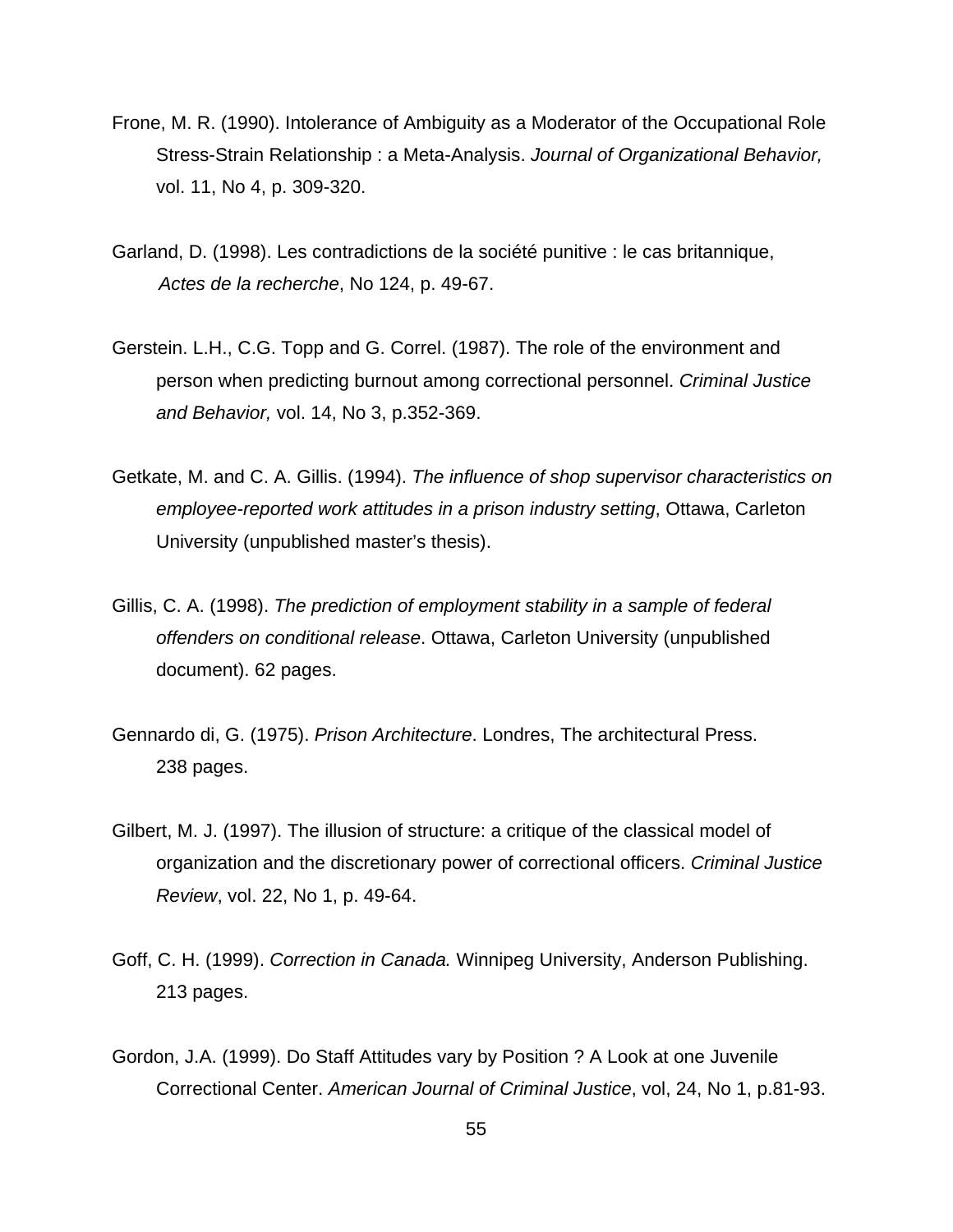Frone, M. R. (1990). Intolerance of Ambiguity as a Moderator of the Occupational Role Stress-Strain Relationship : a Meta-Analysis. *Journal of Organizational Behavior,* vol. 11, No 4, p. 309-320.

Garland, D. (1998). Les contradictions de la société punitive : le cas britannique, *Actes de la recherche*, No 124, p. 49-67.

Gerstein. L.H., C.G. Topp and G. Correl. (1987). The role of the environment and person when predicting burnout among correctional personnel. *Criminal Justice and Behavior,* vol. 14, No 3, p.352-369.

Getkate, M. and C. A. Gillis. (1994). *The influence of shop supervisor characteristics on employee-reported work attitudes in a prison industry setting*, Ottawa, Carleton University (unpublished master's thesis).

Gillis, C. A. (1998). *The prediction of employment stability in a sample of federal offenders on conditional release*. Ottawa, Carleton University (unpublished document). 62 pages.

Gennardo di, G. (1975). *Prison Architecture*. Londres, The architectural Press. 238 pages.

Gilbert, M. J. (1997). The illusion of structure: a critique of the classical model of organization and the discretionary power of correctional officers. *Criminal Justice Review*, vol. 22, No 1, p. 49-64.

Goff, C. H. (1999). *Correction in Canada.* Winnipeg University, Anderson Publishing. 213 pages.

Gordon, J.A. (1999). Do Staff Attitudes vary by Position ? A Look at one Juvenile Correctional Center. *American Journal of Criminal Justice*, vol, 24, No 1, p.81-93.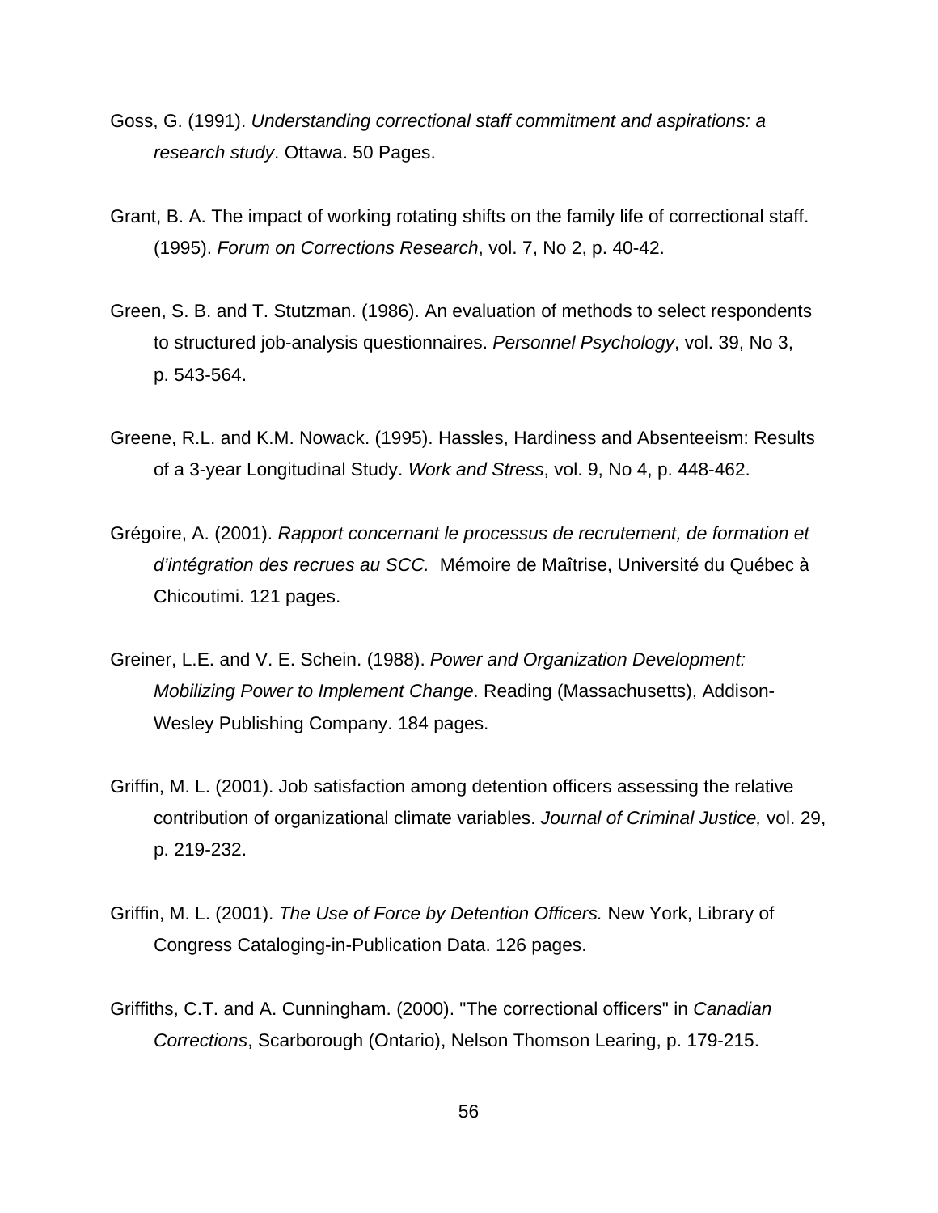Goss, G. (1991). *Understanding correctional staff commitment and aspirations: a research study*. Ottawa. 50 Pages.

Grant, B. A. The impact of working rotating shifts on the family life of correctional staff. (1995). *Forum on Corrections Research*, vol. 7, No 2, p. 40-42.

Green, S. B. and T. Stutzman. (1986). An evaluation of methods to select respondents to structured job-analysis questionnaires. *Personnel Psychology*, vol. 39, No 3, p. 543-564.

Greene, R.L. and K.M. Nowack. (1995). Hassles, Hardiness and Absenteeism: Results of a 3-year Longitudinal Study. *Work and Stress*, vol. 9, No 4, p. 448-462.

Grégoire, A. (2001). *Rapport concernant le processus de recrutement, de formation et d'intégration des recrues au SCC.* Mémoire de Maîtrise, Université du Québec à Chicoutimi. 121 pages.

Greiner, L.E. and V. E. Schein. (1988). *Power and Organization Development: Mobilizing Power to Implement Change*. Reading (Massachusetts), Addison-Wesley Publishing Company. 184 pages.

Griffin, M. L. (2001). Job satisfaction among detention officers assessing the relative contribution of organizational climate variables. *Journal of Criminal Justice,* vol. 29, p. 219-232.

Griffin, M. L. (2001). *The Use of Force by Detention Officers.* New York, Library of Congress Cataloging-in-Publication Data. 126 pages.

Griffiths, C.T. and A. Cunningham. (2000). "The correctional officers" in *Canadian Corrections*, Scarborough (Ontario), Nelson Thomson Learing, p. 179-215.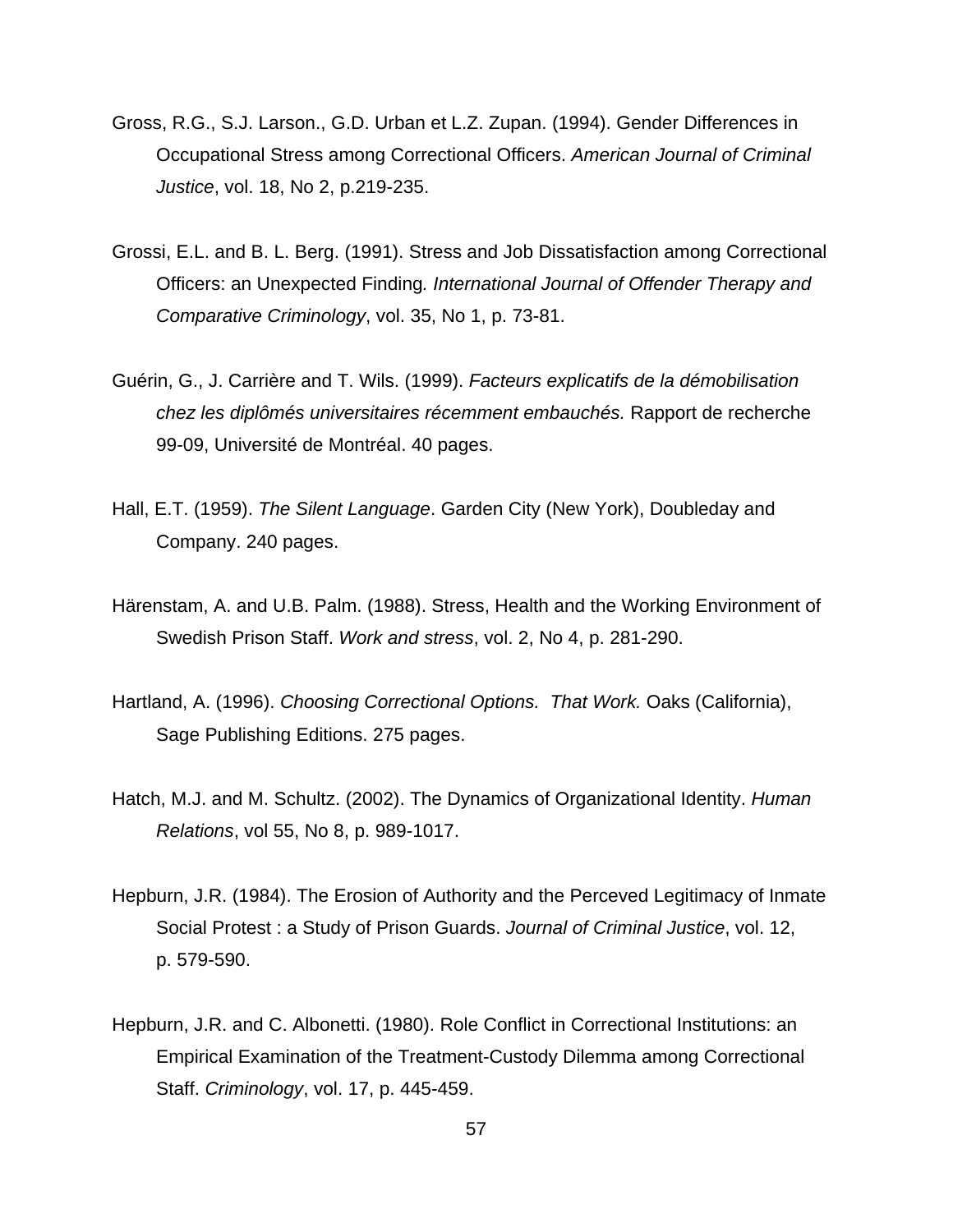Gross, R.G., S.J. Larson., G.D. Urban et L.Z. Zupan. (1994). Gender Differences in Occupational Stress among Correctional Officers. *American Journal of Criminal Justice*, vol. 18, No 2, p.219-235.

Grossi, E.L. and B. L. Berg. (1991). Stress and Job Dissatisfaction among Correctional Officers: an Unexpected Finding. *International Journal of Offender Therapy and Comparative Criminology*, vol. 35, No 1, p. 73-81.

Guérin, G., J. Carrière and T. Wils. (1999). *Facteurs explicatifs de la démobilisation chez les diplômés universitaires récemment embauchés.* Rapport de recherche 99-09, Université de Montréal. 40 pages.

Hall, E.T. (1959). *The Silent Language*. Garden City (New York), Doubleday and Company. 240 pages.

Härenstam, A. and U.B. Palm. (1988). Stress, Health and the Working Environment of Swedish Prison Staff. *Work and stress*, vol. 2, No 4, p. 281-290.

Hartland, A. (1996). *Choosing Correctional Options. That Work.* Oaks (California), Sage Publishing Editions. 275 pages.

Hatch, M.J. and M. Schultz. (2002). The Dynamics of Organizational Identity. *Human Relations*, vol 55, No 8, p. 989-1017.

Hepburn, J.R. (1984). The Erosion of Authority and the Perceved Legitimacy of Inmate Social Protest : a Study of Prison Guards. *Journal of Criminal Justice*, vol. 12, p. 579-590.

Hepburn, J.R. and C. Albonetti. (1980). Role Conflict in Correctional Institutions: an Empirical Examination of the Treatment-Custody Dilemma among Correctional Staff. *Criminology*, vol. 17, p. 445-459.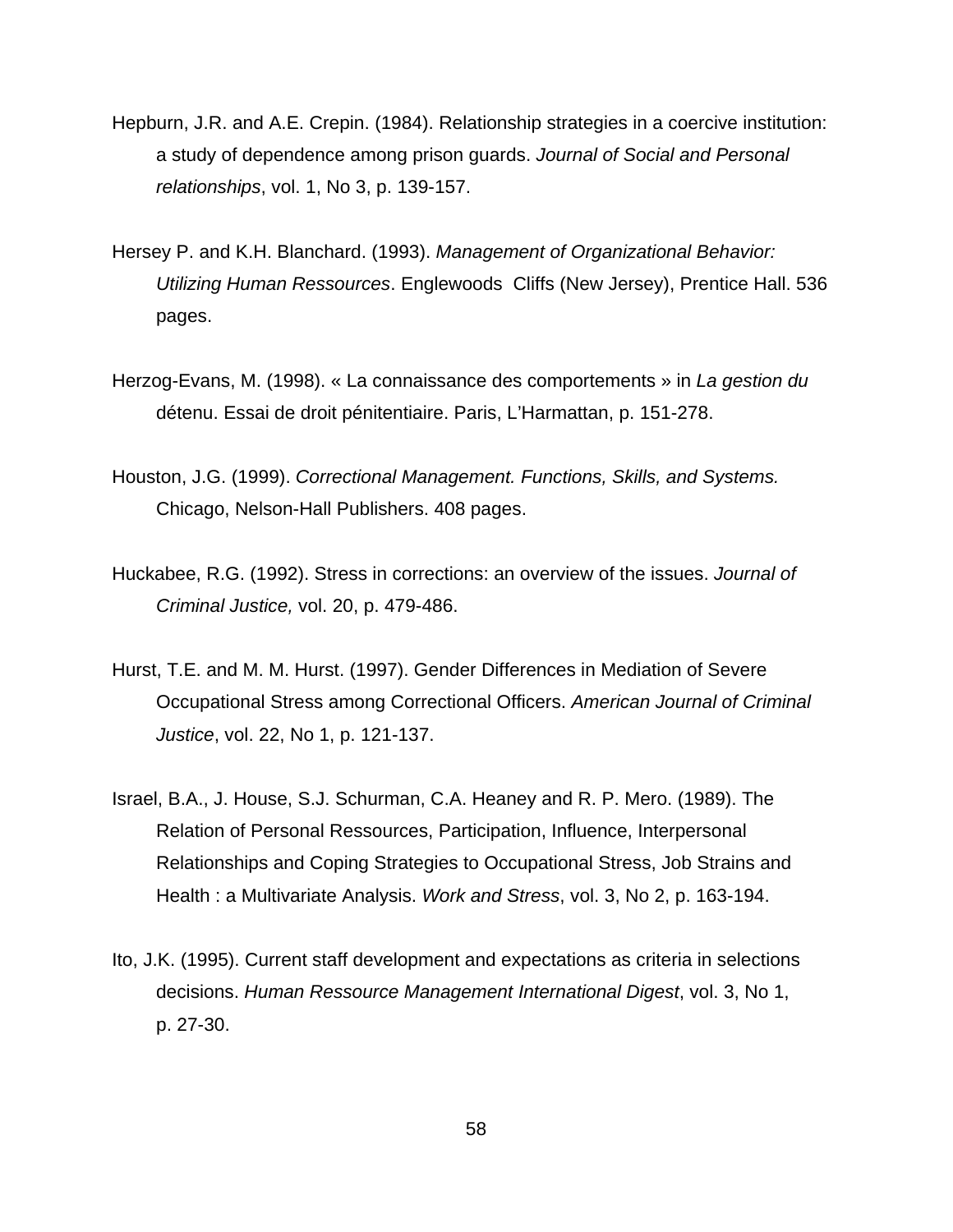Hepburn, J.R. and A.E. Crepin. (1984). Relationship strategies in a coercive institution: a study of dependence among prison guards. *Journal of Social and Personal relationships*, vol. 1, No 3, p. 139-157.

Hersey P. and K.H. Blanchard. (1993). *Management of Organizational Behavior: Utilizing Human Ressources*. Englewoods Cliffs (New Jersey), Prentice Hall. 536 pages.

Herzog-Evans, M. (1998). « La connaissance des comportements » in *La gestion du* détenu. Essai de droit pénitentiaire. Paris, L'Harmattan, p. 151-278.

Houston, J.G. (1999). *Correctional Management. Functions, Skills, and Systems.* Chicago, Nelson-Hall Publishers. 408 pages.

Huckabee, R.G. (1992). Stress in corrections: an overview of the issues. *Journal of Criminal Justice,* vol. 20, p. 479-486.

Hurst, T.E. and M. M. Hurst. (1997). Gender Differences in Mediation of Severe Occupational Stress among Correctional Officers. *American Journal of Criminal Justice*, vol. 22, No 1, p. 121-137.

Israel, B.A., J. House, S.J. Schurman, C.A. Heaney and R. P. Mero. (1989). The Relation of Personal Ressources, Participation, Influence, Interpersonal Relationships and Coping Strategies to Occupational Stress, Job Strains and Health : a Multivariate Analysis. *Work and Stress*, vol. 3, No 2, p. 163-194.

Ito, J.K. (1995). Current staff development and expectations as criteria in selections decisions. *Human Ressource Management International Digest*, vol. 3, No 1, p. 27-30.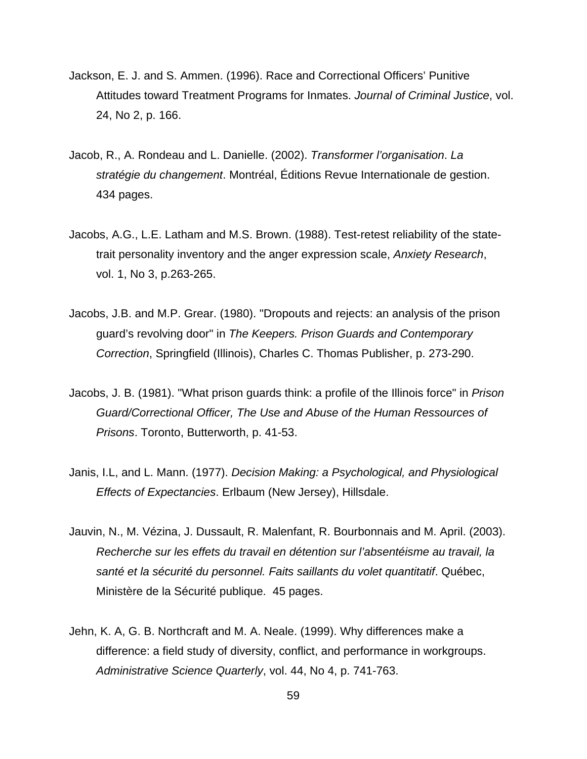Jackson, E. J. and S. Ammen. (1996). Race and Correctional Officers' Punitive Attitudes toward Treatment Programs for Inmates. *Journal of Criminal Justice*, vol. 24, No 2, p. 166.

Jacob, R., A. Rondeau and L. Danielle. (2002). *Transformer l'organisation*. *La stratégie du changement*. Montréal, Éditions Revue Internationale de gestion. 434 pages.

Jacobs, A.G., L.E. Latham and M.S. Brown. (1988). Test-retest reliability of the state-trait personality inventory and the anger expression scale, *Anxiety Research*, vol. 1, No 3, p.263-265.

Jacobs, J.B. and M.P. Grear. (1980). "Dropouts and rejects: an analysis of the prison guard's revolving door" in *The Keepers. Prison Guards and Contemporary Correction*, Springfield (Illinois), Charles C. Thomas Publisher, p. 273-290.

Jacobs, J. B. (1981). "What prison guards think: a profile of the Illinois force" in *Prison Guard/Correctional Officer, The Use and Abuse of the Human Ressources of Prisons*. Toronto, Butterworth, p. 41-53.

Janis, I.L, and L. Mann. (1977). *Decision Making: a Psychological, and Physiological Effects of Expectancies*. Erlbaum (New Jersey), Hillsdale.

Jauvin, N., M. Vézina, J. Dussault, R. Malenfant, R. Bourbonnais and M. April. (2003). *Recherche sur les effets du travail en détention sur l'absentéisme au travail, la santé et la sécurité du personnel. Faits saillants du volet quantitatif*. Québec, Ministère de la Sécurité publique. 45 pages.

Jehn, K. A, G. B. Northcraft and M. A. Neale. (1999). Why differences make a difference: a field study of diversity, conflict, and performance in workgroups. *Administrative Science Quarterly*, vol. 44, No 4, p. 741-763.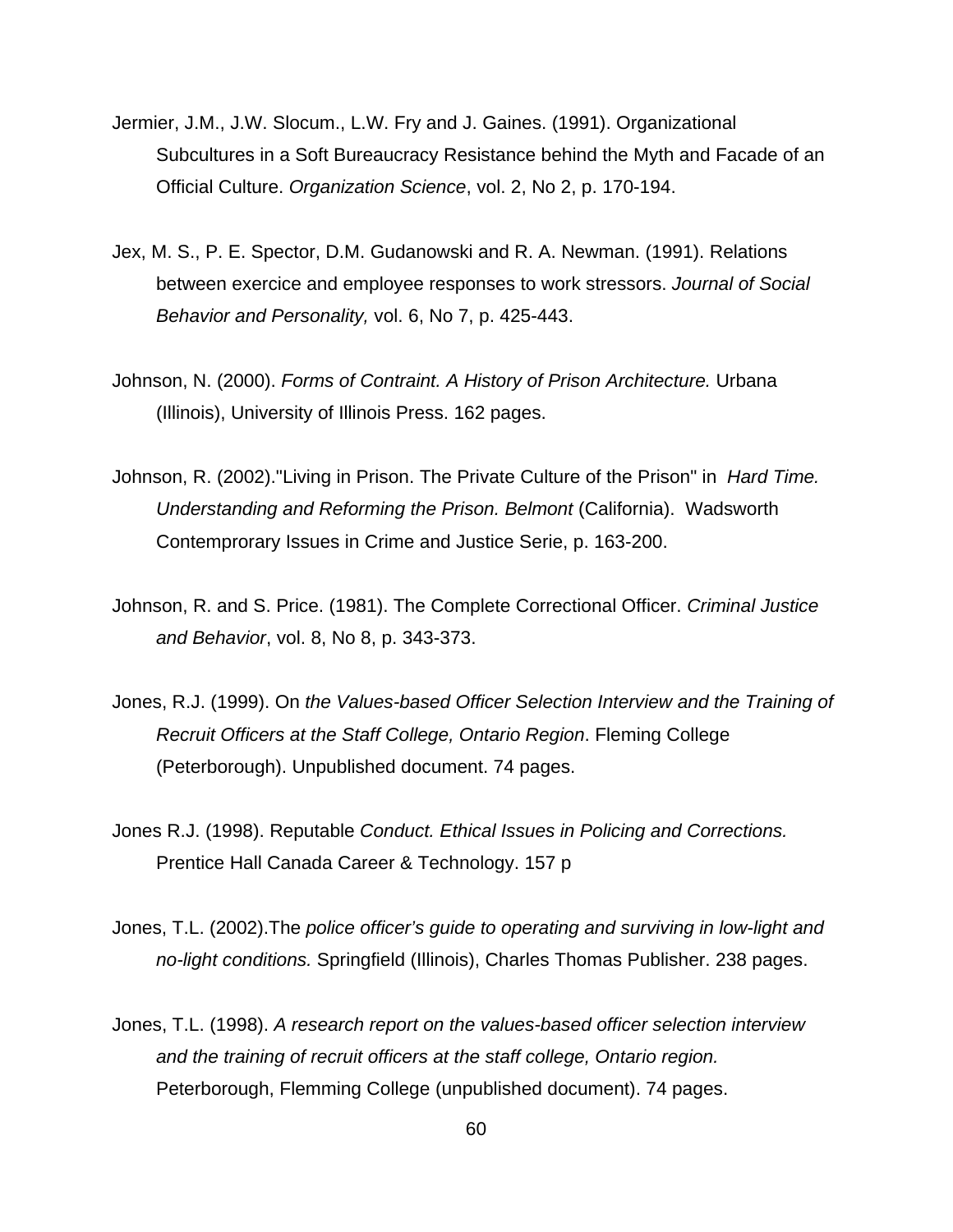Jermier, J.M., J.W. Slocum., L.W. Fry and J. Gaines. (1991). Organizational Subcultures in a Soft Bureaucracy Resistance behind the Myth and Facade of an Official Culture. *Organization Science*, vol. 2, No 2, p. 170-194.

Jex, M. S., P. E. Spector, D.M. Gudanowski and R. A. Newman. (1991). Relations between exercice and employee responses to work stressors. *Journal of Social Behavior and Personality,* vol. 6, No 7, p. 425-443.

Johnson, N. (2000). *Forms of Contraint. A History of Prison Architecture.* Urbana (Illinois), University of Illinois Press. 162 pages.

Johnson, R. (2002)."Living in Prison. The Private Culture of the Prison" in *Hard Time. Understanding and Reforming the Prison. Belmont* (California). Wadsworth Contemprorary Issues in Crime and Justice Serie, p. 163-200.

Johnson, R. and S. Price. (1981). The Complete Correctional Officer. *Criminal Justice and Behavior*, vol. 8, No 8, p. 343-373.

Jones, R.J. (1999). On *the Values-based Officer Selection Interview and the Training of Recruit Officers at the Staff College, Ontario Region*. Fleming College (Peterborough). Unpublished document. 74 pages.

Jones R.J. (1998). Reputable *Conduct. Ethical Issues in Policing and Corrections.* Prentice Hall Canada Career & Technology. 157 p

Jones, T.L. (2002).The *police officer's guide to operating and surviving in low-light and no-light conditions.* Springfield (Illinois), Charles Thomas Publisher. 238 pages.

Jones, T.L. (1998). *A research report on the values-based officer selection interview and the training of recruit officers at the staff college, Ontario region.* Peterborough, Flemming College (unpublished document). 74 pages.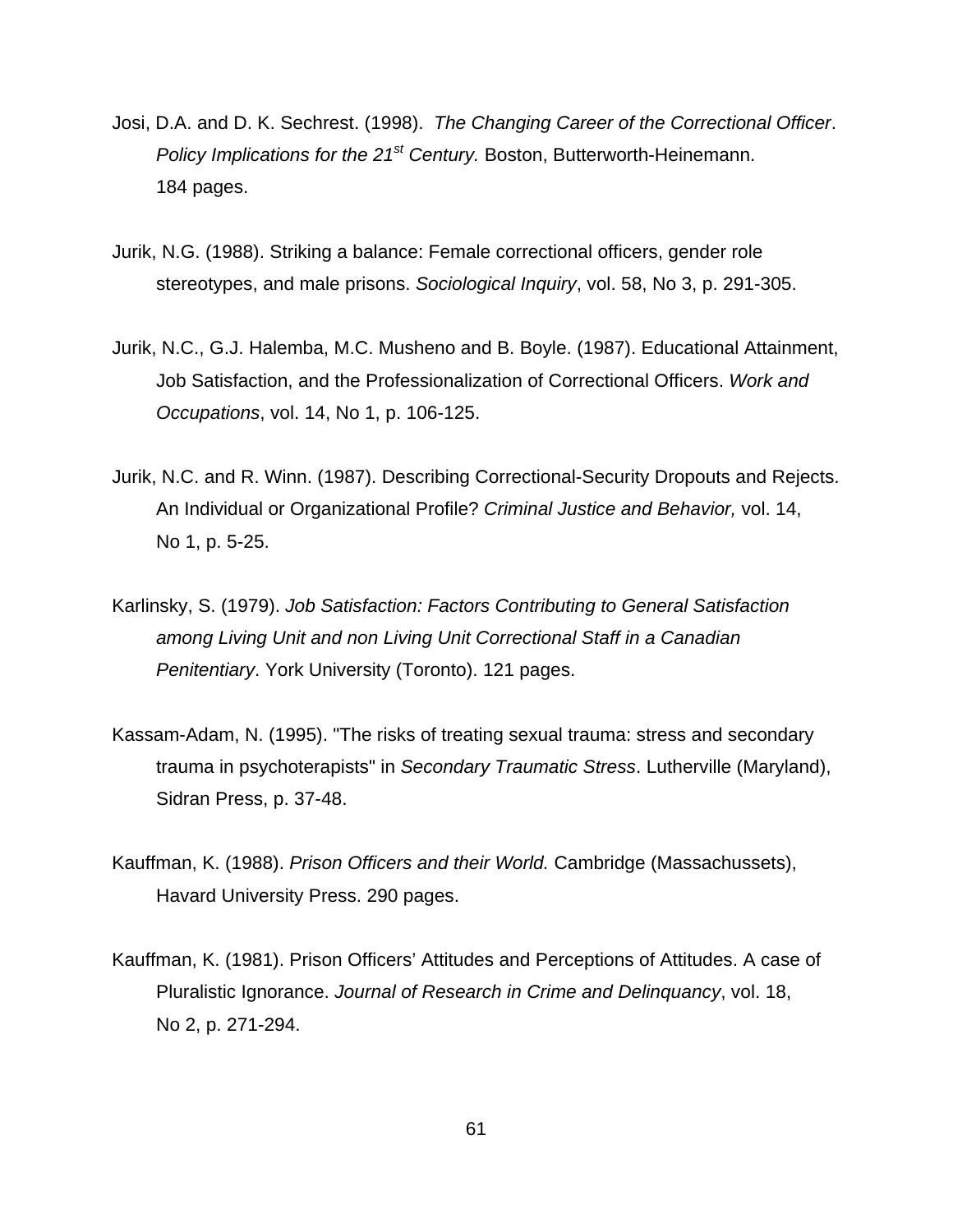Josi, D.A. and D. K. Sechrest. (1998). *The Changing Career of the Correctional Officer*. *Policy Implications for the 21st Century.* Boston, Butterworth-Heinemann. 184 pages.

Jurik, N.G. (1988). Striking a balance: Female correctional officers, gender role stereotypes, and male prisons. *Sociological Inquiry*, vol. 58, No 3, p. 291-305.

Jurik, N.C., G.J. Halemba, M.C. Musheno and B. Boyle. (1987). Educational Attainment, Job Satisfaction, and the Professionalization of Correctional Officers. *Work and Occupations*, vol. 14, No 1, p. 106-125.

Jurik, N.C. and R. Winn. (1987). Describing Correctional-Security Dropouts and Rejects. An Individual or Organizational Profile? *Criminal Justice and Behavior,* vol. 14, No 1, p. 5-25.

Karlinsky, S. (1979). *Job Satisfaction: Factors Contributing to General Satisfaction among Living Unit and non Living Unit Correctional Staff in a Canadian Penitentiary*. York University (Toronto). 121 pages.

Kassam-Adam, N. (1995). "The risks of treating sexual trauma: stress and secondary trauma in psychoterapists" in *Secondary Traumatic Stress*. Lutherville (Maryland), Sidran Press, p. 37-48.

Kauffman, K. (1988). *Prison Officers and their World.* Cambridge (Massachussets), Havard University Press. 290 pages.

Kauffman, K. (1981). Prison Officers' Attitudes and Perceptions of Attitudes. A case of Pluralistic Ignorance. *Journal of Research in Crime and Delinquancy*, vol. 18, No 2, p. 271-294.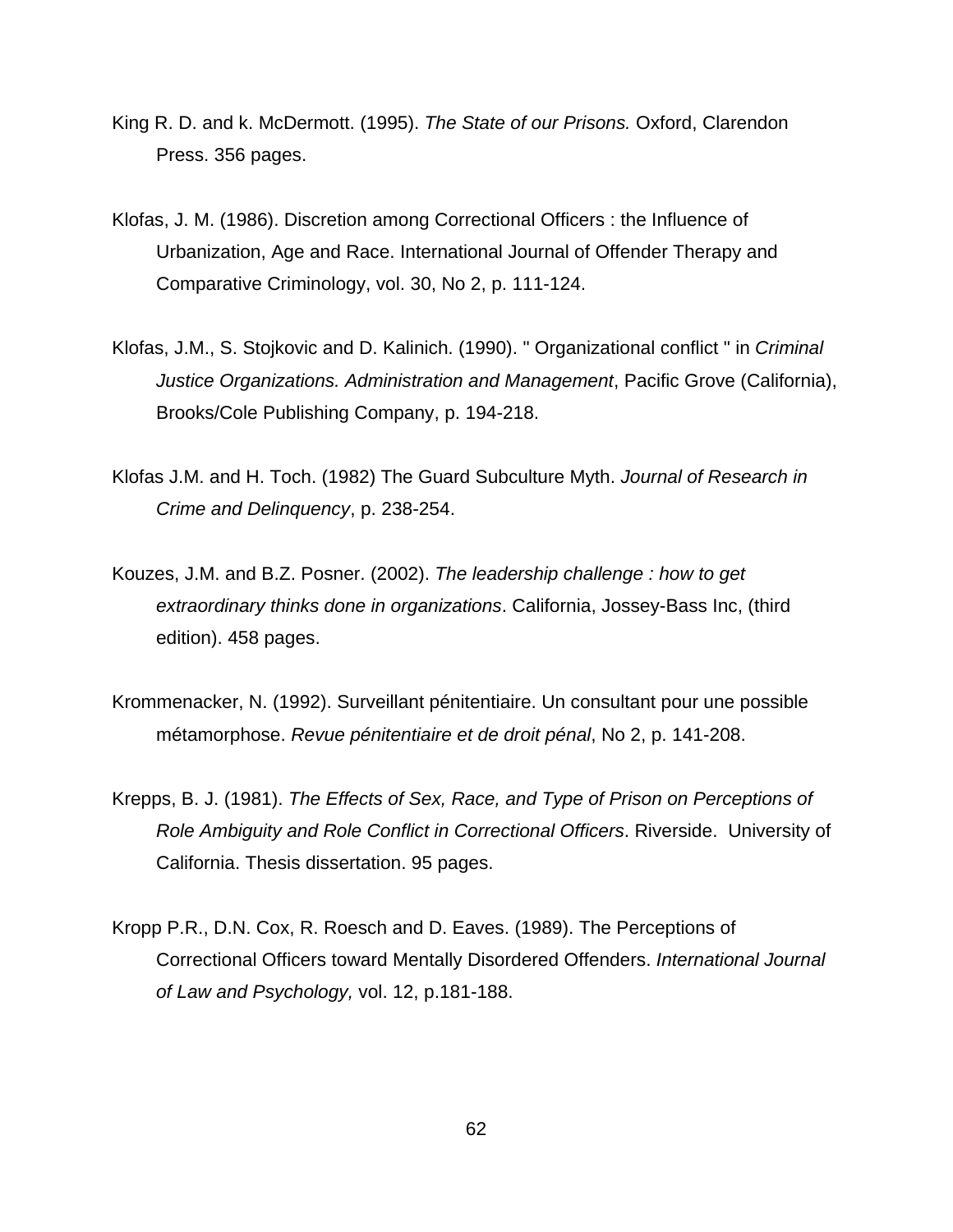King R. D. and k. McDermott. (1995). *The State of our Prisons.* Oxford, Clarendon Press. 356 pages.

Klofas, J. M. (1986). Discretion among Correctional Officers : the Influence of Urbanization, Age and Race. International Journal of Offender Therapy and Comparative Criminology, vol. 30, No 2, p. 111-124.

Klofas, J.M., S. Stojkovic and D. Kalinich. (1990). " Organizational conflict " in *Criminal Justice Organizations. Administration and Management*, Pacific Grove (California), Brooks/Cole Publishing Company, p. 194-218.

Klofas J.M. and H. Toch. (1982) The Guard Subculture Myth. *Journal of Research in Crime and Delinquency*, p. 238-254.

Kouzes, J.M. and B.Z. Posner. (2002). *The leadership challenge : how to get extraordinary thinks done in organizations*. California, Jossey-Bass Inc, (third edition). 458 pages.

Krommenacker, N. (1992). Surveillant pénitentiaire. Un consultant pour une possible métamorphose. *Revue pénitentiaire et de droit pénal*, No 2, p. 141-208.

Krepps, B. J. (1981). *The Effects of Sex, Race, and Type of Prison on Perceptions of Role Ambiguity and Role Conflict in Correctional Officers*. Riverside. University of California. Thesis dissertation. 95 pages.

Kropp P.R., D.N. Cox, R. Roesch and D. Eaves. (1989). The Perceptions of Correctional Officers toward Mentally Disordered Offenders. *International Journal of Law and Psychology,* vol. 12, p.181-188.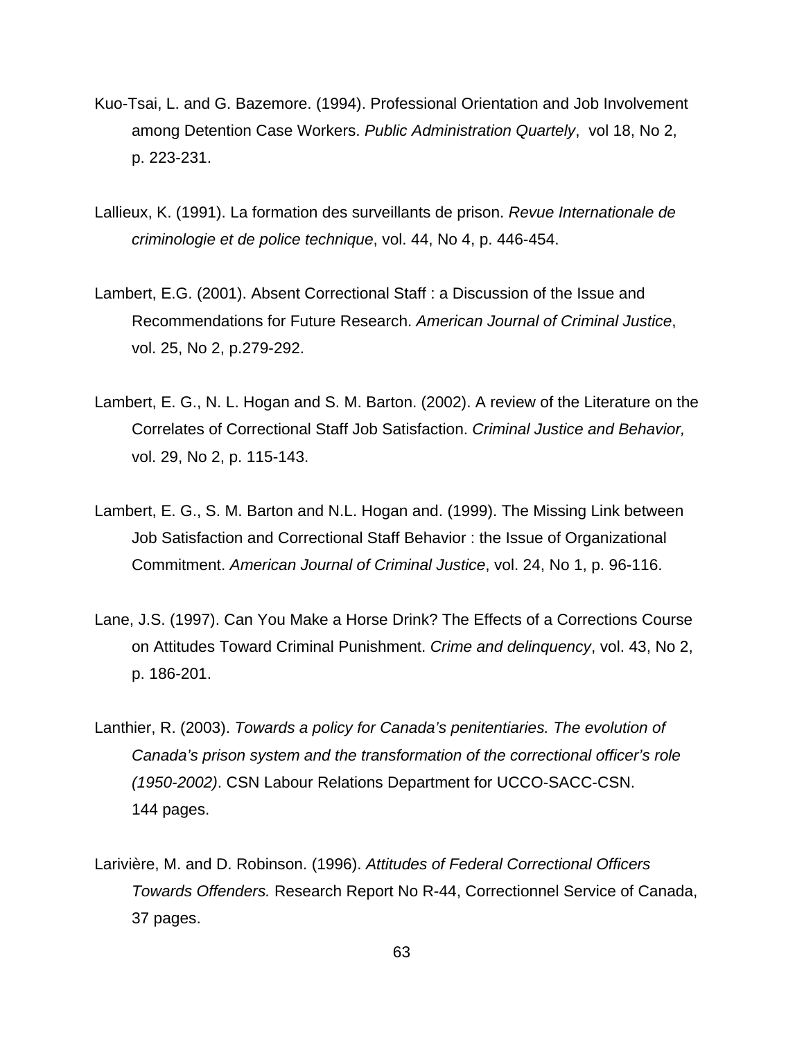Kuo-Tsai, L. and G. Bazemore. (1994). Professional Orientation and Job Involvement among Detention Case Workers. *Public Administration Quartely*, vol 18, No 2, p. 223-231.

Lallieux, K. (1991). La formation des surveillants de prison. *Revue Internationale de criminologie et de police technique*, vol. 44, No 4, p. 446-454.

Lambert, E.G. (2001). Absent Correctional Staff : a Discussion of the Issue and Recommendations for Future Research. *American Journal of Criminal Justice*, vol. 25, No 2, p.279-292.

Lambert, E. G., N. L. Hogan and S. M. Barton. (2002). A review of the Literature on the Correlates of Correctional Staff Job Satisfaction. *Criminal Justice and Behavior,* vol. 29, No 2, p. 115-143.

Lambert, E. G., S. M. Barton and N.L. Hogan and. (1999). The Missing Link between Job Satisfaction and Correctional Staff Behavior : the Issue of Organizational Commitment. *American Journal of Criminal Justice*, vol. 24, No 1, p. 96-116.

Lane, J.S. (1997). Can You Make a Horse Drink? The Effects of a Corrections Course on Attitudes Toward Criminal Punishment. *Crime and delinquency*, vol. 43, No 2, p. 186-201.

Lanthier, R. (2003). *Towards a policy for Canada's penitentiaries. The evolution of Canada's prison system and the transformation of the correctional officer's role (1950-2002)*. CSN Labour Relations Department for UCCO-SACC-CSN. 144 pages.

Larivière, M. and D. Robinson. (1996). *Attitudes of Federal Correctional Officers Towards Offenders.* Research Report No R-44, Correctionnel Service of Canada, 37 pages.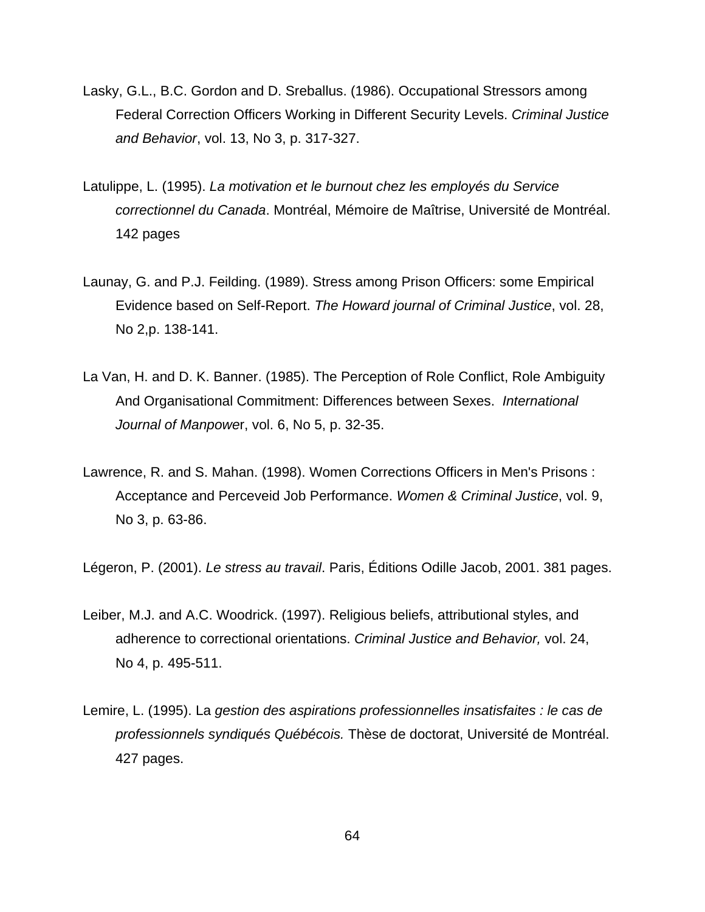Lasky, G.L., B.C. Gordon and D. Sreballus. (1986). Occupational Stressors among Federal Correction Officers Working in Different Security Levels. *Criminal Justice and Behavior*, vol. 13, No 3, p. 317-327.

Latulippe, L. (1995). *La motivation et le burnout chez les employés du Service correctionnel du Canada*. Montréal, Mémoire de Maîtrise, Université de Montréal. 142 pages

Launay, G. and P.J. Feilding. (1989). Stress among Prison Officers: some Empirical Evidence based on Self-Report. *The Howard journal of Criminal Justice*, vol. 28, No 2,p. 138-141.

La Van, H. and D. K. Banner. (1985). The Perception of Role Conflict, Role Ambiguity And Organisational Commitment: Differences between Sexes. *International Journal of Manpowe*r, vol. 6, No 5, p. 32-35.

Lawrence, R. and S. Mahan. (1998). Women Corrections Officers in Men's Prisons : Acceptance and Perceveid Job Performance. *Women & Criminal Justice*, vol. 9, No 3, p. 63-86.

Légeron, P. (2001). *Le stress au travail*. Paris, Éditions Odille Jacob, 2001. 381 pages.

Leiber, M.J. and A.C. Woodrick. (1997). Religious beliefs, attributional styles, and adherence to correctional orientations. *Criminal Justice and Behavior,* vol. 24, No 4, p. 495-511.

Lemire, L. (1995). La *gestion des aspirations professionnelles insatisfaites : le cas de professionnels syndiqués Québécois.* Thèse de doctorat, Université de Montréal. 427 pages.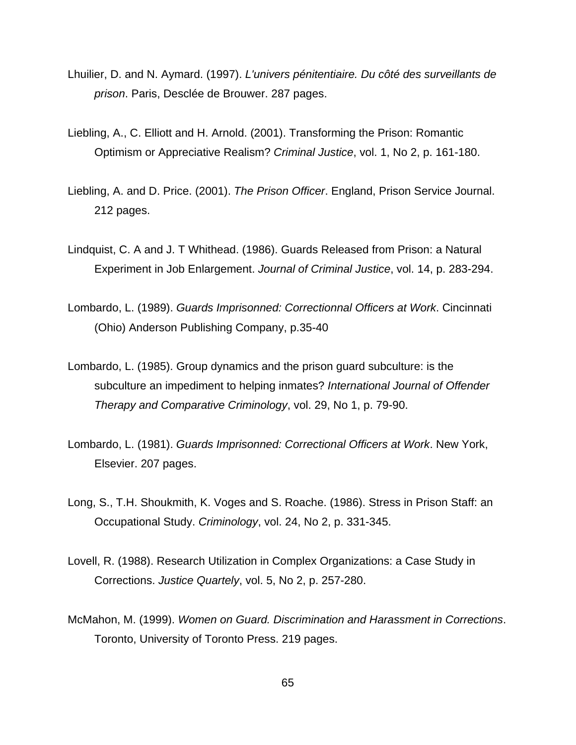Lhuilier, D. and N. Aymard. (1997). *L'univers pénitentiaire. Du côté des surveillants de prison*. Paris, Desclée de Brouwer. 287 pages.

Liebling, A., C. Elliott and H. Arnold. (2001). Transforming the Prison: Romantic Optimism or Appreciative Realism? *Criminal Justice*, vol. 1, No 2, p. 161-180.

Liebling, A. and D. Price. (2001). *The Prison Officer*. England, Prison Service Journal. 212 pages.

Lindquist, C. A and J. T Whithead. (1986). Guards Released from Prison: a Natural Experiment in Job Enlargement. *Journal of Criminal Justice*, vol. 14, p. 283-294.

Lombardo, L. (1989). *Guards Imprisonned: Correctionnal Officers at Work*. Cincinnati (Ohio) Anderson Publishing Company, p.35-40

Lombardo, L. (1985). Group dynamics and the prison guard subculture: is the subculture an impediment to helping inmates? *International Journal of Offender Therapy and Comparative Criminology*, vol. 29, No 1, p. 79-90.

Lombardo, L. (1981). *Guards Imprisonned: Correctional Officers at Work*. New York, Elsevier. 207 pages.

Long, S., T.H. Shoukmith, K. Voges and S. Roache. (1986). Stress in Prison Staff: an Occupational Study. *Criminology*, vol. 24, No 2, p. 331-345.

Lovell, R. (1988). Research Utilization in Complex Organizations: a Case Study in Corrections. *Justice Quartely*, vol. 5, No 2, p. 257-280.

McMahon, M. (1999). *Women on Guard. Discrimination and Harassment in Corrections*. Toronto, University of Toronto Press. 219 pages.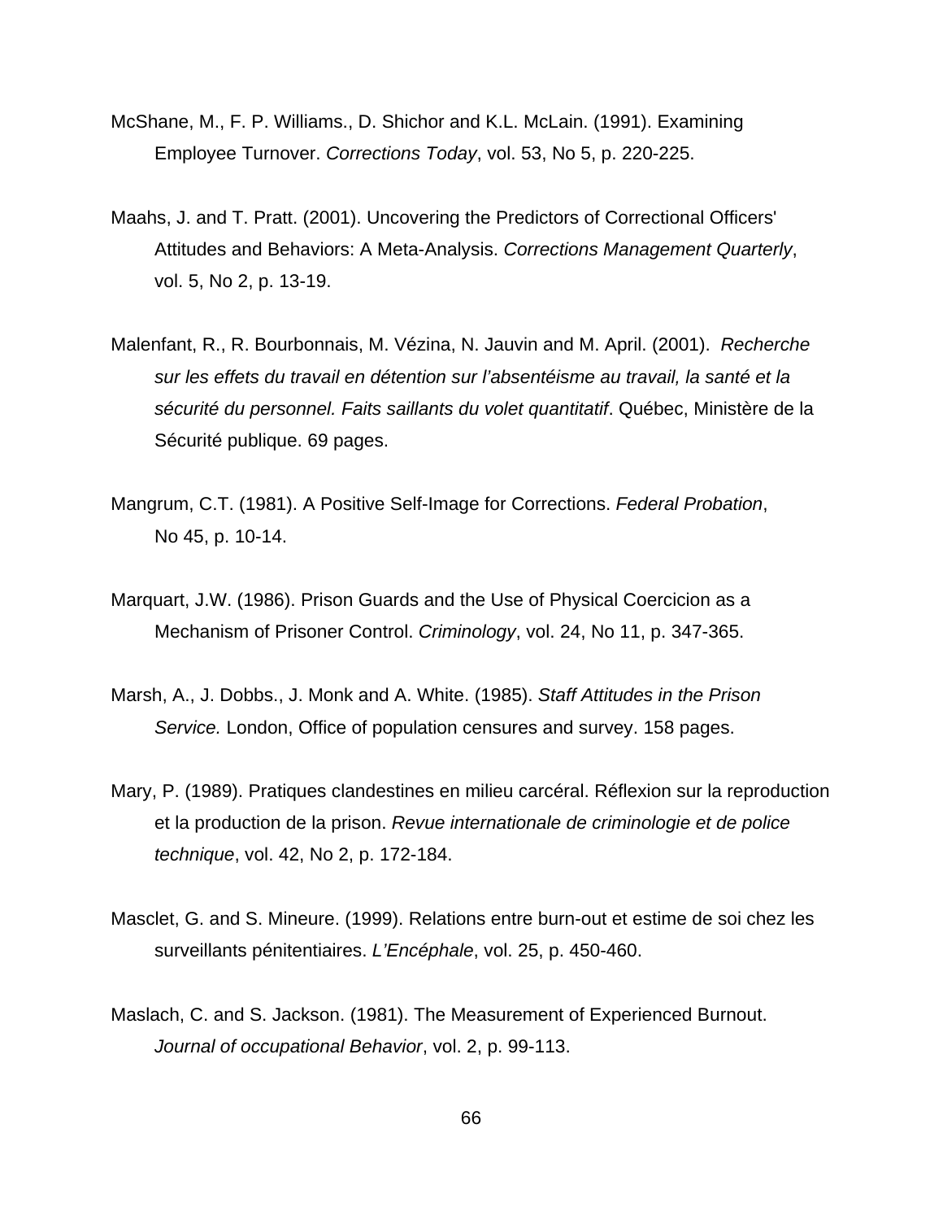McShane, M., F. P. Williams., D. Shichor and K.L. McLain. (1991). Examining Employee Turnover. *Corrections Today*, vol. 53, No 5, p. 220-225.

Maahs, J. and T. Pratt. (2001). Uncovering the Predictors of Correctional Officers' Attitudes and Behaviors: A Meta-Analysis. *Corrections Management Quarterly*, vol. 5, No 2, p. 13-19.

Malenfant, R., R. Bourbonnais, M. Vézina, N. Jauvin and M. April. (2001). *Recherche sur les effets du travail en détention sur l'absentéisme au travail, la santé et la sécurité du personnel. Faits saillants du volet quantitatif*. Québec, Ministère de la Sécurité publique. 69 pages.

Mangrum, C.T. (1981). A Positive Self-Image for Corrections. *Federal Probation*, No 45, p. 10-14.

Marquart, J.W. (1986). Prison Guards and the Use of Physical Coercicion as a Mechanism of Prisoner Control. *Criminology*, vol. 24, No 11, p. 347-365.

Marsh, A., J. Dobbs., J. Monk and A. White. (1985). *Staff Attitudes in the Prison Service.* London, Office of population censures and survey. 158 pages.

Mary, P. (1989). Pratiques clandestines en milieu carcéral. Réflexion sur la reproduction et la production de la prison. *Revue internationale de criminologie et de police technique*, vol. 42, No 2, p. 172-184.

Masclet, G. and S. Mineure. (1999). Relations entre burn-out et estime de soi chez les surveillants pénitentiaires. *L'Encéphale*, vol. 25, p. 450-460.

Maslach, C. and S. Jackson. (1981). The Measurement of Experienced Burnout. *Journal of occupational Behavior*, vol. 2, p. 99-113.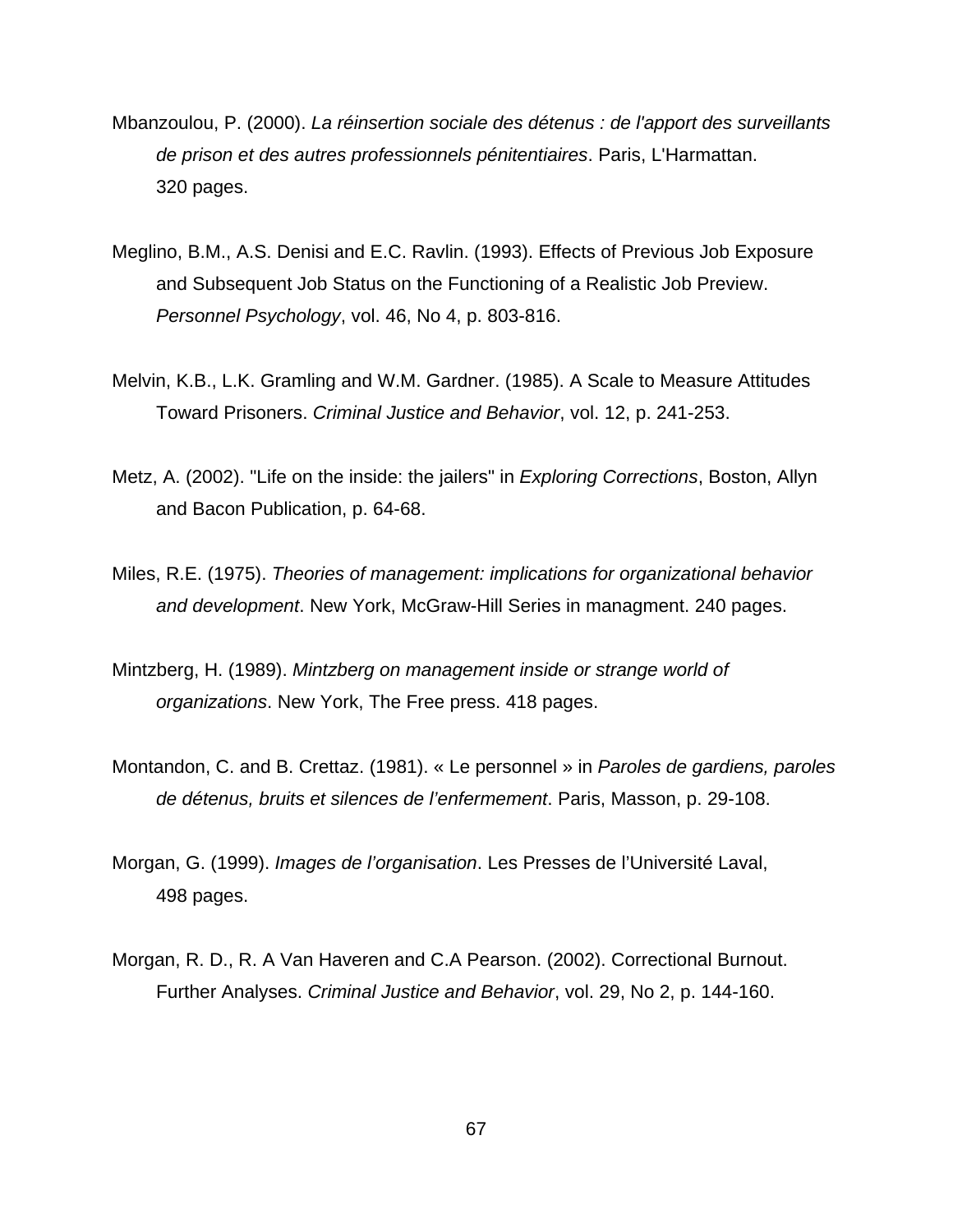Mbanzoulou, P. (2000). *La réinsertion sociale des détenus : de l'apport des surveillants de prison et des autres professionnels pénitentiaires*. Paris, L'Harmattan. 320 pages.

Meglino, B.M., A.S. Denisi and E.C. Ravlin. (1993). Effects of Previous Job Exposure and Subsequent Job Status on the Functioning of a Realistic Job Preview. *Personnel Psychology*, vol. 46, No 4, p. 803-816.

Melvin, K.B., L.K. Gramling and W.M. Gardner. (1985). A Scale to Measure Attitudes Toward Prisoners. *Criminal Justice and Behavior*, vol. 12, p. 241-253.

Metz, A. (2002). "Life on the inside: the jailers" in *Exploring Corrections*, Boston, Allyn and Bacon Publication, p. 64-68.

Miles, R.E. (1975). *Theories of management: implications for organizational behavior and development*. New York, McGraw-Hill Series in managment. 240 pages.

Mintzberg, H. (1989). *Mintzberg on management inside or strange world of organizations*. New York, The Free press. 418 pages.

Montandon, C. and B. Crettaz. (1981). « Le personnel » in *Paroles de gardiens, paroles de détenus, bruits et silences de l'enfermement*. Paris, Masson, p. 29-108.

Morgan, G. (1999). *Images de l'organisation*. Les Presses de l'Université Laval, 498 pages.

Morgan, R. D., R. A Van Haveren and C.A Pearson. (2002). Correctional Burnout. Further Analyses. *Criminal Justice and Behavior*, vol. 29, No 2, p. 144-160.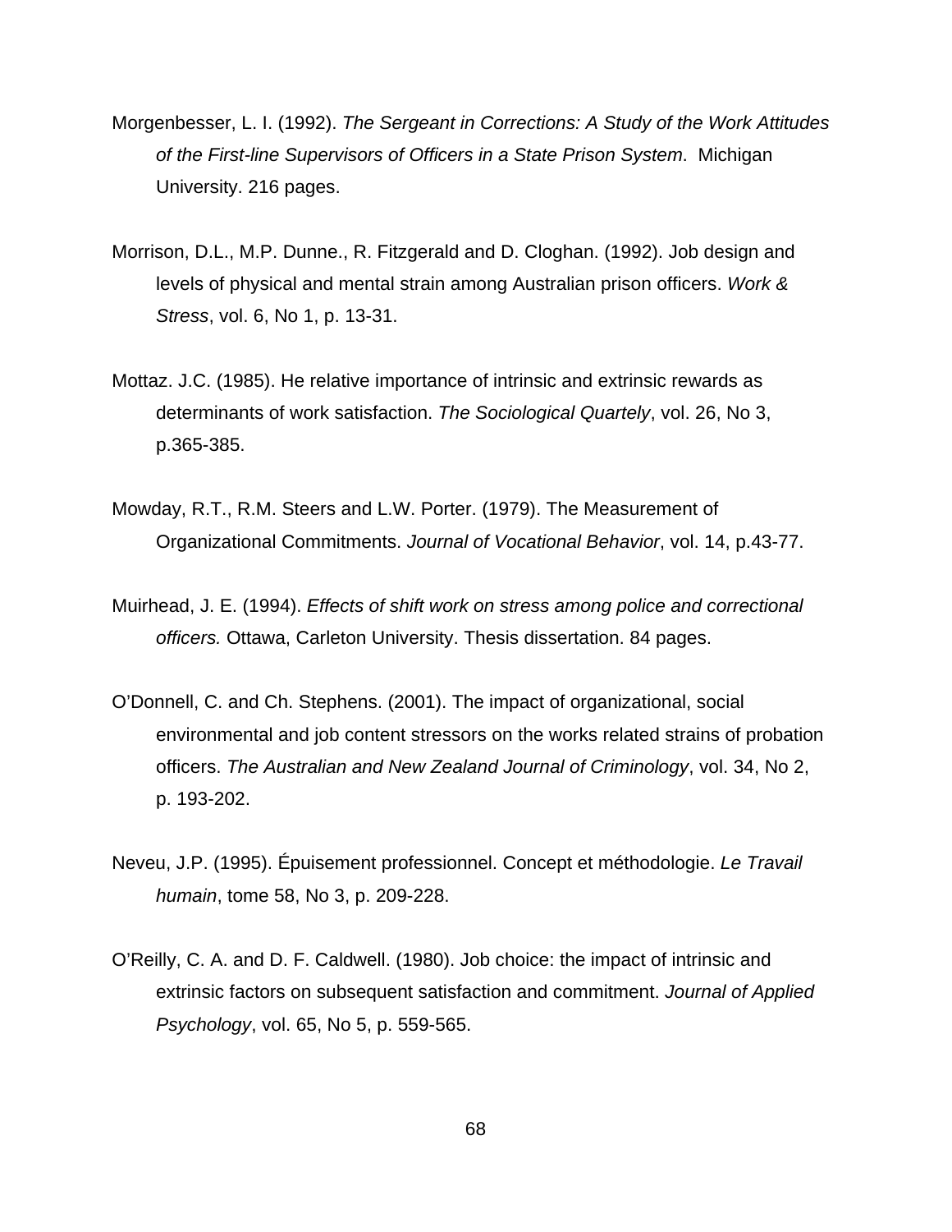Morgenbesser, L. I. (1992). *The Sergeant in Corrections: A Study of the Work Attitudes of the First-line Supervisors of Officers in a State Prison System*. Michigan University. 216 pages.

Morrison, D.L., M.P. Dunne., R. Fitzgerald and D. Cloghan. (1992). Job design and levels of physical and mental strain among Australian prison officers. *Work & Stress*, vol. 6, No 1, p. 13-31.

Mottaz. J.C. (1985). He relative importance of intrinsic and extrinsic rewards as determinants of work satisfaction. *The Sociological Quartely*, vol. 26, No 3, p.365-385.

Mowday, R.T., R.M. Steers and L.W. Porter. (1979). The Measurement of Organizational Commitments. *Journal of Vocational Behavior*, vol. 14, p.43-77.

Muirhead, J. E. (1994). *Effects of shift work on stress among police and correctional officers.* Ottawa, Carleton University. Thesis dissertation. 84 pages.

O'Donnell, C. and Ch. Stephens. (2001). The impact of organizational, social environmental and job content stressors on the works related strains of probation officers. *The Australian and New Zealand Journal of Criminology*, vol. 34, No 2, p. 193-202.

Neveu, J.P. (1995). Épuisement professionnel. Concept et méthodologie. *Le Travail humain*, tome 58, No 3, p. 209-228.

O'Reilly, C. A. and D. F. Caldwell. (1980). Job choice: the impact of intrinsic and extrinsic factors on subsequent satisfaction and commitment. *Journal of Applied Psychology*, vol. 65, No 5, p. 559-565.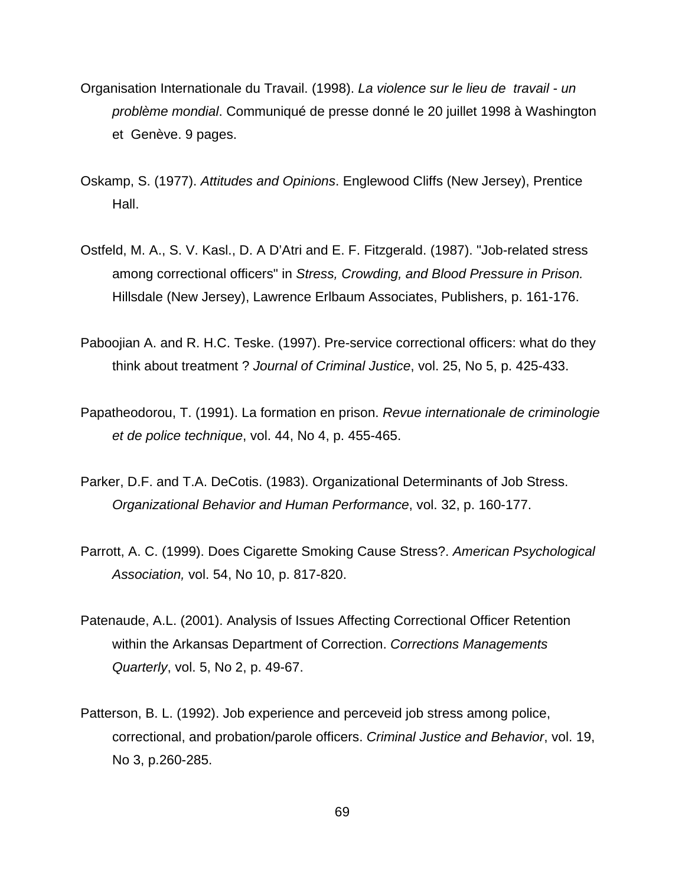Organisation Internationale du Travail. (1998). *La violence sur le lieu de  travail - un problème mondial*. Communiqué de presse donné le 20 juillet 1998 à Washington et  Genève. 9 pages.

Oskamp, S. (1977). *Attitudes and Opinions*. Englewood Cliffs (New Jersey), Prentice Hall.

Ostfeld, M. A., S. V. Kasl., D. A D'Atri and E. F. Fitzgerald. (1987). "Job-related stress among correctional officers" in *Stress, Crowding, and Blood Pressure in Prison.* Hillsdale (New Jersey), Lawrence Erlbaum Associates, Publishers, p. 161-176.

Paboojian A. and R. H.C. Teske. (1997). Pre-service correctional officers: what do they think about treatment ? *Journal of Criminal Justice*, vol. 25, No 5, p. 425-433.

Papatheodorou, T. (1991). La formation en prison. *Revue internationale de criminologie et de police technique*, vol. 44, No 4, p. 455-465.

Parker, D.F. and T.A. DeCotis. (1983). Organizational Determinants of Job Stress. *Organizational Behavior and Human Performance*, vol. 32, p. 160-177.

Parrott, A. C. (1999). Does Cigarette Smoking Cause Stress?. *American Psychological Association,* vol. 54, No 10, p. 817-820.

Patenaude, A.L. (2001). Analysis of Issues Affecting Correctional Officer Retention within the Arkansas Department of Correction. *Corrections Managements Quarterly*, vol. 5, No 2, p. 49-67.

Patterson, B. L. (1992). Job experience and perceveid job stress among police, correctional, and probation/parole officers. *Criminal Justice and Behavior*, vol. 19, No 3, p.260-285.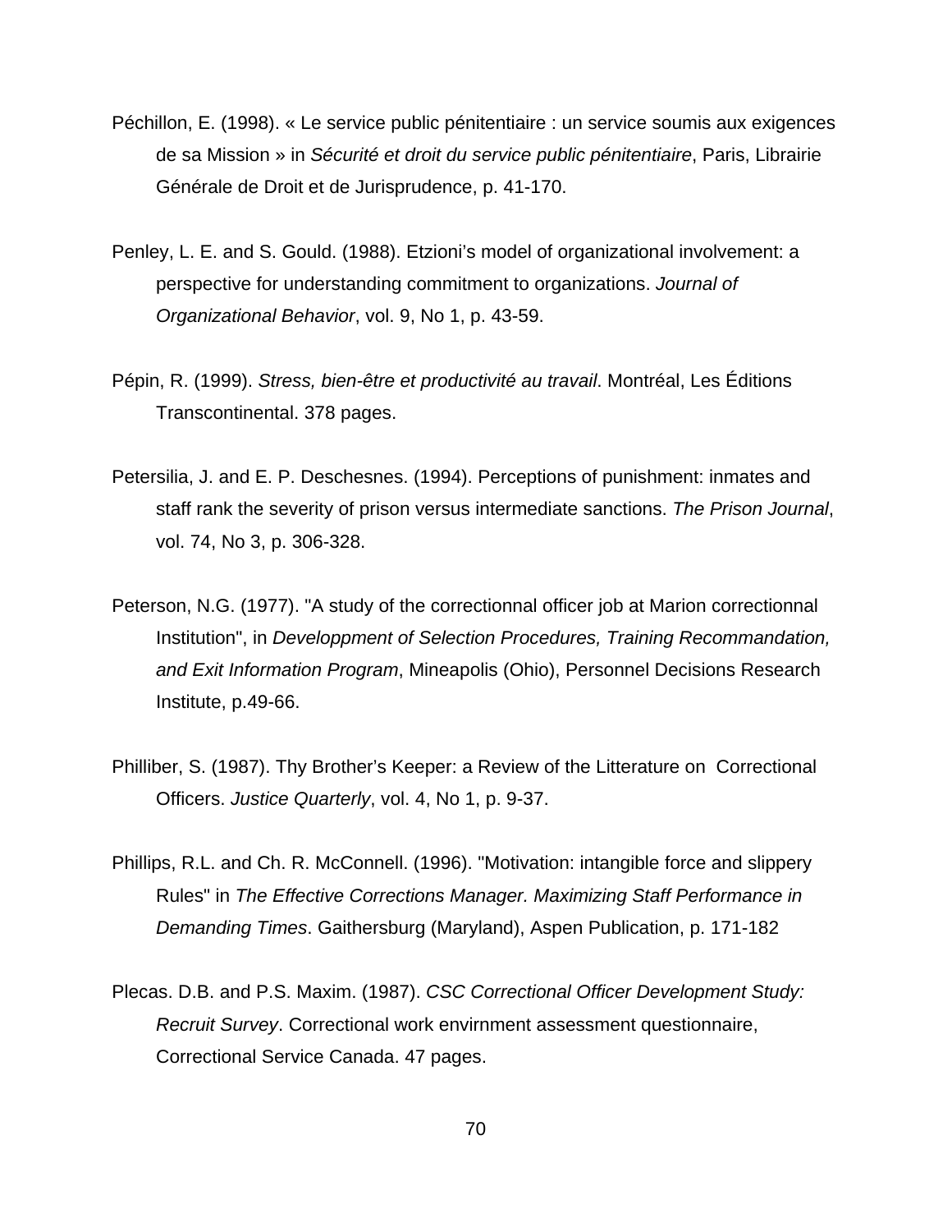Péchillon, E. (1998). « Le service public pénitentiaire : un service soumis aux exigences de sa Mission » in *Sécurité et droit du service public pénitentiaire*, Paris, Librairie Générale de Droit et de Jurisprudence, p. 41-170.

Penley, L. E. and S. Gould. (1988). Etzioni's model of organizational involvement: a perspective for understanding commitment to organizations. *Journal of Organizational Behavior*, vol. 9, No 1, p. 43-59.

Pépin, R. (1999). *Stress, bien-être et productivité au travail*. Montréal, Les Éditions Transcontinental. 378 pages.

Petersilia, J. and E. P. Deschesnes. (1994). Perceptions of punishment: inmates and staff rank the severity of prison versus intermediate sanctions. *The Prison Journal*, vol. 74, No 3, p. 306-328.

Peterson, N.G. (1977). "A study of the correctionnal officer job at Marion correctionnal Institution", in *Developpment of Selection Procedures, Training Recommandation, and Exit Information Program*, Mineapolis (Ohio), Personnel Decisions Research Institute, p.49-66.

Philliber, S. (1987). Thy Brother's Keeper: a Review of the Litterature on Correctional Officers. *Justice Quarterly*, vol. 4, No 1, p. 9-37.

Phillips, R.L. and Ch. R. McConnell. (1996). "Motivation: intangible force and slippery Rules" in *The Effective Corrections Manager. Maximizing Staff Performance in Demanding Times*. Gaithersburg (Maryland), Aspen Publication, p. 171-182

Plecas. D.B. and P.S. Maxim. (1987). *CSC Correctional Officer Development Study: Recruit Survey*. Correctional work envirnment assessment questionnaire, Correctional Service Canada. 47 pages.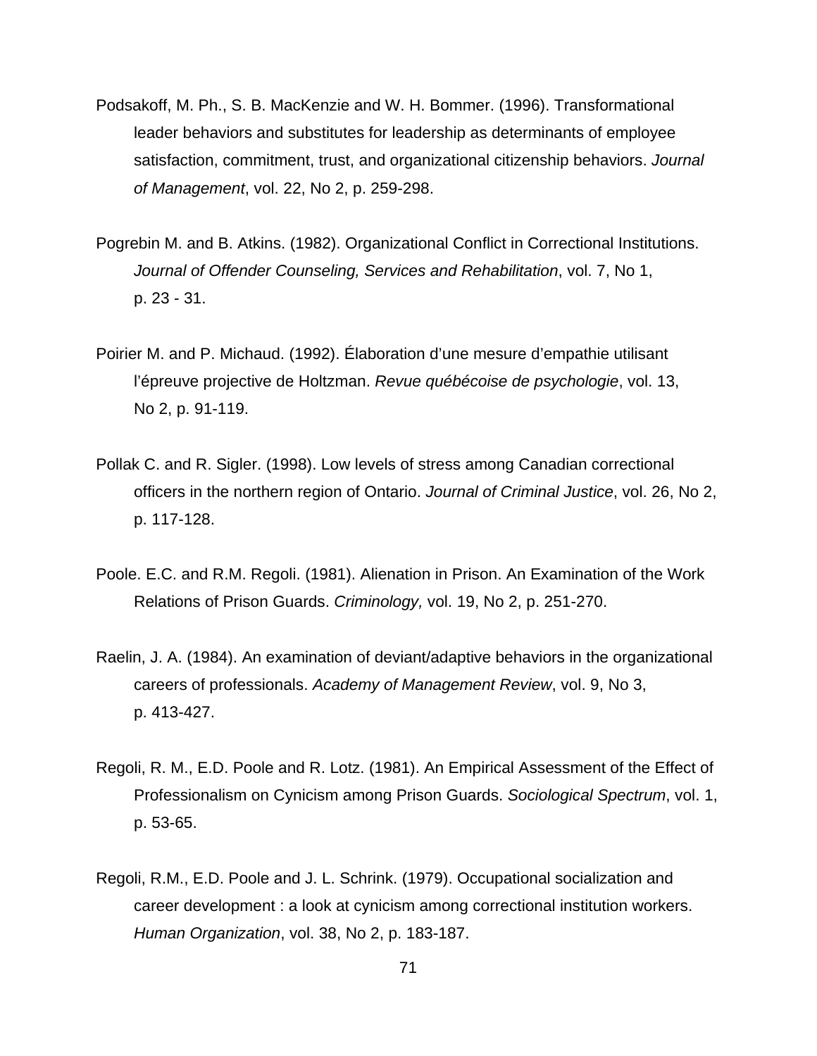Podsakoff, M. Ph., S. B. MacKenzie and W. H. Bommer. (1996). Transformational leader behaviors and substitutes for leadership as determinants of employee satisfaction, commitment, trust, and organizational citizenship behaviors. *Journal of Management*, vol. 22, No 2, p. 259-298.

Pogrebin M. and B. Atkins. (1982). Organizational Conflict in Correctional Institutions. *Journal of Offender Counseling, Services and Rehabilitation*, vol. 7, No 1, p. 23 - 31.

Poirier M. and P. Michaud. (1992). Élaboration d'une mesure d'empathie utilisant l'épreuve projective de Holtzman. *Revue québécoise de psychologie*, vol. 13, No 2, p. 91-119.

Pollak C. and R. Sigler. (1998). Low levels of stress among Canadian correctional officers in the northern region of Ontario. *Journal of Criminal Justice*, vol. 26, No 2, p. 117-128.

Poole. E.C. and R.M. Regoli. (1981). Alienation in Prison. An Examination of the Work Relations of Prison Guards. *Criminology,* vol. 19, No 2, p. 251-270.

Raelin, J. A. (1984). An examination of deviant/adaptive behaviors in the organizational careers of professionals. *Academy of Management Review*, vol. 9, No 3, p. 413-427.

Regoli, R. M., E.D. Poole and R. Lotz. (1981). An Empirical Assessment of the Effect of Professionalism on Cynicism among Prison Guards. *Sociological Spectrum*, vol. 1, p. 53-65.

Regoli, R.M., E.D. Poole and J. L. Schrink. (1979). Occupational socialization and career development : a look at cynicism among correctional institution workers. *Human Organization*, vol. 38, No 2, p. 183-187.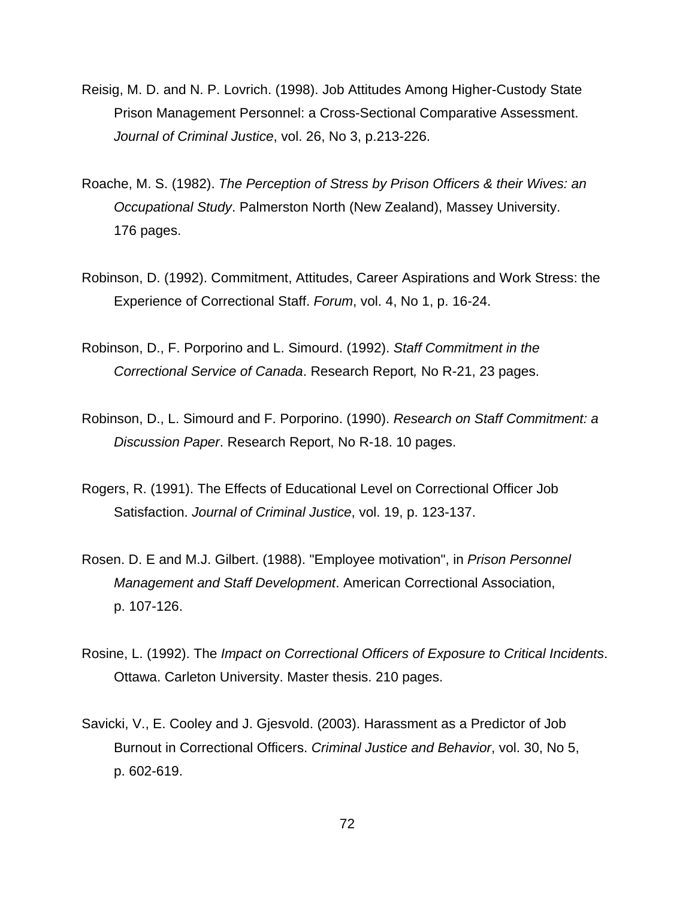Reisig, M. D. and N. P. Lovrich. (1998). Job Attitudes Among Higher-Custody State Prison Management Personnel: a Cross-Sectional Comparative Assessment. *Journal of Criminal Justice*, vol. 26, No 3, p.213-226.

Roache, M. S. (1982). *The Perception of Stress by Prison Officers & their Wives: an Occupational Study*. Palmerston North (New Zealand), Massey University. 176 pages.

Robinson, D. (1992). Commitment, Attitudes, Career Aspirations and Work Stress: the Experience of Correctional Staff. *Forum*, vol. 4, No 1, p. 16-24.

Robinson, D., F. Porporino and L. Simourd. (1992). *Staff Commitment in the Correctional Service of Canada*. Research Report*,* No R-21, 23 pages.

Robinson, D., L. Simourd and F. Porporino. (1990). *Research on Staff Commitment: a Discussion Paper*. Research Report, No R-18. 10 pages.

Rogers, R. (1991). The Effects of Educational Level on Correctional Officer Job Satisfaction. *Journal of Criminal Justice*, vol. 19, p. 123-137.

Rosen. D. E and M.J. Gilbert. (1988). "Employee motivation", in *Prison Personnel Management and Staff Development*. American Correctional Association, p. 107-126.

Rosine, L. (1992). The *Impact on Correctional Officers of Exposure to Critical Incidents*. Ottawa. Carleton University. Master thesis. 210 pages.

Savicki, V., E. Cooley and J. Gjesvold. (2003). Harassment as a Predictor of Job Burnout in Correctional Officers. *Criminal Justice and Behavior*, vol. 30, No 5, p. 602-619.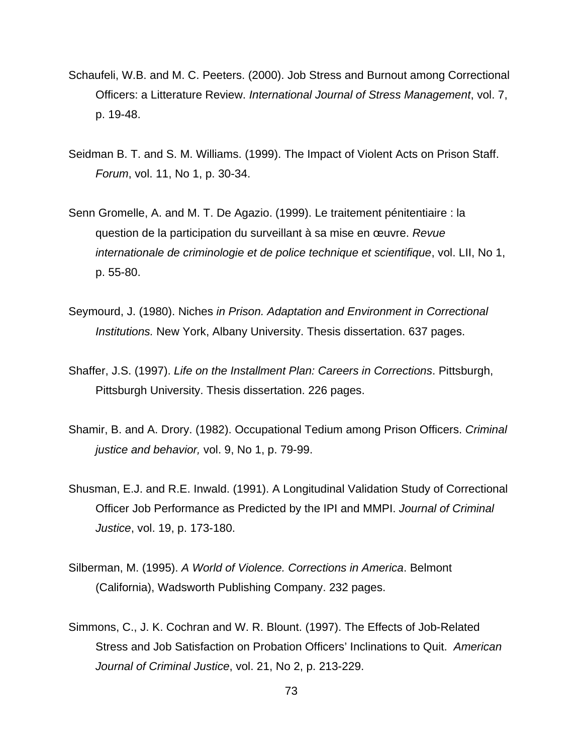Schaufeli, W.B. and M. C. Peeters. (2000). Job Stress and Burnout among Correctional Officers: a Litterature Review. *International Journal of Stress Management*, vol. 7, p. 19-48.

Seidman B. T. and S. M. Williams. (1999). The Impact of Violent Acts on Prison Staff. *Forum*, vol. 11, No 1, p. 30-34.

Senn Gromelle, A. and M. T. De Agazio. (1999). Le traitement pénitentiaire : la question de la participation du surveillant à sa mise en œuvre. *Revue internationale de criminologie et de police technique et scientifique*, vol. LII, No 1, p. 55-80.

Seymourd, J. (1980). Niches *in Prison. Adaptation and Environment in Correctional Institutions.* New York, Albany University. Thesis dissertation. 637 pages.

Shaffer, J.S. (1997). *Life on the Installment Plan: Careers in Corrections*. Pittsburgh, Pittsburgh University. Thesis dissertation. 226 pages.

Shamir, B. and A. Drory. (1982). Occupational Tedium among Prison Officers. *Criminal justice and behavior,* vol. 9, No 1, p. 79-99.

Shusman, E.J. and R.E. Inwald. (1991). A Longitudinal Validation Study of Correctional Officer Job Performance as Predicted by the IPI and MMPI. *Journal of Criminal Justice*, vol. 19, p. 173-180.

Silberman, M. (1995). *A World of Violence. Corrections in America*. Belmont (California), Wadsworth Publishing Company. 232 pages.

Simmons, C., J. K. Cochran and W. R. Blount. (1997). The Effects of Job-Related Stress and Job Satisfaction on Probation Officers' Inclinations to Quit. *American Journal of Criminal Justice*, vol. 21, No 2, p. 213-229.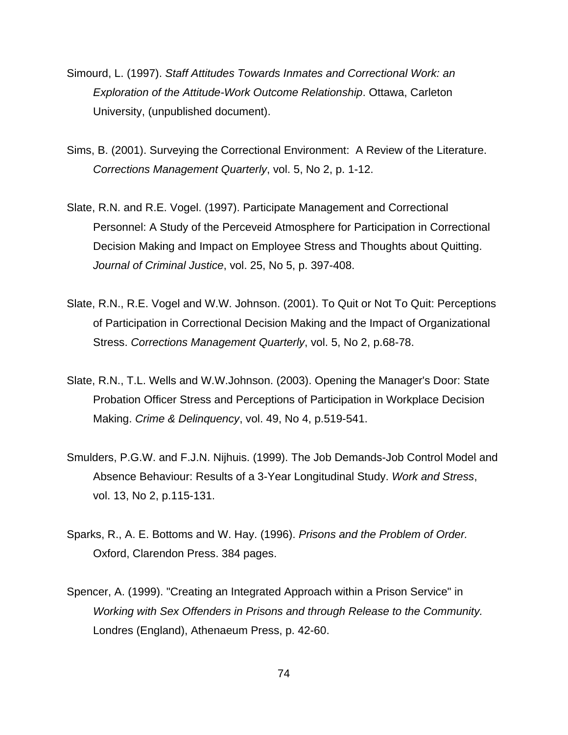Simourd, L. (1997). *Staff Attitudes Towards Inmates and Correctional Work: an Exploration of the Attitude-Work Outcome Relationship*. Ottawa, Carleton University, (unpublished document).

Sims, B. (2001). Surveying the Correctional Environment: A Review of the Literature. *Corrections Management Quarterly*, vol. 5, No 2, p. 1-12.

Slate, R.N. and R.E. Vogel. (1997). Participate Management and Correctional Personnel: A Study of the Perceveid Atmosphere for Participation in Correctional Decision Making and Impact on Employee Stress and Thoughts about Quitting. *Journal of Criminal Justice*, vol. 25, No 5, p. 397-408.

Slate, R.N., R.E. Vogel and W.W. Johnson. (2001). To Quit or Not To Quit: Perceptions of Participation in Correctional Decision Making and the Impact of Organizational Stress. *Corrections Management Quarterly*, vol. 5, No 2, p.68-78.

Slate, R.N., T.L. Wells and W.W.Johnson. (2003). Opening the Manager's Door: State Probation Officer Stress and Perceptions of Participation in Workplace Decision Making. *Crime & Delinquency*, vol. 49, No 4, p.519-541.

Smulders, P.G.W. and F.J.N. Nijhuis. (1999). The Job Demands-Job Control Model and Absence Behaviour: Results of a 3-Year Longitudinal Study. *Work and Stress*, vol. 13, No 2, p.115-131.

Sparks, R., A. E. Bottoms and W. Hay. (1996). *Prisons and the Problem of Order.* Oxford, Clarendon Press. 384 pages.

Spencer, A. (1999). "Creating an Integrated Approach within a Prison Service" in *Working with Sex Offenders in Prisons and through Release to the Community.* Londres (England), Athenaeum Press, p. 42-60.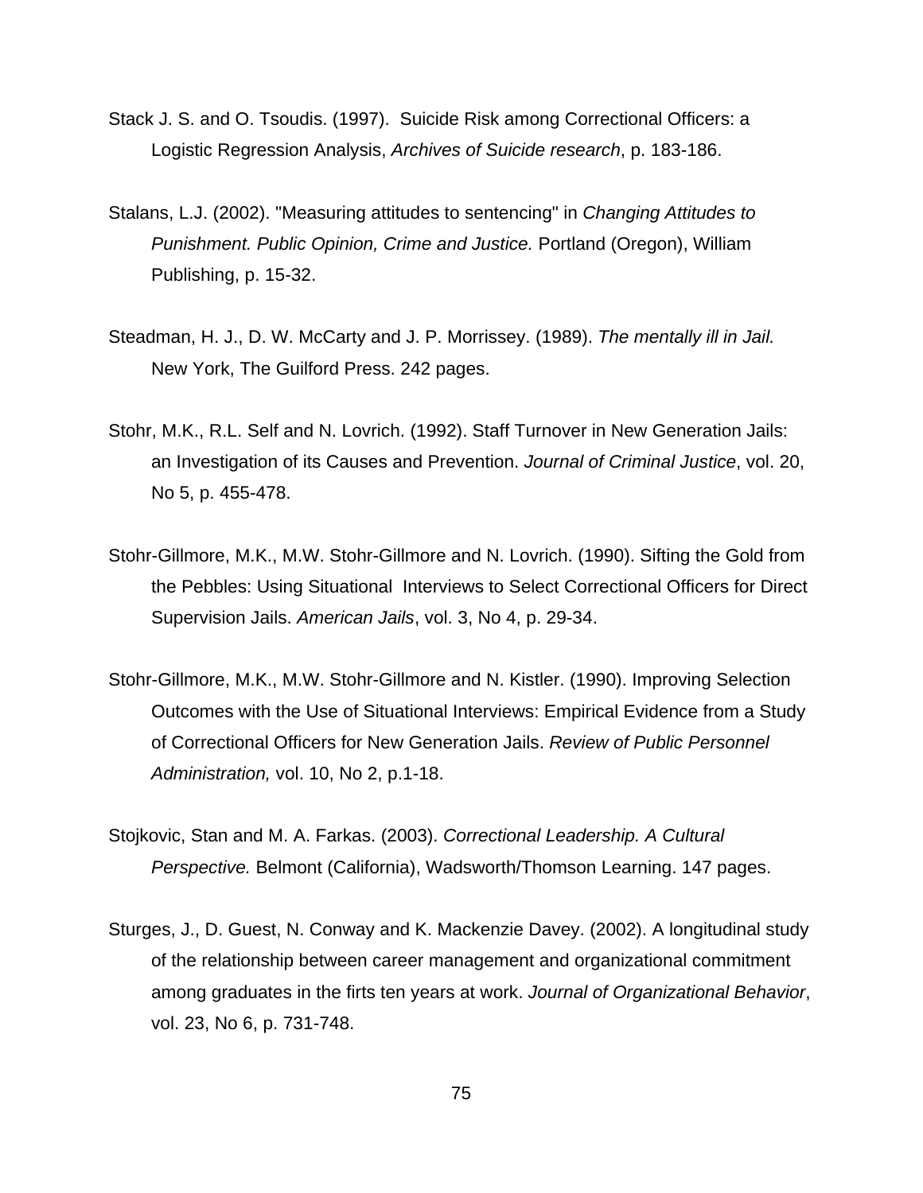Stack J. S. and O. Tsoudis. (1997). Suicide Risk among Correctional Officers: a Logistic Regression Analysis, *Archives of Suicide research*, p. 183-186.

Stalans, L.J. (2002). "Measuring attitudes to sentencing" in *Changing Attitudes to Punishment. Public Opinion, Crime and Justice.* Portland (Oregon), William Publishing, p. 15-32.

Steadman, H. J., D. W. McCarty and J. P. Morrissey. (1989). *The mentally ill in Jail.* New York, The Guilford Press. 242 pages.

Stohr, M.K., R.L. Self and N. Lovrich. (1992). Staff Turnover in New Generation Jails: an Investigation of its Causes and Prevention. *Journal of Criminal Justice*, vol. 20, No 5, p. 455-478.

Stohr-Gillmore, M.K., M.W. Stohr-Gillmore and N. Lovrich. (1990). Sifting the Gold from the Pebbles: Using Situational Interviews to Select Correctional Officers for Direct Supervision Jails. *American Jails*, vol. 3, No 4, p. 29-34.

Stohr-Gillmore, M.K., M.W. Stohr-Gillmore and N. Kistler. (1990). Improving Selection Outcomes with the Use of Situational Interviews: Empirical Evidence from a Study of Correctional Officers for New Generation Jails. *Review of Public Personnel Administration,* vol. 10, No 2, p.1-18.

Stojkovic, Stan and M. A. Farkas. (2003). *Correctional Leadership. A Cultural Perspective.* Belmont (California), Wadsworth/Thomson Learning. 147 pages.

Sturges, J., D. Guest, N. Conway and K. Mackenzie Davey. (2002). A longitudinal study of the relationship between career management and organizational commitment among graduates in the firts ten years at work. *Journal of Organizational Behavior*, vol. 23, No 6, p. 731-748.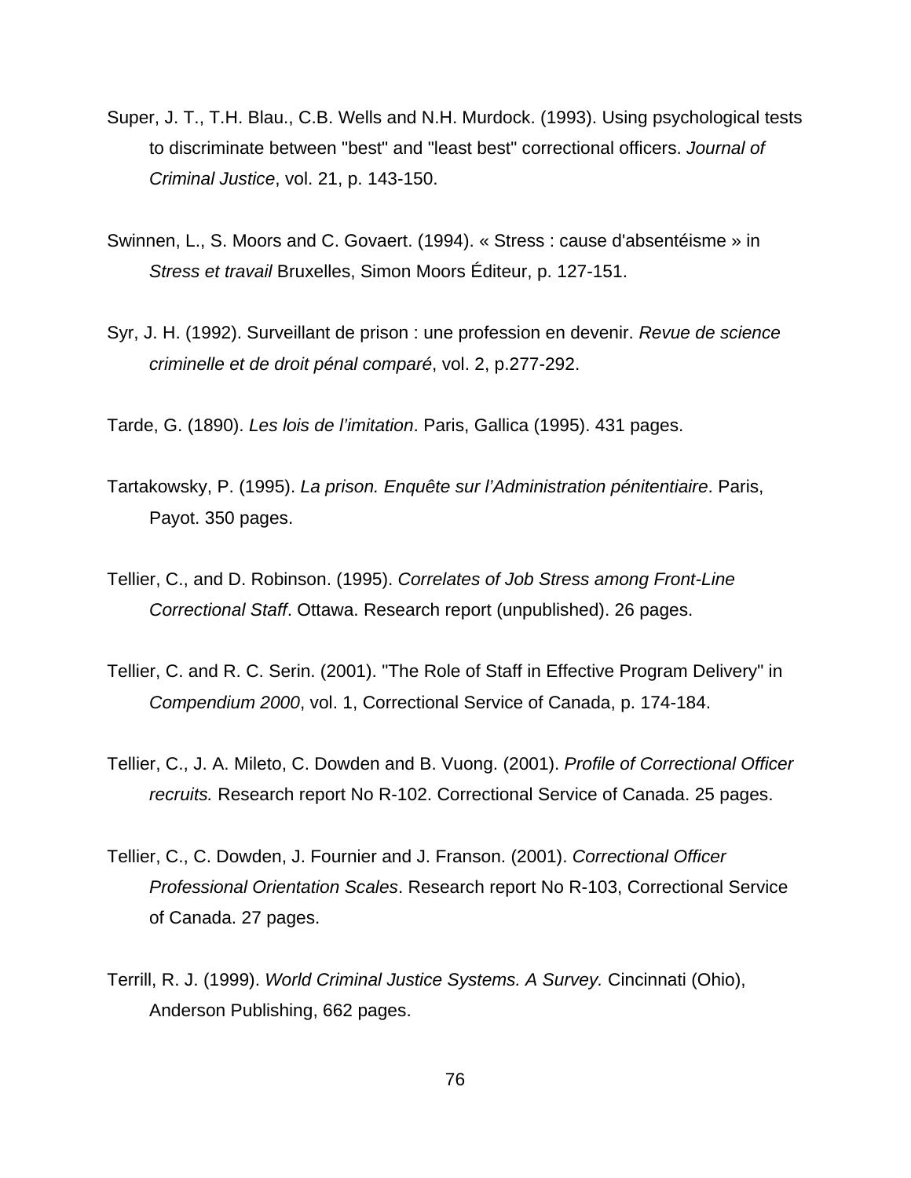Super, J. T., T.H. Blau., C.B. Wells and N.H. Murdock. (1993). Using psychological tests to discriminate between "best" and "least best" correctional officers. *Journal of Criminal Justice*, vol. 21, p. 143-150.

Swinnen, L., S. Moors and C. Govaert. (1994). « Stress : cause d'absentéisme » in *Stress et travail* Bruxelles, Simon Moors Éditeur, p. 127-151.

Syr, J. H. (1992). Surveillant de prison : une profession en devenir. *Revue de science criminelle et de droit pénal comparé*, vol. 2, p.277-292.

Tarde, G. (1890). *Les lois de l'imitation*. Paris, Gallica (1995). 431 pages.

Tartakowsky, P. (1995). *La prison. Enquête sur l'Administration pénitentiaire*. Paris, Payot. 350 pages.

Tellier, C., and D. Robinson. (1995). *Correlates of Job Stress among Front-Line Correctional Staff*. Ottawa. Research report (unpublished). 26 pages.

Tellier, C. and R. C. Serin. (2001). "The Role of Staff in Effective Program Delivery" in *Compendium 2000*, vol. 1, Correctional Service of Canada, p. 174-184.

Tellier, C., J. A. Mileto, C. Dowden and B. Vuong. (2001). *Profile of Correctional Officer recruits.* Research report No R-102. Correctional Service of Canada. 25 pages.

Tellier, C., C. Dowden, J. Fournier and J. Franson. (2001). *Correctional Officer Professional Orientation Scales*. Research report No R-103, Correctional Service of Canada. 27 pages.

Terrill, R. J. (1999). *World Criminal Justice Systems. A Survey.* Cincinnati (Ohio), Anderson Publishing, 662 pages.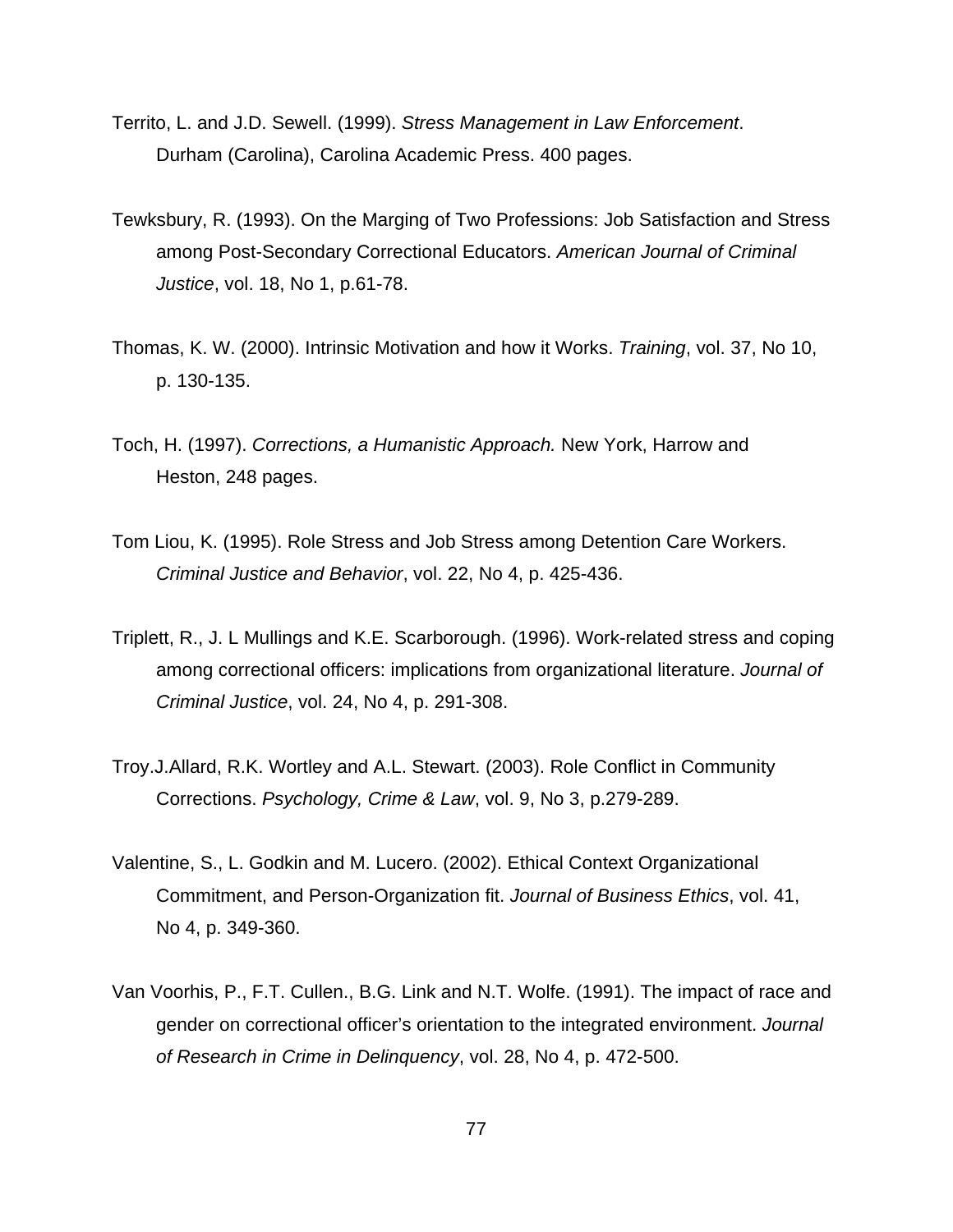Territo, L. and J.D. Sewell. (1999). *Stress Management in Law Enforcement*. Durham (Carolina), Carolina Academic Press. 400 pages.

Tewksbury, R. (1993). On the Marging of Two Professions: Job Satisfaction and Stress among Post-Secondary Correctional Educators. *American Journal of Criminal Justice*, vol. 18, No 1, p.61-78.

Thomas, K. W. (2000). Intrinsic Motivation and how it Works. *Training*, vol. 37, No 10, p. 130-135.

Toch, H. (1997). *Corrections, a Humanistic Approach.* New York, Harrow and Heston, 248 pages.

Tom Liou, K. (1995). Role Stress and Job Stress among Detention Care Workers. *Criminal Justice and Behavior*, vol. 22, No 4, p. 425-436.

Triplett, R., J. L Mullings and K.E. Scarborough. (1996). Work-related stress and coping among correctional officers: implications from organizational literature. *Journal of Criminal Justice*, vol. 24, No 4, p. 291-308.

Troy.J.Allard, R.K. Wortley and A.L. Stewart. (2003). Role Conflict in Community Corrections. *Psychology, Crime & Law*, vol. 9, No 3, p.279-289.

Valentine, S., L. Godkin and M. Lucero. (2002). Ethical Context Organizational Commitment, and Person-Organization fit. *Journal of Business Ethics*, vol. 41, No 4, p. 349-360.

Van Voorhis, P., F.T. Cullen., B.G. Link and N.T. Wolfe. (1991). The impact of race and gender on correctional officer's orientation to the integrated environment. *Journal of Research in Crime in Delinquency*, vol. 28, No 4, p. 472-500.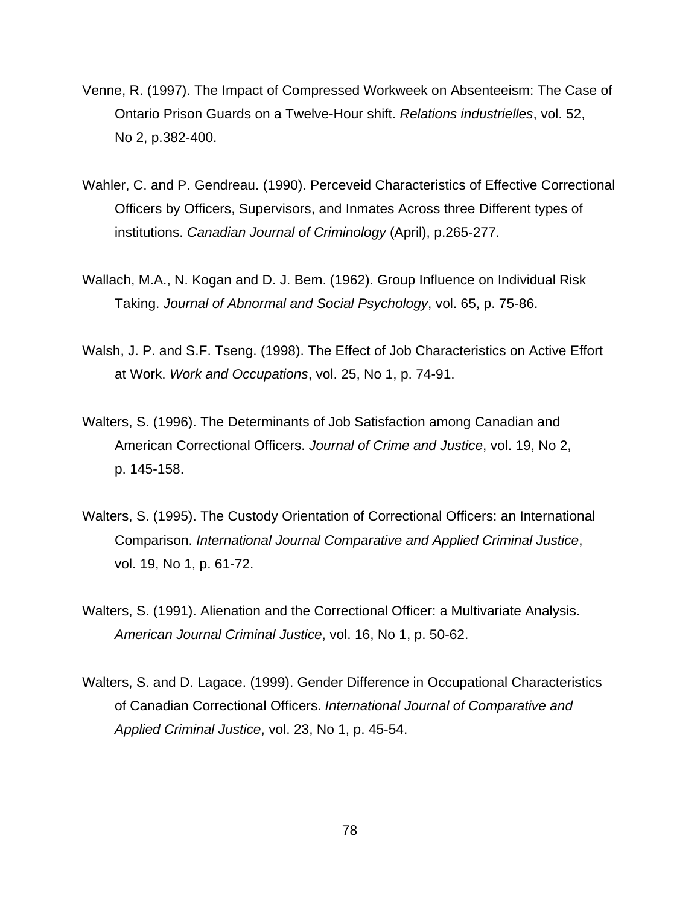Venne, R. (1997). The Impact of Compressed Workweek on Absenteeism: The Case of Ontario Prison Guards on a Twelve-Hour shift. *Relations industrielles*, vol. 52, No 2, p.382-400.

Wahler, C. and P. Gendreau. (1990). Perceveid Characteristics of Effective Correctional Officers by Officers, Supervisors, and Inmates Across three Different types of institutions. *Canadian Journal of Criminology* (April), p.265-277.

Wallach, M.A., N. Kogan and D. J. Bem. (1962). Group Influence on Individual Risk Taking. *Journal of Abnormal and Social Psychology*, vol. 65, p. 75-86.

Walsh, J. P. and S.F. Tseng. (1998). The Effect of Job Characteristics on Active Effort at Work. *Work and Occupations*, vol. 25, No 1, p. 74-91.

Walters, S. (1996). The Determinants of Job Satisfaction among Canadian and American Correctional Officers. *Journal of Crime and Justice*, vol. 19, No 2, p. 145-158.

Walters, S. (1995). The Custody Orientation of Correctional Officers: an International Comparison. *International Journal Comparative and Applied Criminal Justice*, vol. 19, No 1, p. 61-72.

Walters, S. (1991). Alienation and the Correctional Officer: a Multivariate Analysis. *American Journal Criminal Justice*, vol. 16, No 1, p. 50-62.

Walters, S. and D. Lagace. (1999). Gender Difference in Occupational Characteristics of Canadian Correctional Officers. *International Journal of Comparative and Applied Criminal Justice*, vol. 23, No 1, p. 45-54.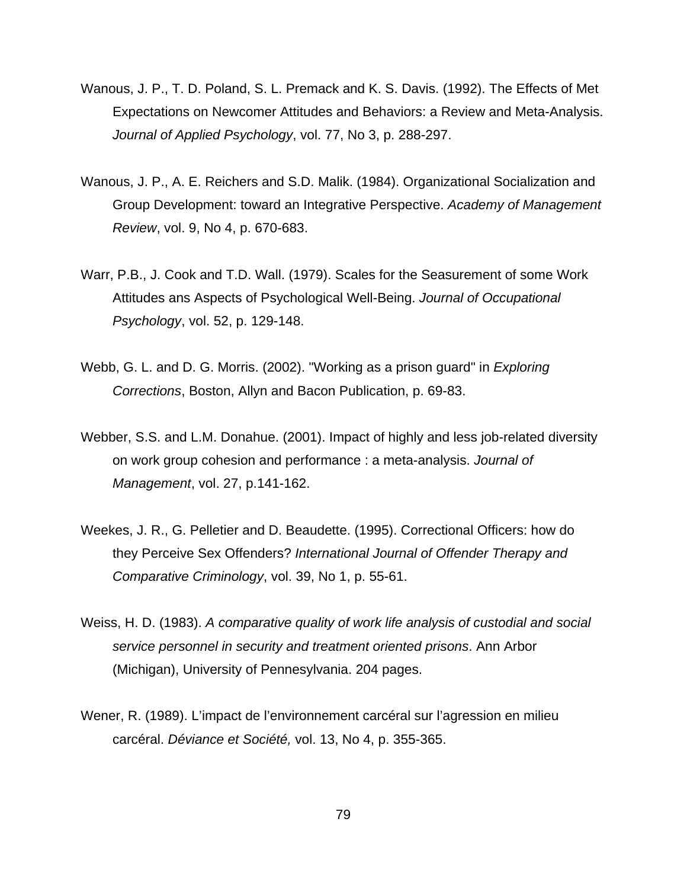Wanous, J. P., T. D. Poland, S. L. Premack and K. S. Davis. (1992). The Effects of Met Expectations on Newcomer Attitudes and Behaviors: a Review and Meta-Analysis. *Journal of Applied Psychology*, vol. 77, No 3, p. 288-297.

Wanous, J. P., A. E. Reichers and S.D. Malik. (1984). Organizational Socialization and Group Development: toward an Integrative Perspective. *Academy of Management Review*, vol. 9, No 4, p. 670-683.

Warr, P.B., J. Cook and T.D. Wall. (1979). Scales for the Seasurement of some Work Attitudes ans Aspects of Psychological Well-Being. *Journal of Occupational Psychology*, vol. 52, p. 129-148.

Webb, G. L. and D. G. Morris. (2002). "Working as a prison guard" in *Exploring Corrections*, Boston, Allyn and Bacon Publication, p. 69-83.

Webber, S.S. and L.M. Donahue. (2001). Impact of highly and less job-related diversity on work group cohesion and performance : a meta-analysis. *Journal of Management*, vol. 27, p.141-162.

Weekes, J. R., G. Pelletier and D. Beaudette. (1995). Correctional Officers: how do they Perceive Sex Offenders? *International Journal of Offender Therapy and Comparative Criminology*, vol. 39, No 1, p. 55-61.

Weiss, H. D. (1983). *A comparative quality of work life analysis of custodial and social service personnel in security and treatment oriented prisons*. Ann Arbor (Michigan), University of Pennesylvania. 204 pages.

Wener, R. (1989). L'impact de l'environnement carcéral sur l'agression en milieu carcéral. *Déviance et Société,* vol. 13, No 4, p. 355-365.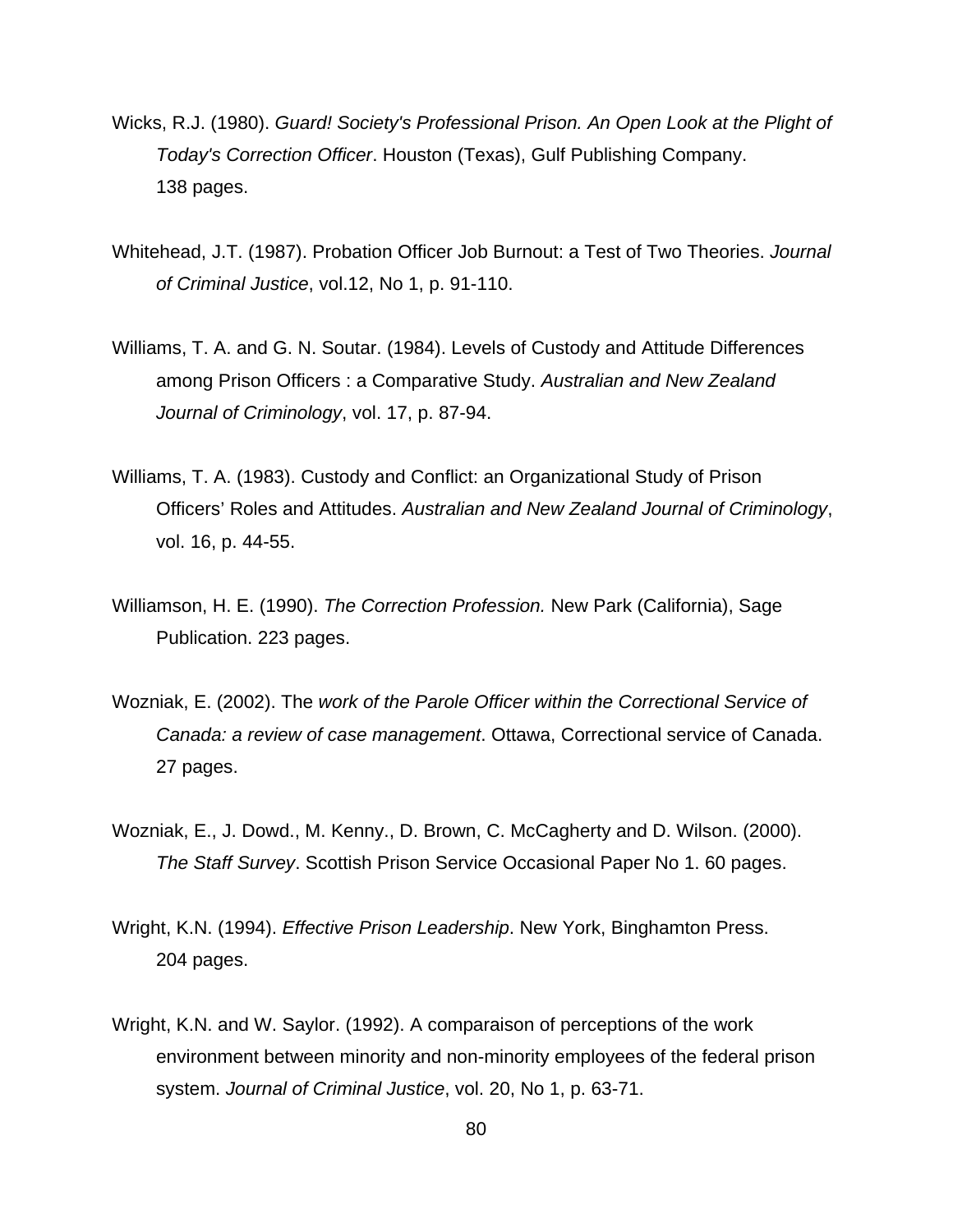Wicks, R.J. (1980). *Guard! Society's Professional Prison. An Open Look at the Plight of Today's Correction Officer*. Houston (Texas), Gulf Publishing Company. 138 pages.

Whitehead, J.T. (1987). Probation Officer Job Burnout: a Test of Two Theories. *Journal of Criminal Justice*, vol.12, No 1, p. 91-110.

Williams, T. A. and G. N. Soutar. (1984). Levels of Custody and Attitude Differences among Prison Officers : a Comparative Study. *Australian and New Zealand Journal of Criminology*, vol. 17, p. 87-94.

Williams, T. A. (1983). Custody and Conflict: an Organizational Study of Prison Officers' Roles and Attitudes. *Australian and New Zealand Journal of Criminology*, vol. 16, p. 44-55.

Williamson, H. E. (1990). *The Correction Profession.* New Park (California), Sage Publication. 223 pages.

Wozniak, E. (2002). The *work of the Parole Officer within the Correctional Service of Canada: a review of case management*. Ottawa, Correctional service of Canada. 27 pages.

Wozniak, E., J. Dowd., M. Kenny., D. Brown, C. McCagherty and D. Wilson. (2000). *The Staff Survey*. Scottish Prison Service Occasional Paper No 1. 60 pages.

Wright, K.N. (1994). *Effective Prison Leadership*. New York, Binghamton Press. 204 pages.

Wright, K.N. and W. Saylor. (1992). A comparaison of perceptions of the work environment between minority and non-minority employees of the federal prison system. *Journal of Criminal Justice*, vol. 20, No 1, p. 63-71.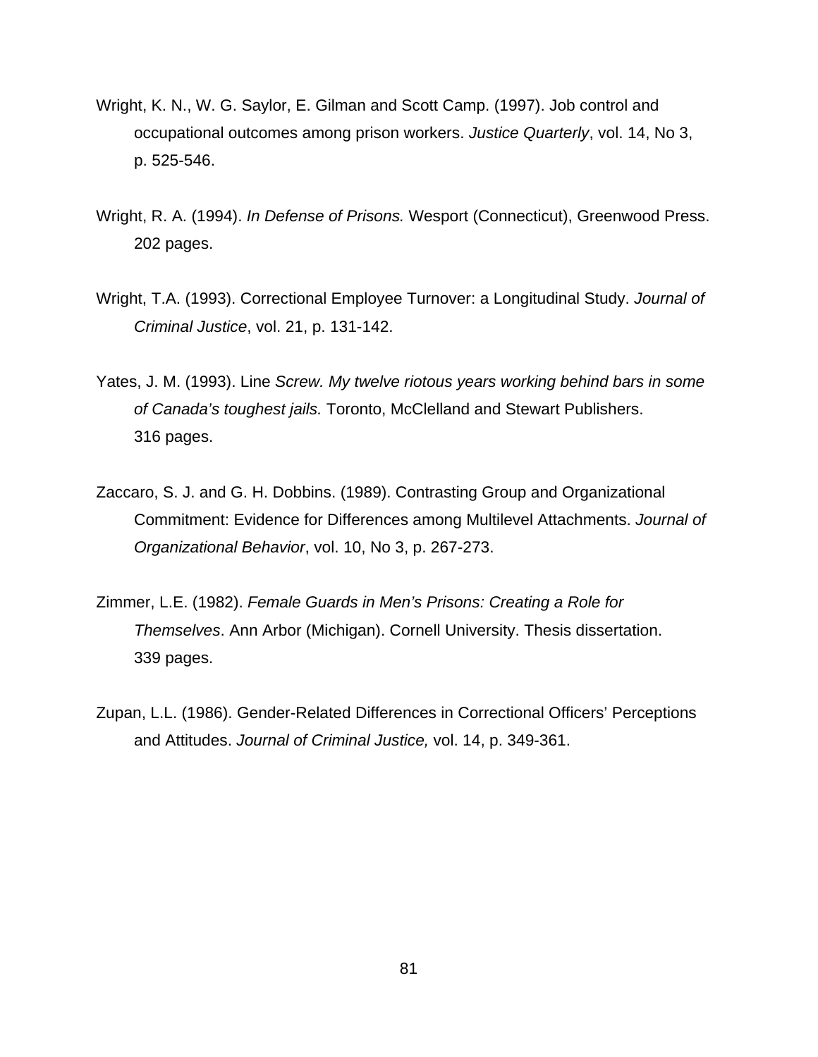Wright, K. N., W. G. Saylor, E. Gilman and Scott Camp. (1997). Job control and occupational outcomes among prison workers. *Justice Quarterly*, vol. 14, No 3, p. 525-546.

Wright, R. A. (1994). *In Defense of Prisons.* Wesport (Connecticut), Greenwood Press. 202 pages.

Wright, T.A. (1993). Correctional Employee Turnover: a Longitudinal Study. *Journal of Criminal Justice*, vol. 21, p. 131-142.

Yates, J. M. (1993). Line *Screw. My twelve riotous years working behind bars in some of Canada's toughest jails.* Toronto, McClelland and Stewart Publishers. 316 pages.

Zaccaro, S. J. and G. H. Dobbins. (1989). Contrasting Group and Organizational Commitment: Evidence for Differences among Multilevel Attachments. *Journal of Organizational Behavior*, vol. 10, No 3, p. 267-273.

Zimmer, L.E. (1982). *Female Guards in Men's Prisons: Creating a Role for Themselves*. Ann Arbor (Michigan). Cornell University. Thesis dissertation. 339 pages.

Zupan, L.L. (1986). Gender-Related Differences in Correctional Officers' Perceptions and Attitudes. *Journal of Criminal Justice,* vol. 14, p. 349-361.